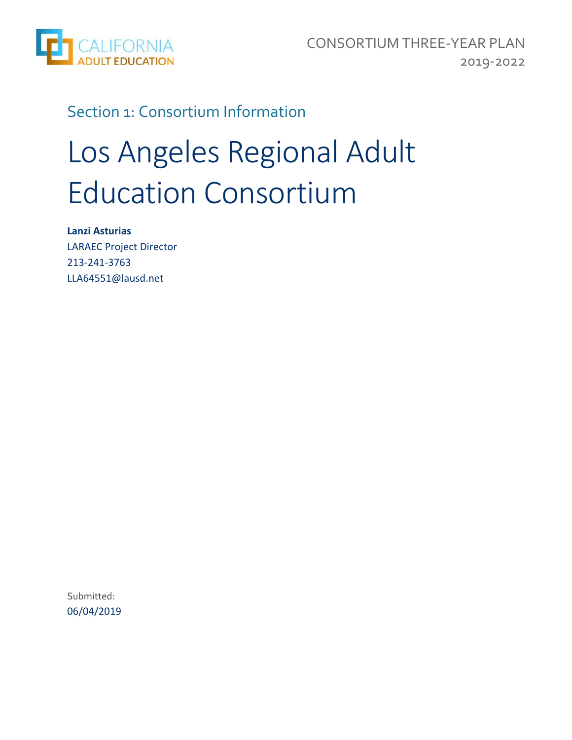CALIFORNIA ADULT EDUCATION

CONSORTIUM THREE-YEAR PLAN
2019-2022

## Section 1: Consortium Information

# Los Angeles Regional Adult Education Consortium

**Lanzi Asturias**
LARAEC Project Director
213-241-3763
LLA64551@lausd.net

Submitted:
06/04/2019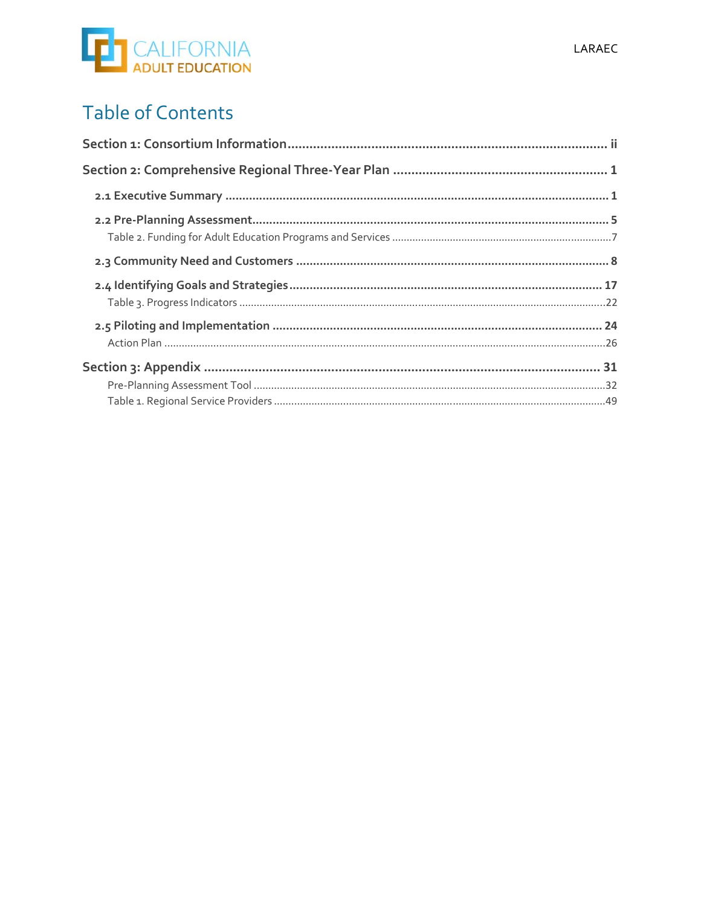# Table of Contents

**Section 1: Consortium Information** ........................................................................................ ii

**Section 2: Comprehensive Regional Three-Year Plan** ........................................................... 1

**2.1 Executive Summary** ............................................................................................................ 1

**2.2 Pre-Planning Assessment** ..................................................................................................... 5

Table 2. Funding for Adult Education Programs and Services ............................................................................7

**2.3 Community Need and Customers** ........................................................................................... 8

**2.4 Identifying Goals and Strategies** ........................................................................................... 17

Table 3. Progress Indicators .............................................................................................................................22

**2.5 Piloting and Implementation** ................................................................................................ 24

Action Plan .......................................................................................................................................................26

**Section 3: Appendix** ............................................................................................................ 31

Pre-Planning Assessment Tool .........................................................................................................................32

Table 1. Regional Service Providers .................................................................................................................49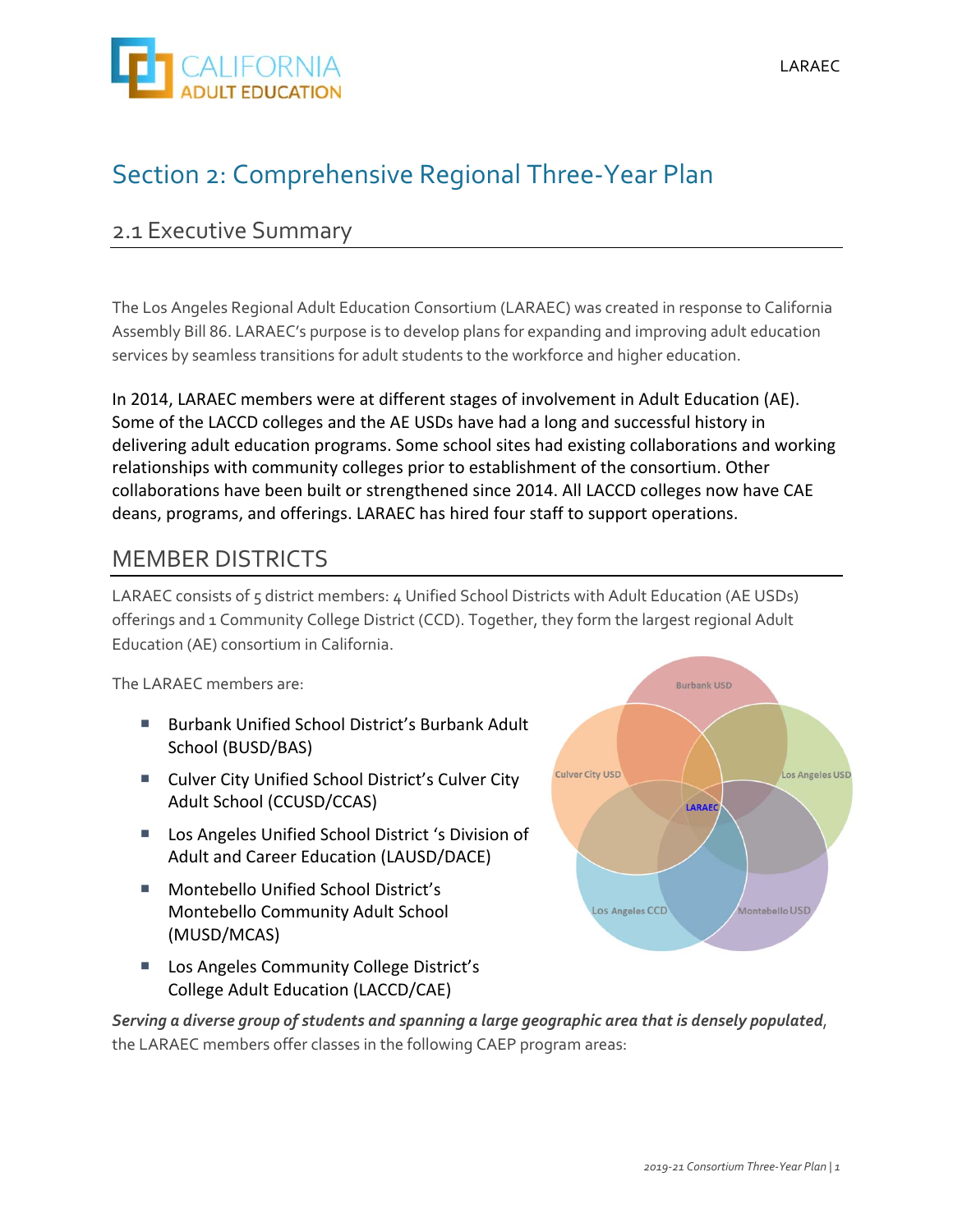# Section 2: Comprehensive Regional Three-Year Plan

## 2.1 Executive Summary

The Los Angeles Regional Adult Education Consortium (LARAEC) was created in response to California Assembly Bill 86. LARAEC's purpose is to develop plans for expanding and improving adult education services by seamless transitions for adult students to the workforce and higher education.

In 2014, LARAEC members were at different stages of involvement in Adult Education (AE). Some of the LACCD colleges and the AE USDs have had a long and successful history in delivering adult education programs. Some school sites had existing collaborations and working relationships with community colleges prior to establishment of the consortium. Other collaborations have been built or strengthened since 2014. All LACCD colleges now have CAE deans, programs, and offerings. LARAEC has hired four staff to support operations.

## MEMBER DISTRICTS

LARAEC consists of 5 district members: 4 Unified School Districts with Adult Education (AE USDs) offerings and 1 Community College District (CCD). Together, they form the largest regional Adult Education (AE) consortium in California.

The LARAEC members are:

- Burbank Unified School District's Burbank Adult School (BUSD/BAS)
- Culver City Unified School District's Culver City Adult School (CCUSD/CCAS)
- Los Angeles Unified School District 's Division of Adult and Career Education (LAUSD/DACE)
- Montebello Unified School District's Montebello Community Adult School (MUSD/MCAS)
- Los Angeles Community College District's College Adult Education (LACCD/CAE)

*Serving a diverse group of students and spanning a large geographic area that is densely populated*, the LARAEC members offer classes in the following CAEP program areas: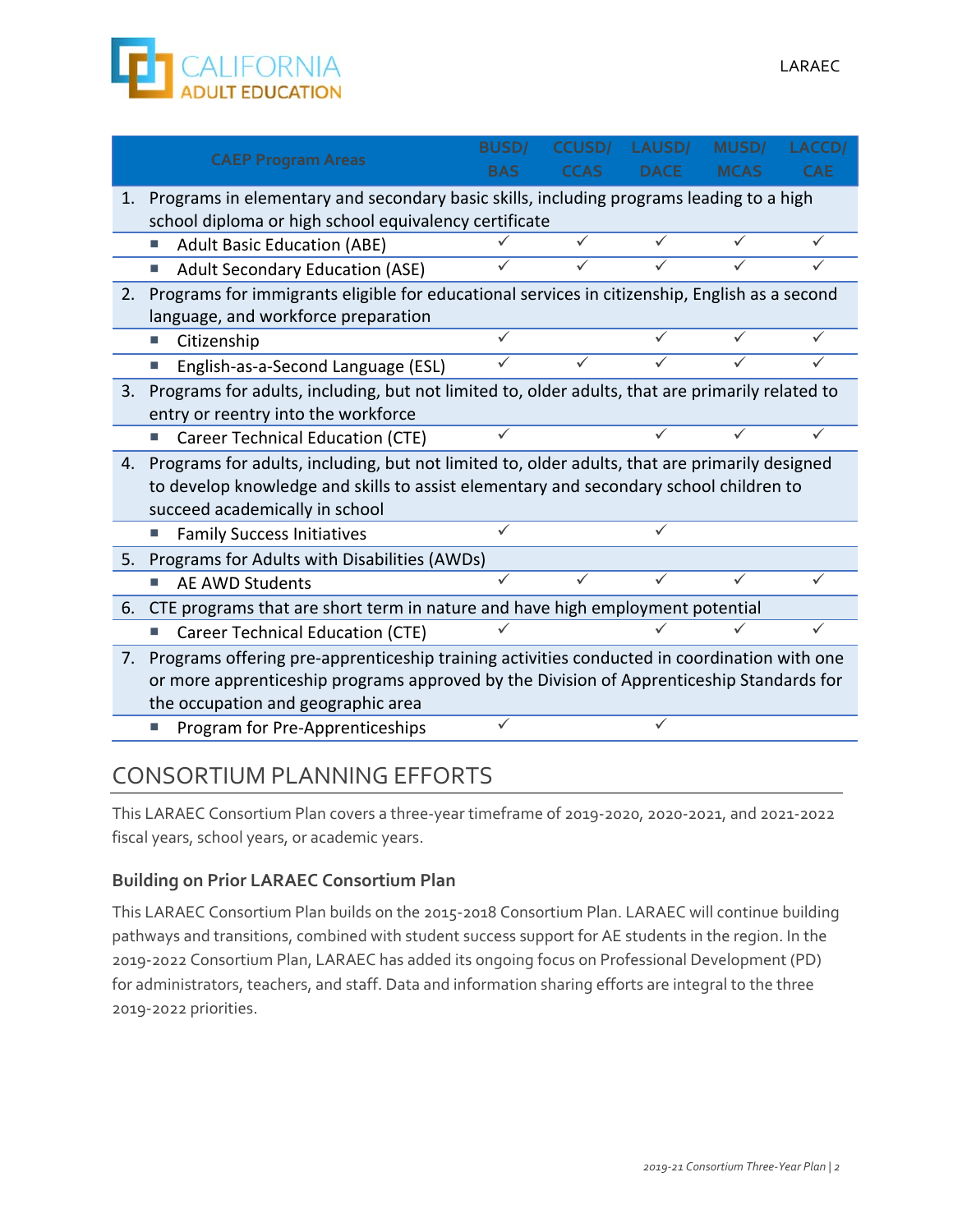| CAEP Program Areas | BUSD/ BAS | CCUSD/ CCAS | LAUSD/ DACE | MUSD/ MCAS | LACCD/ CAE |
|---|---|---|---|---|---|
| 1. Programs in elementary and secondary basic skills, including programs leading to a high school diploma or high school equivalency certificate | | | | | |
| ▪ Adult Basic Education (ABE) | ✓ | ✓ | ✓ | ✓ | ✓ |
| ▪ Adult Secondary Education (ASE) | ✓ | ✓ | ✓ | ✓ | ✓ |
| 2. Programs for immigrants eligible for educational services in citizenship, English as a second language, and workforce preparation | | | | | |
| ▪ Citizenship | ✓ | | ✓ | ✓ | ✓ |
| ▪ English-as-a-Second Language (ESL) | ✓ | ✓ | ✓ | ✓ | ✓ |
| 3. Programs for adults, including, but not limited to, older adults, that are primarily related to entry or reentry into the workforce | | | | | |
| ▪ Career Technical Education (CTE) | ✓ | | ✓ | ✓ | ✓ |
| 4. Programs for adults, including, but not limited to, older adults, that are primarily designed to develop knowledge and skills to assist elementary and secondary school children to succeed academically in school | | | | | |
| ▪ Family Success Initiatives | ✓ | | ✓ | | |
| 5. Programs for Adults with Disabilities (AWDs) | | | | | |
| ▪ AE AWD Students | ✓ | ✓ | ✓ | ✓ | ✓ |
| 6. CTE programs that are short term in nature and have high employment potential | | | | | |
| ▪ Career Technical Education (CTE) | ✓ | | ✓ | ✓ | ✓ |
| 7. Programs offering pre-apprenticeship training activities conducted in coordination with one or more apprenticeship programs approved by the Division of Apprenticeship Standards for the occupation and geographic area | | | | | |
| ▪ Program for Pre-Apprenticeships | ✓ | | ✓ | | |

## CONSORTIUM PLANNING EFFORTS

This LARAEC Consortium Plan covers a three-year timeframe of 2019-2020, 2020-2021, and 2021-2022 fiscal years, school years, or academic years.

### Building on Prior LARAEC Consortium Plan

This LARAEC Consortium Plan builds on the 2015-2018 Consortium Plan. LARAEC will continue building pathways and transitions, combined with student success support for AE students in the region. In the 2019-2022 Consortium Plan, LARAEC has added its ongoing focus on Professional Development (PD) for administrators, teachers, and staff. Data and information sharing efforts are integral to the three 2019-2022 priorities.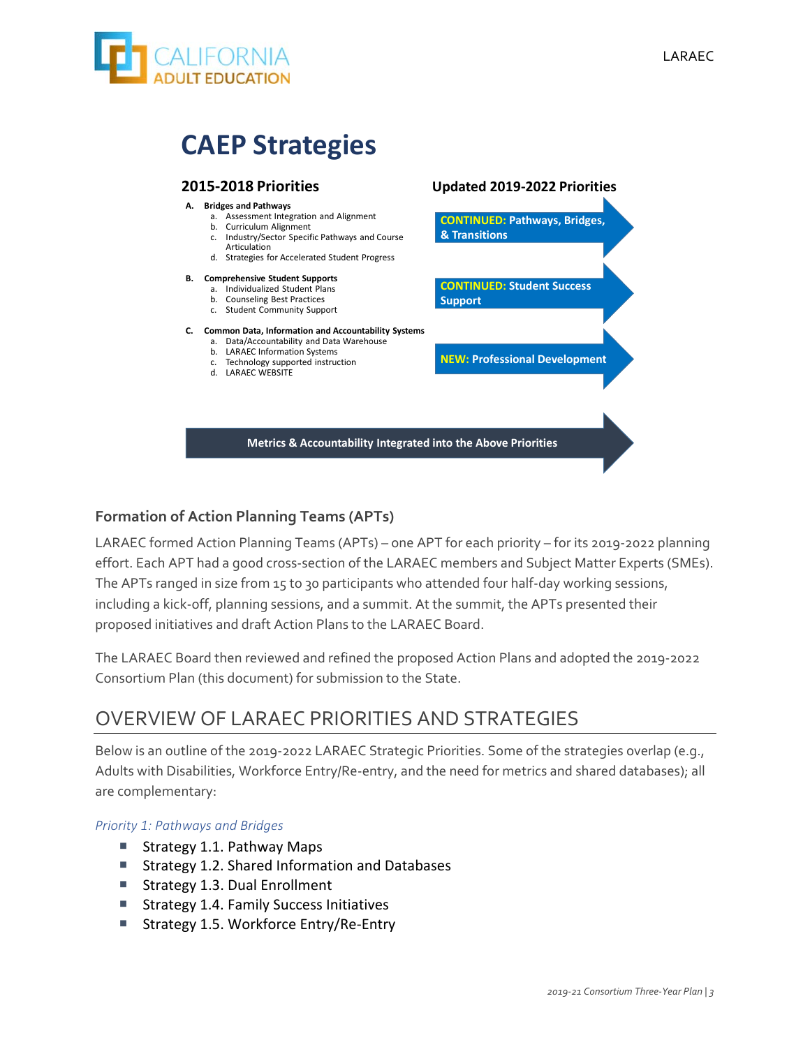# CAEP Strategies

## 2015-2018 Priorities

**A. Bridges and Pathways**
- a. Assessment Integration and Alignment
- b. Curriculum Alignment
- c. Industry/Sector Specific Pathways and Course Articulation
- d. Strategies for Accelerated Student Progress

**B. Comprehensive Student Supports**
- a. Individualized Student Plans
- b. Counseling Best Practices
- c. Student Community Support

**C. Common Data, Information and Accountability Systems**
- a. Data/Accountability and Data Warehouse
- b. LARAEC Information Systems
- c. Technology supported instruction
- d. LARAEC WEBSITE

## Updated 2019-2022 Priorities

- **CONTINUED: Pathways, Bridges, & Transitions**
- **CONTINUED: Student Success Support**
- **NEW: Professional Development**

**Metrics & Accountability Integrated into the Above Priorities**

### Formation of Action Planning Teams (APTs)

LARAEC formed Action Planning Teams (APTs) – one APT for each priority – for its 2019-2022 planning effort. Each APT had a good cross-section of the LARAEC members and Subject Matter Experts (SMEs). The APTs ranged in size from 15 to 30 participants who attended four half-day working sessions, including a kick-off, planning sessions, and a summit. At the summit, the APTs presented their proposed initiatives and draft Action Plans to the LARAEC Board.

The LARAEC Board then reviewed and refined the proposed Action Plans and adopted the 2019-2022 Consortium Plan (this document) for submission to the State.

## OVERVIEW OF LARAEC PRIORITIES AND STRATEGIES

Below is an outline of the 2019-2022 LARAEC Strategic Priorities. Some of the strategies overlap (e.g., Adults with Disabilities, Workforce Entry/Re-entry, and the need for metrics and shared databases); all are complementary:

*Priority 1: Pathways and Bridges*

- Strategy 1.1. Pathway Maps
- Strategy 1.2. Shared Information and Databases
- Strategy 1.3. Dual Enrollment
- Strategy 1.4. Family Success Initiatives
- Strategy 1.5. Workforce Entry/Re-Entry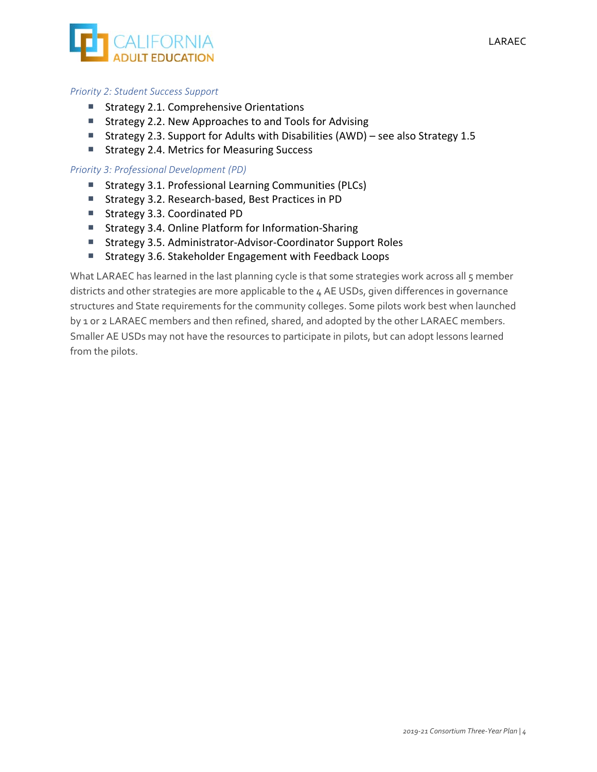*Priority 2: Student Success Support*

- Strategy 2.1. Comprehensive Orientations
- Strategy 2.2. New Approaches to and Tools for Advising
- Strategy 2.3. Support for Adults with Disabilities (AWD) – see also Strategy 1.5
- Strategy 2.4. Metrics for Measuring Success

*Priority 3: Professional Development (PD)*

- Strategy 3.1. Professional Learning Communities (PLCs)
- Strategy 3.2. Research-based, Best Practices in PD
- Strategy 3.3. Coordinated PD
- Strategy 3.4. Online Platform for Information-Sharing
- Strategy 3.5. Administrator-Advisor-Coordinator Support Roles
- Strategy 3.6. Stakeholder Engagement with Feedback Loops

What LARAEC has learned in the last planning cycle is that some strategies work across all 5 member districts and other strategies are more applicable to the 4 AE USDs, given differences in governance structures and State requirements for the community colleges. Some pilots work best when launched by 1 or 2 LARAEC members and then refined, shared, and adopted by the other LARAEC members. Smaller AE USDs may not have the resources to participate in pilots, but can adopt lessons learned from the pilots.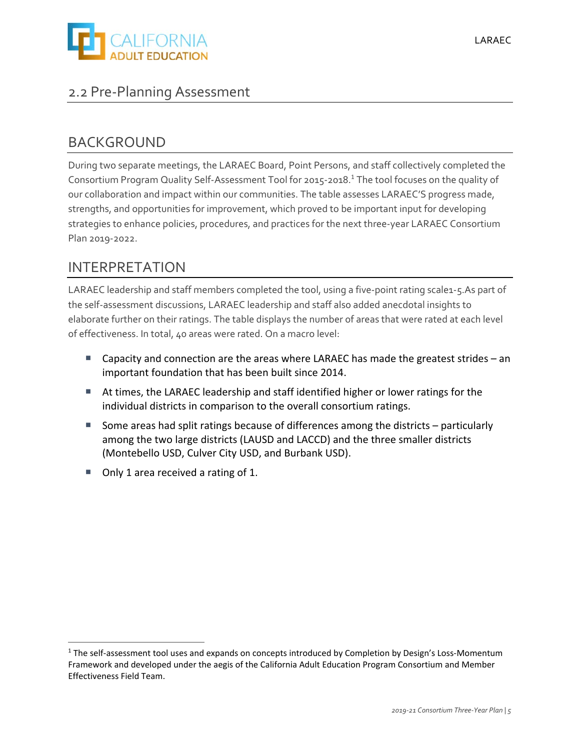## 2.2 Pre-Planning Assessment

## BACKGROUND

During two separate meetings, the LARAEC Board, Point Persons, and staff collectively completed the Consortium Program Quality Self-Assessment Tool for 2015-2018.[1] The tool focuses on the quality of our collaboration and impact within our communities. The table assesses LARAEC'S progress made, strengths, and opportunities for improvement, which proved to be important input for developing strategies to enhance policies, procedures, and practices for the next three-year LARAEC Consortium Plan 2019-2022.

## INTERPRETATION

LARAEC leadership and staff members completed the tool, using a five-point rating scale1-5.As part of the self-assessment discussions, LARAEC leadership and staff also added anecdotal insights to elaborate further on their ratings. The table displays the number of areas that were rated at each level of effectiveness. In total, 40 areas were rated. On a macro level:

- Capacity and connection are the areas where LARAEC has made the greatest strides – an important foundation that has been built since 2014.
- At times, the LARAEC leadership and staff identified higher or lower ratings for the individual districts in comparison to the overall consortium ratings.
- Some areas had split ratings because of differences among the districts – particularly among the two large districts (LAUSD and LACCD) and the three smaller districts (Montebello USD, Culver City USD, and Burbank USD).
- Only 1 area received a rating of 1.

[1] The self-assessment tool uses and expands on concepts introduced by Completion by Design's Loss-Momentum Framework and developed under the aegis of the California Adult Education Program Consortium and Member Effectiveness Field Team.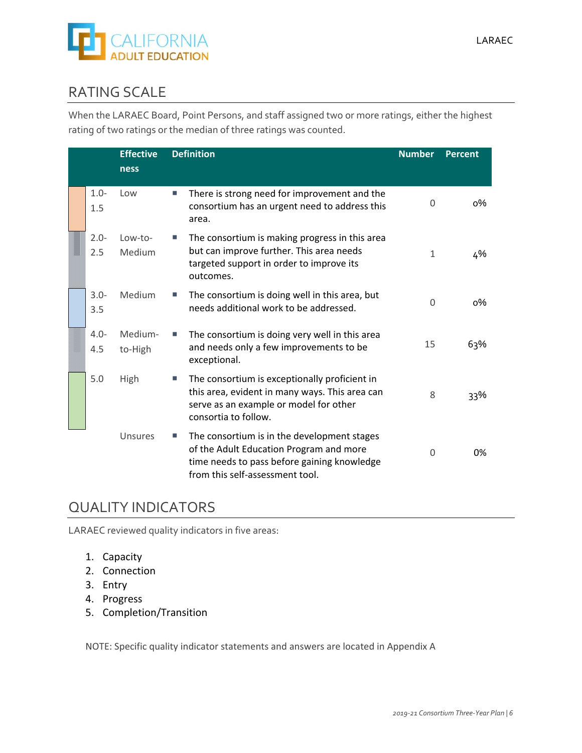## RATING SCALE

When the LARAEC Board, Point Persons, and staff assigned two or more ratings, either the highest rating of two ratings or the median of three ratings was counted.

| | Effectiveness | Definition | Number | Percent |
|---|---|---|---|---|
| 1.0-1.5 | Low | ▪ There is strong need for improvement and the consortium has an urgent need to address this area. | 0 | 0% |
| 2.0-2.5 | Low-to-Medium | ▪ The consortium is making progress in this area but can improve further. This area needs targeted support in order to improve its outcomes. | 1 | 4% |
| 3.0-3.5 | Medium | ▪ The consortium is doing well in this area, but needs additional work to be addressed. | 0 | 0% |
| 4.0-4.5 | Medium-to-High | ▪ The consortium is doing very well in this area and needs only a few improvements to be exceptional. | 15 | 63% |
| 5.0 | High | ▪ The consortium is exceptionally proficient in this area, evident in many ways. This area can serve as an example or model for other consortia to follow. | 8 | 33% |
| | Unsures | ▪ The consortium is in the development stages of the Adult Education Program and more time needs to pass before gaining knowledge from this self-assessment tool. | 0 | 0% |

## QUALITY INDICATORS

LARAEC reviewed quality indicators in five areas:

1. Capacity
2. Connection
3. Entry
4. Progress
5. Completion/Transition

NOTE: Specific quality indicator statements and answers are located in Appendix A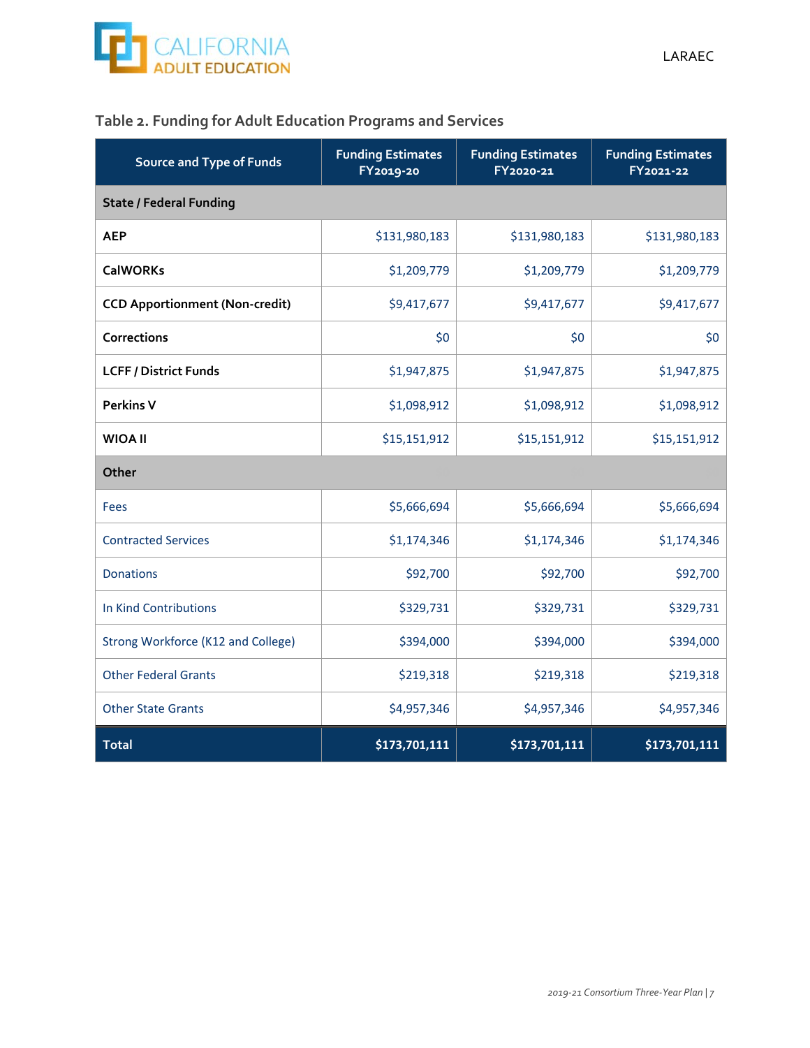## Table 2. Funding for Adult Education Programs and Services

| Source and Type of Funds | Funding Estimates FY2019-20 | Funding Estimates FY2020-21 | Funding Estimates FY2021-22 |
|---|---|---|---|
| **State / Federal Funding** | | | |
| **AEP** | $131,980,183 | $131,980,183 | $131,980,183 |
| **CalWORKs** | $1,209,779 | $1,209,779 | $1,209,779 |
| **CCD Apportionment (Non-credit)** | $9,417,677 | $9,417,677 | $9,417,677 |
| **Corrections** | $0 | $0 | $0 |
| **LCFF / District Funds** | $1,947,875 | $1,947,875 | $1,947,875 |
| **Perkins V** | $1,098,912 | $1,098,912 | $1,098,912 |
| **WIOA II** | $15,151,912 | $15,151,912 | $15,151,912 |
| **Other** | | | |
| Fees | $5,666,694 | $5,666,694 | $5,666,694 |
| Contracted Services | $1,174,346 | $1,174,346 | $1,174,346 |
| Donations | $92,700 | $92,700 | $92,700 |
| In Kind Contributions | $329,731 | $329,731 | $329,731 |
| Strong Workforce (K12 and College) | $394,000 | $394,000 | $394,000 |
| Other Federal Grants | $219,318 | $219,318 | $219,318 |
| Other State Grants | $4,957,346 | $4,957,346 | $4,957,346 |
| **Total** | **$173,701,111** | **$173,701,111** | **$173,701,111** |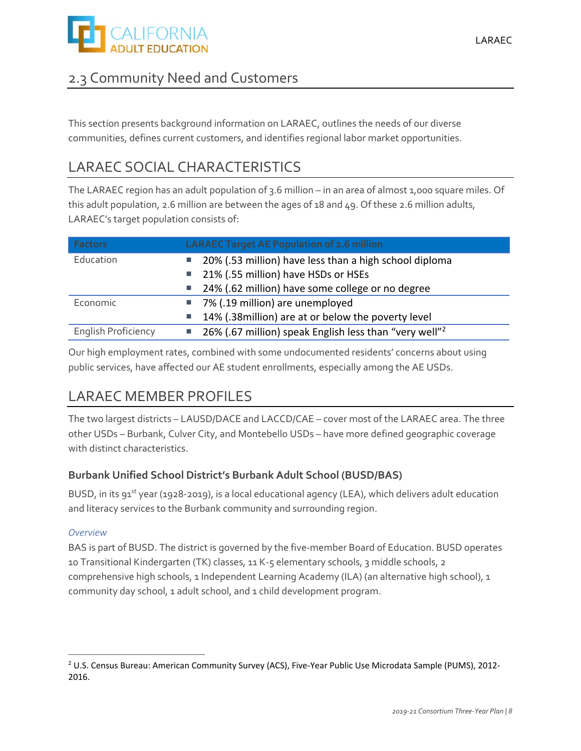## 2.3 Community Need and Customers

This section presents background information on LARAEC, outlines the needs of our diverse communities, defines current customers, and identifies regional labor market opportunities.

## LARAEC SOCIAL CHARACTERISTICS

The LARAEC region has an adult population of 3.6 million – in an area of almost 1,000 square miles. Of this adult population, 2.6 million are between the ages of 18 and 49. Of these 2.6 million adults, LARAEC's target population consists of:

| Factors | LARAEC Target AE Population of 2.6 million |
|---|---|
| Education | ▪ 20% (.53 million) have less than a high school diploma<br>▪ 21% (.55 million) have HSDs or HSEs<br>▪ 24% (.62 million) have some college or no degree |
| Economic | ▪ 7% (.19 million) are unemployed<br>▪ 14% (.38million) are at or below the poverty level |
| English Proficiency | ▪ 26% (.67 million) speak English less than "very well"[2] |

Our high employment rates, combined with some undocumented residents' concerns about using public services, have affected our AE student enrollments, especially among the AE USDs.

## LARAEC MEMBER PROFILES

The two largest districts – LAUSD/DACE and LACCD/CAE – cover most of the LARAEC area. The three other USDs – Burbank, Culver City, and Montebello USDs – have more defined geographic coverage with distinct characteristics.

### Burbank Unified School District's Burbank Adult School (BUSD/BAS)

BUSD, in its 91st year (1928-2019), is a local educational agency (LEA), which delivers adult education and literacy services to the Burbank community and surrounding region.

*Overview*

BAS is part of BUSD. The district is governed by the five-member Board of Education. BUSD operates 10 Transitional Kindergarten (TK) classes, 11 K-5 elementary schools, 3 middle schools, 2 comprehensive high schools, 1 Independent Learning Academy (ILA) (an alternative high school), 1 community day school, 1 adult school, and 1 child development program.

[2] U.S. Census Bureau: American Community Survey (ACS), Five-Year Public Use Microdata Sample (PUMS), 2012-2016.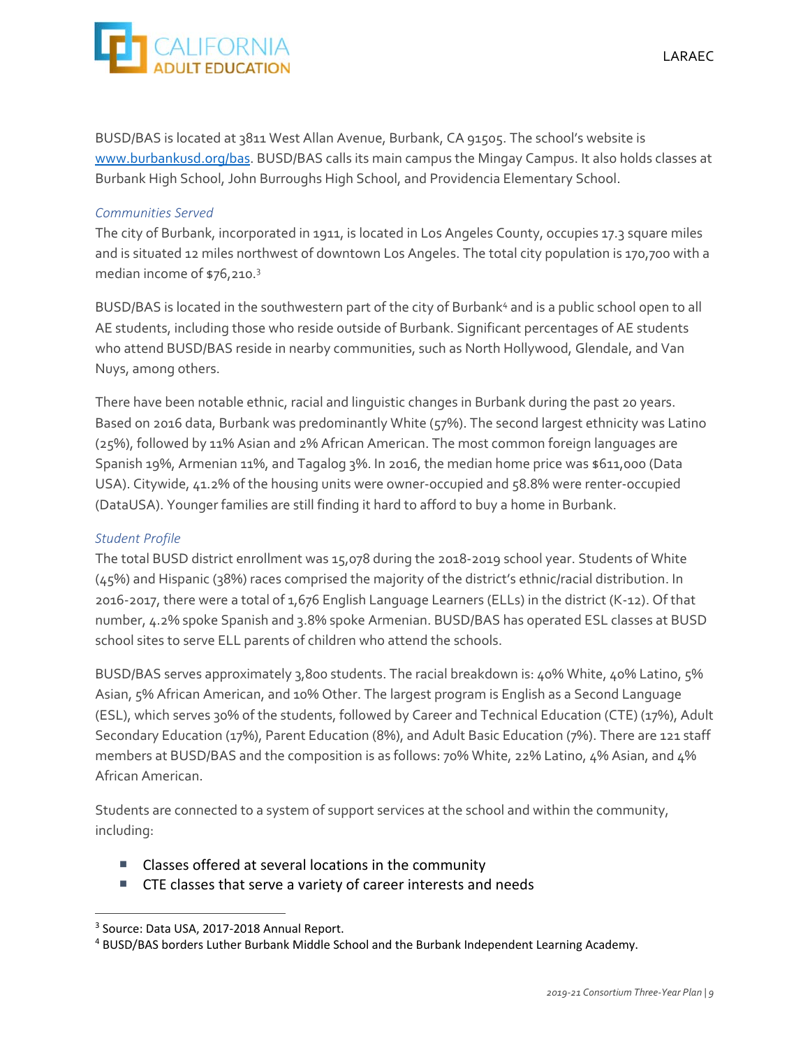BUSD/BAS is located at 3811 West Allan Avenue, Burbank, CA 91505. The school's website is [www.burbankusd.org/bas](www.burbankusd.org/bas). BUSD/BAS calls its main campus the Mingay Campus. It also holds classes at Burbank High School, John Burroughs High School, and Providencia Elementary School.

### *Communities Served*

The city of Burbank, incorporated in 1911, is located in Los Angeles County, occupies 17.3 square miles and is situated 12 miles northwest of downtown Los Angeles. The total city population is 170,700 with a median income of $76,210.[3]

BUSD/BAS is located in the southwestern part of the city of Burbank[4] and is a public school open to all AE students, including those who reside outside of Burbank. Significant percentages of AE students who attend BUSD/BAS reside in nearby communities, such as North Hollywood, Glendale, and Van Nuys, among others.

There have been notable ethnic, racial and linguistic changes in Burbank during the past 20 years. Based on 2016 data, Burbank was predominantly White (57%). The second largest ethnicity was Latino (25%), followed by 11% Asian and 2% African American. The most common foreign languages are Spanish 19%, Armenian 11%, and Tagalog 3%. In 2016, the median home price was $611,000 (Data USA). Citywide, 41.2% of the housing units were owner-occupied and 58.8% were renter-occupied (DataUSA). Younger families are still finding it hard to afford to buy a home in Burbank.

### *Student Profile*

The total BUSD district enrollment was 15,078 during the 2018-2019 school year. Students of White (45%) and Hispanic (38%) races comprised the majority of the district's ethnic/racial distribution. In 2016-2017, there were a total of 1,676 English Language Learners (ELLs) in the district (K-12). Of that number, 4.2% spoke Spanish and 3.8% spoke Armenian. BUSD/BAS has operated ESL classes at BUSD school sites to serve ELL parents of children who attend the schools.

BUSD/BAS serves approximately 3,800 students. The racial breakdown is: 40% White, 40% Latino, 5% Asian, 5% African American, and 10% Other. The largest program is English as a Second Language (ESL), which serves 30% of the students, followed by Career and Technical Education (CTE) (17%), Adult Secondary Education (17%), Parent Education (8%), and Adult Basic Education (7%). There are 121 staff members at BUSD/BAS and the composition is as follows: 70% White, 22% Latino, 4% Asian, and 4% African American.

Students are connected to a system of support services at the school and within the community, including:

- Classes offered at several locations in the community
- CTE classes that serve a variety of career interests and needs

---

[3] Source: Data USA, 2017-2018 Annual Report.

[4] BUSD/BAS borders Luther Burbank Middle School and the Burbank Independent Learning Academy.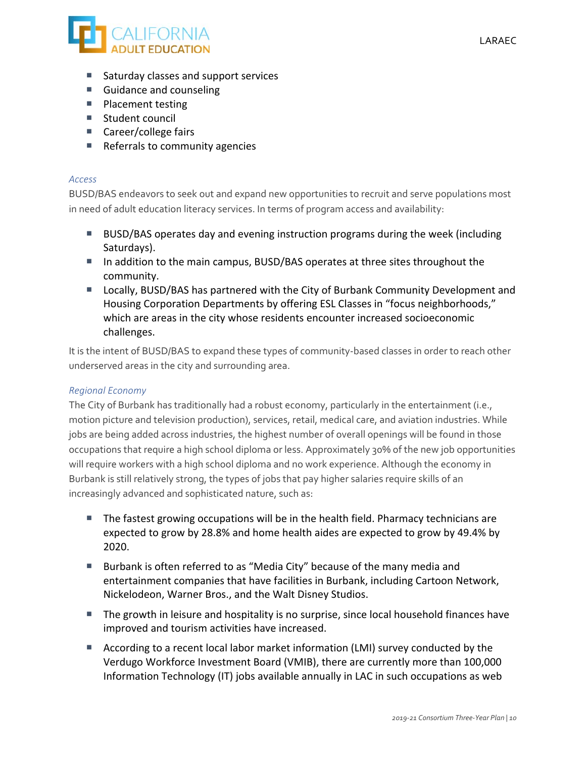- Saturday classes and support services
- Guidance and counseling
- Placement testing
- Student council
- Career/college fairs
- Referrals to community agencies

*Access*

BUSD/BAS endeavors to seek out and expand new opportunities to recruit and serve populations most in need of adult education literacy services. In terms of program access and availability:

- BUSD/BAS operates day and evening instruction programs during the week (including Saturdays).
- In addition to the main campus, BUSD/BAS operates at three sites throughout the community.
- Locally, BUSD/BAS has partnered with the City of Burbank Community Development and Housing Corporation Departments by offering ESL Classes in "focus neighborhoods," which are areas in the city whose residents encounter increased socioeconomic challenges.

It is the intent of BUSD/BAS to expand these types of community-based classes in order to reach other underserved areas in the city and surrounding area.

*Regional Economy*

The City of Burbank has traditionally had a robust economy, particularly in the entertainment (i.e., motion picture and television production), services, retail, medical care, and aviation industries. While jobs are being added across industries, the highest number of overall openings will be found in those occupations that require a high school diploma or less. Approximately 30% of the new job opportunities will require workers with a high school diploma and no work experience. Although the economy in Burbank is still relatively strong, the types of jobs that pay higher salaries require skills of an increasingly advanced and sophisticated nature, such as:

- The fastest growing occupations will be in the health field. Pharmacy technicians are expected to grow by 28.8% and home health aides are expected to grow by 49.4% by 2020.
- Burbank is often referred to as "Media City" because of the many media and entertainment companies that have facilities in Burbank, including Cartoon Network, Nickelodeon, Warner Bros., and the Walt Disney Studios.
- The growth in leisure and hospitality is no surprise, since local household finances have improved and tourism activities have increased.
- According to a recent local labor market information (LMI) survey conducted by the Verdugo Workforce Investment Board (VMIB), there are currently more than 100,000 Information Technology (IT) jobs available annually in LAC in such occupations as web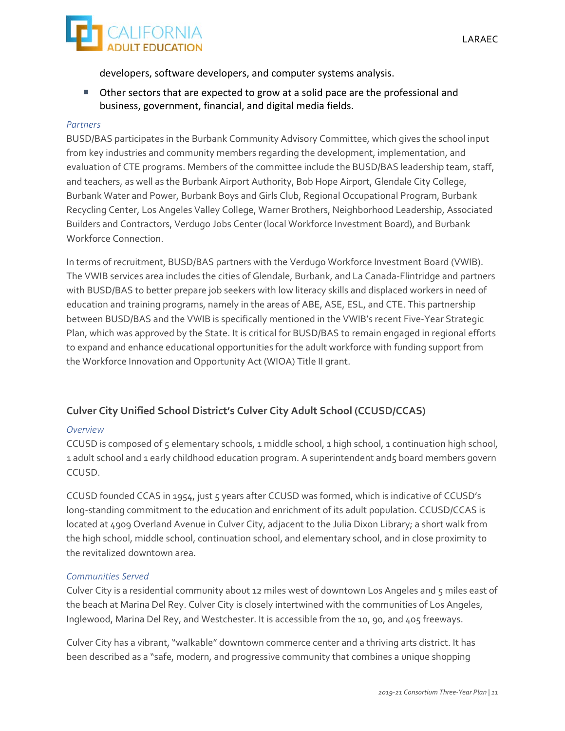developers, software developers, and computer systems analysis.

- Other sectors that are expected to grow at a solid pace are the professional and business, government, financial, and digital media fields.

*Partners*

BUSD/BAS participates in the Burbank Community Advisory Committee, which gives the school input from key industries and community members regarding the development, implementation, and evaluation of CTE programs. Members of the committee include the BUSD/BAS leadership team, staff, and teachers, as well as the Burbank Airport Authority, Bob Hope Airport, Glendale City College, Burbank Water and Power, Burbank Boys and Girls Club, Regional Occupational Program, Burbank Recycling Center, Los Angeles Valley College, Warner Brothers, Neighborhood Leadership, Associated Builders and Contractors, Verdugo Jobs Center (local Workforce Investment Board), and Burbank Workforce Connection.

In terms of recruitment, BUSD/BAS partners with the Verdugo Workforce Investment Board (VWIB). The VWIB services area includes the cities of Glendale, Burbank, and La Canada-Flintridge and partners with BUSD/BAS to better prepare job seekers with low literacy skills and displaced workers in need of education and training programs, namely in the areas of ABE, ASE, ESL, and CTE. This partnership between BUSD/BAS and the VWIB is specifically mentioned in the VWIB's recent Five-Year Strategic Plan, which was approved by the State. It is critical for BUSD/BAS to remain engaged in regional efforts to expand and enhance educational opportunities for the adult workforce with funding support from the Workforce Innovation and Opportunity Act (WIOA) Title II grant.

### Culver City Unified School District's Culver City Adult School (CCUSD/CCAS)

*Overview*

CCUSD is composed of 5 elementary schools, 1 middle school, 1 high school, 1 continuation high school, 1 adult school and 1 early childhood education program. A superintendent and5 board members govern CCUSD.

CCUSD founded CCAS in 1954, just 5 years after CCUSD was formed, which is indicative of CCUSD's long-standing commitment to the education and enrichment of its adult population. CCUSD/CCAS is located at 4909 Overland Avenue in Culver City, adjacent to the Julia Dixon Library; a short walk from the high school, middle school, continuation school, and elementary school, and in close proximity to the revitalized downtown area.

*Communities Served*

Culver City is a residential community about 12 miles west of downtown Los Angeles and 5 miles east of the beach at Marina Del Rey. Culver City is closely intertwined with the communities of Los Angeles, Inglewood, Marina Del Rey, and Westchester. It is accessible from the 10, 90, and 405 freeways.

Culver City has a vibrant, "walkable" downtown commerce center and a thriving arts district. It has been described as a "safe, modern, and progressive community that combines a unique shopping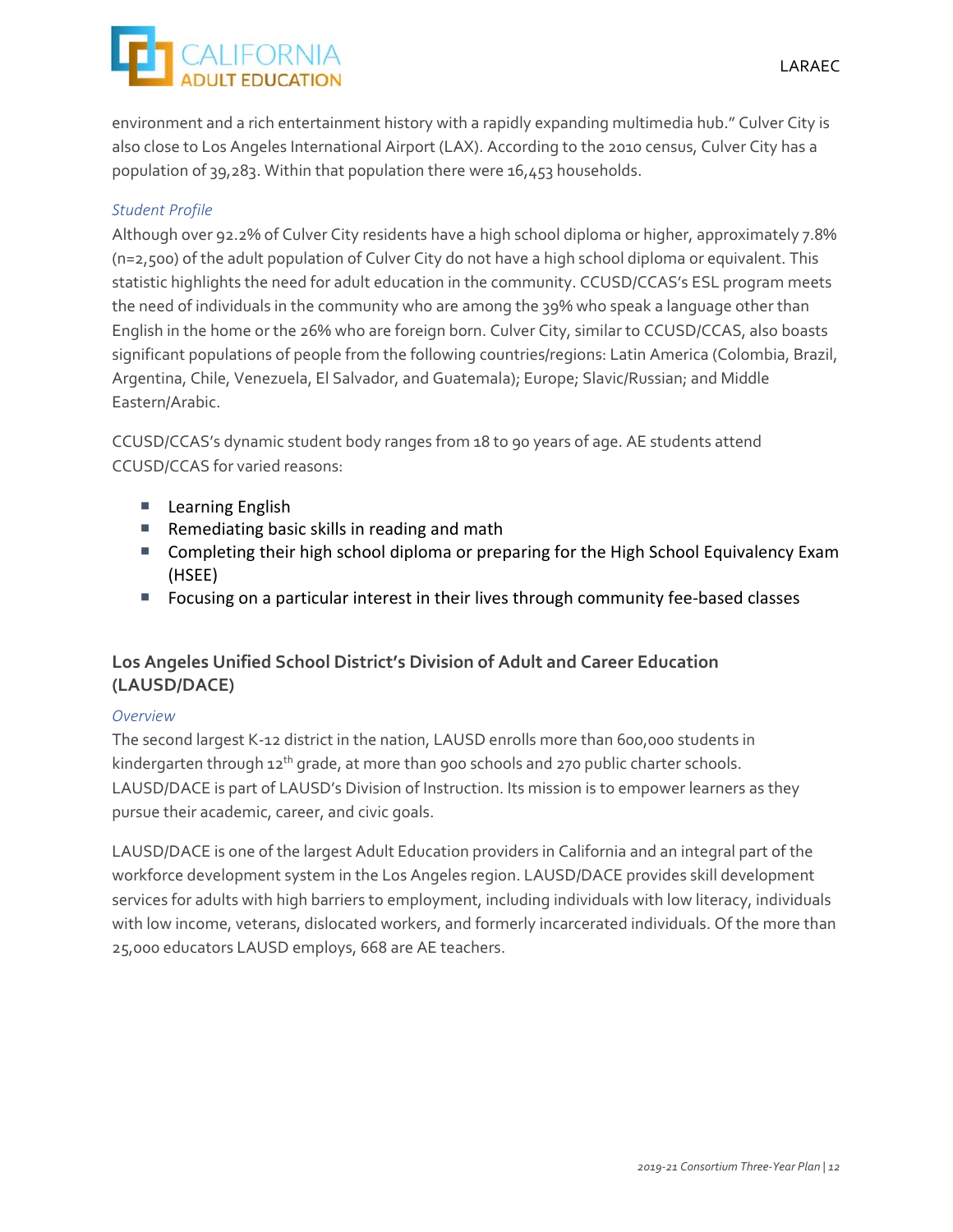environment and a rich entertainment history with a rapidly expanding multimedia hub." Culver City is also close to Los Angeles International Airport (LAX). According to the 2010 census, Culver City has a population of 39,283. Within that population there were 16,453 households.

*Student Profile*

Although over 92.2% of Culver City residents have a high school diploma or higher, approximately 7.8% (n=2,500) of the adult population of Culver City do not have a high school diploma or equivalent. This statistic highlights the need for adult education in the community. CCUSD/CCAS's ESL program meets the need of individuals in the community who are among the 39% who speak a language other than English in the home or the 26% who are foreign born. Culver City, similar to CCUSD/CCAS, also boasts significant populations of people from the following countries/regions: Latin America (Colombia, Brazil, Argentina, Chile, Venezuela, El Salvador, and Guatemala); Europe; Slavic/Russian; and Middle Eastern/Arabic.

CCUSD/CCAS's dynamic student body ranges from 18 to 90 years of age. AE students attend CCUSD/CCAS for varied reasons:

- Learning English
- Remediating basic skills in reading and math
- Completing their high school diploma or preparing for the High School Equivalency Exam (HSEE)
- Focusing on a particular interest in their lives through community fee-based classes

### Los Angeles Unified School District's Division of Adult and Career Education (LAUSD/DACE)

*Overview*

The second largest K-12 district in the nation, LAUSD enrolls more than 600,000 students in kindergarten through 12th grade, at more than 900 schools and 270 public charter schools. LAUSD/DACE is part of LAUSD's Division of Instruction. Its mission is to empower learners as they pursue their academic, career, and civic goals.

LAUSD/DACE is one of the largest Adult Education providers in California and an integral part of the workforce development system in the Los Angeles region. LAUSD/DACE provides skill development services for adults with high barriers to employment, including individuals with low literacy, individuals with low income, veterans, dislocated workers, and formerly incarcerated individuals. Of the more than 25,000 educators LAUSD employs, 668 are AE teachers.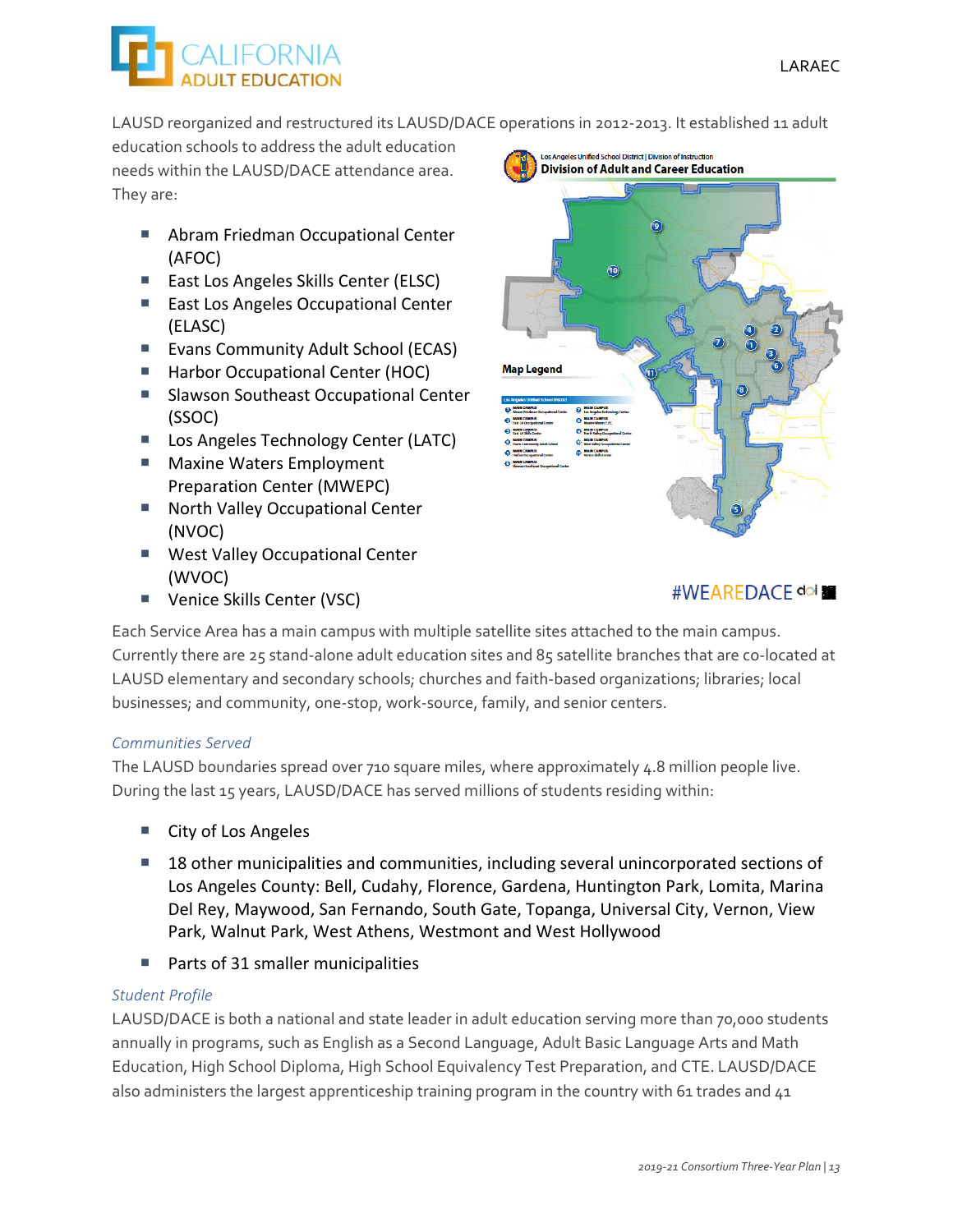LAUSD reorganized and restructured its LAUSD/DACE operations in 2012-2013. It established 11 adult education schools to address the adult education needs within the LAUSD/DACE attendance area. They are:

- Abram Friedman Occupational Center (AFOC)
- East Los Angeles Skills Center (ELSC)
- East Los Angeles Occupational Center (ELASC)
- Evans Community Adult School (ECAS)
- Harbor Occupational Center (HOC)
- Slawson Southeast Occupational Center (SSOC)
- Los Angeles Technology Center (LATC)
- Maxine Waters Employment Preparation Center (MWEPC)
- North Valley Occupational Center (NVOC)
- West Valley Occupational Center (WVOC)
- Venice Skills Center (VSC)

Each Service Area has a main campus with multiple satellite sites attached to the main campus. Currently there are 25 stand-alone adult education sites and 85 satellite branches that are co-located at LAUSD elementary and secondary schools; churches and faith-based organizations; libraries; local businesses; and community, one-stop, work-source, family, and senior centers.

*Communities Served*

The LAUSD boundaries spread over 710 square miles, where approximately 4.8 million people live. During the last 15 years, LAUSD/DACE has served millions of students residing within:

- City of Los Angeles
- 18 other municipalities and communities, including several unincorporated sections of Los Angeles County: Bell, Cudahy, Florence, Gardena, Huntington Park, Lomita, Marina Del Rey, Maywood, San Fernando, South Gate, Topanga, Universal City, Vernon, View Park, Walnut Park, West Athens, Westmont and West Hollywood
- Parts of 31 smaller municipalities

*Student Profile*

LAUSD/DACE is both a national and state leader in adult education serving more than 70,000 students annually in programs, such as English as a Second Language, Adult Basic Language Arts and Math Education, High School Diploma, High School Equivalency Test Preparation, and CTE. LAUSD/DACE also administers the largest apprenticeship training program in the country with 61 trades and 41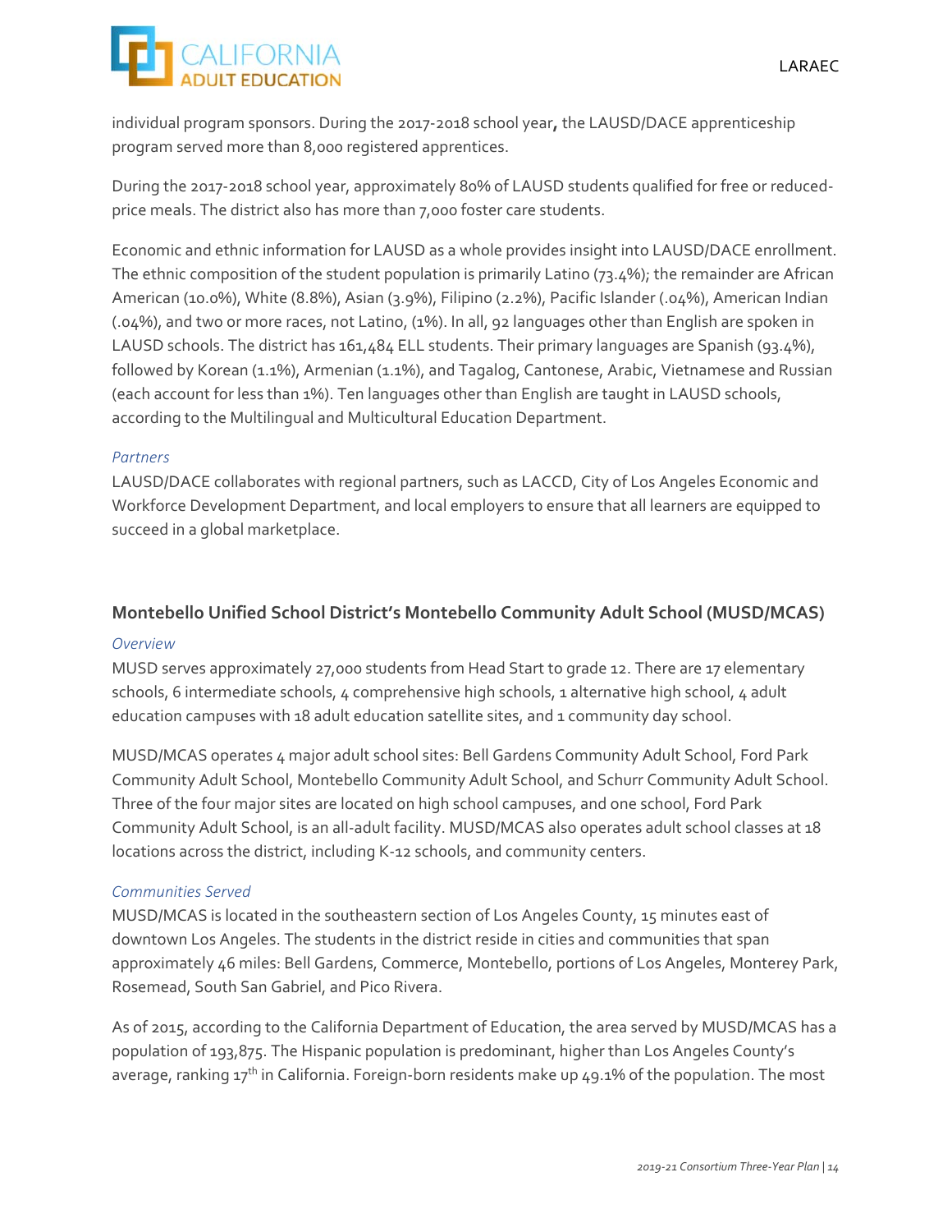individual program sponsors. During the 2017-2018 school year**,** the LAUSD/DACE apprenticeship program served more than 8,000 registered apprentices.

During the 2017-2018 school year, approximately 80% of LAUSD students qualified for free or reduced-price meals. The district also has more than 7,000 foster care students.

Economic and ethnic information for LAUSD as a whole provides insight into LAUSD/DACE enrollment. The ethnic composition of the student population is primarily Latino (73.4%); the remainder are African American (10.0%), White (8.8%), Asian (3.9%), Filipino (2.2%), Pacific Islander (.04%), American Indian (.04%), and two or more races, not Latino, (1%). In all, 92 languages other than English are spoken in LAUSD schools. The district has 161,484 ELL students. Their primary languages are Spanish (93.4%), followed by Korean (1.1%), Armenian (1.1%), and Tagalog, Cantonese, Arabic, Vietnamese and Russian (each account for less than 1%). Ten languages other than English are taught in LAUSD schools, according to the Multilingual and Multicultural Education Department.

*Partners*

LAUSD/DACE collaborates with regional partners, such as LACCD, City of Los Angeles Economic and Workforce Development Department, and local employers to ensure that all learners are equipped to succeed in a global marketplace.

### Montebello Unified School District's Montebello Community Adult School (MUSD/MCAS)

*Overview*

MUSD serves approximately 27,000 students from Head Start to grade 12. There are 17 elementary schools, 6 intermediate schools, 4 comprehensive high schools, 1 alternative high school, 4 adult education campuses with 18 adult education satellite sites, and 1 community day school.

MUSD/MCAS operates 4 major adult school sites: Bell Gardens Community Adult School, Ford Park Community Adult School, Montebello Community Adult School, and Schurr Community Adult School. Three of the four major sites are located on high school campuses, and one school, Ford Park Community Adult School, is an all-adult facility. MUSD/MCAS also operates adult school classes at 18 locations across the district, including K-12 schools, and community centers.

*Communities Served*

MUSD/MCAS is located in the southeastern section of Los Angeles County, 15 minutes east of downtown Los Angeles. The students in the district reside in cities and communities that span approximately 46 miles: Bell Gardens, Commerce, Montebello, portions of Los Angeles, Monterey Park, Rosemead, South San Gabriel, and Pico Rivera.

As of 2015, according to the California Department of Education, the area served by MUSD/MCAS has a population of 193,875. The Hispanic population is predominant, higher than Los Angeles County's average, ranking 17th in California. Foreign-born residents make up 49.1% of the population. The most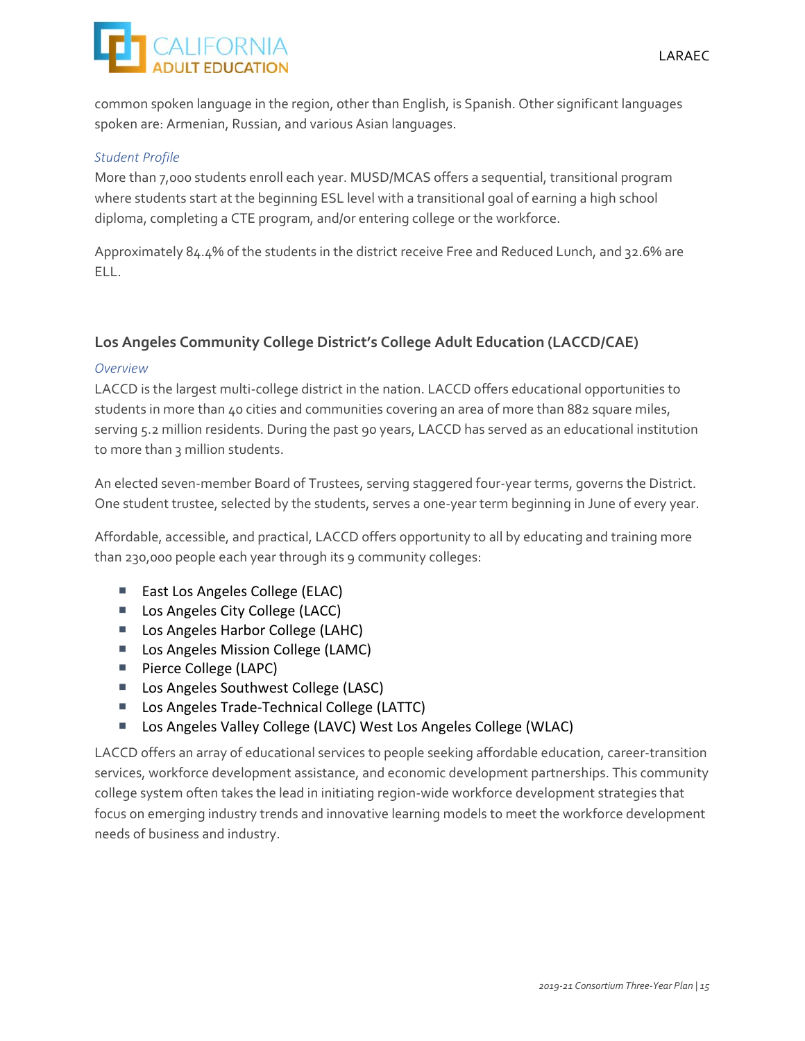common spoken language in the region, other than English, is Spanish. Other significant languages spoken are: Armenian, Russian, and various Asian languages.

*Student Profile*

More than 7,000 students enroll each year. MUSD/MCAS offers a sequential, transitional program where students start at the beginning ESL level with a transitional goal of earning a high school diploma, completing a CTE program, and/or entering college or the workforce.

Approximately 84.4% of the students in the district receive Free and Reduced Lunch, and 32.6% are ELL.

### Los Angeles Community College District's College Adult Education (LACCD/CAE)

*Overview*

LACCD is the largest multi-college district in the nation. LACCD offers educational opportunities to students in more than 40 cities and communities covering an area of more than 882 square miles, serving 5.2 million residents. During the past 90 years, LACCD has served as an educational institution to more than 3 million students.

An elected seven-member Board of Trustees, serving staggered four-year terms, governs the District. One student trustee, selected by the students, serves a one-year term beginning in June of every year.

Affordable, accessible, and practical, LACCD offers opportunity to all by educating and training more than 230,000 people each year through its 9 community colleges:

- East Los Angeles College (ELAC)
- Los Angeles City College (LACC)
- Los Angeles Harbor College (LAHC)
- Los Angeles Mission College (LAMC)
- Pierce College (LAPC)
- Los Angeles Southwest College (LASC)
- Los Angeles Trade-Technical College (LATTC)
- Los Angeles Valley College (LAVC) West Los Angeles College (WLAC)

LACCD offers an array of educational services to people seeking affordable education, career-transition services, workforce development assistance, and economic development partnerships. This community college system often takes the lead in initiating region-wide workforce development strategies that focus on emerging industry trends and innovative learning models to meet the workforce development needs of business and industry.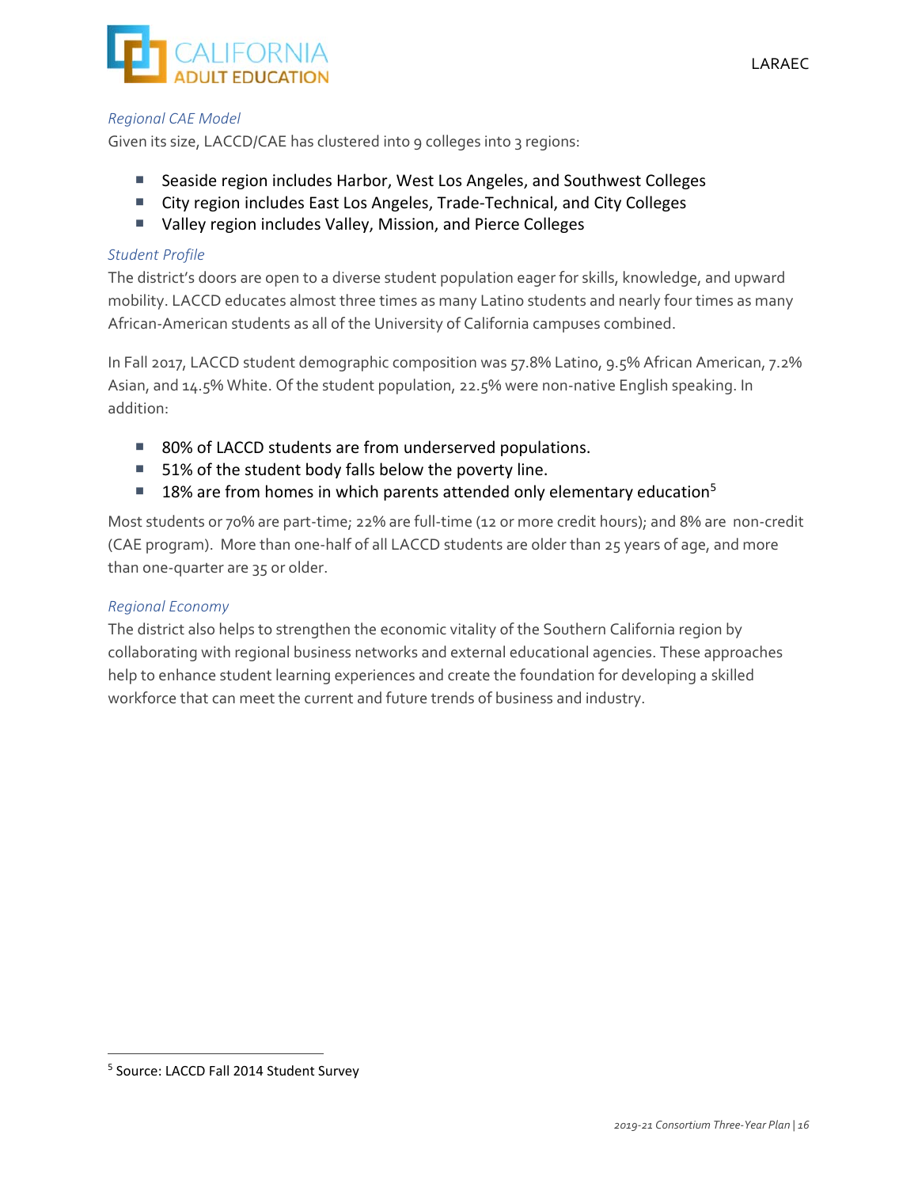### *Regional CAE Model*

Given its size, LACCD/CAE has clustered into 9 colleges into 3 regions:

- Seaside region includes Harbor, West Los Angeles, and Southwest Colleges
- City region includes East Los Angeles, Trade-Technical, and City Colleges
- Valley region includes Valley, Mission, and Pierce Colleges

### *Student Profile*

The district's doors are open to a diverse student population eager for skills, knowledge, and upward mobility. LACCD educates almost three times as many Latino students and nearly four times as many African-American students as all of the University of California campuses combined.

In Fall 2017, LACCD student demographic composition was 57.8% Latino, 9.5% African American, 7.2% Asian, and 14.5% White. Of the student population, 22.5% were non-native English speaking. In addition:

- 80% of LACCD students are from underserved populations.
- 51% of the student body falls below the poverty line.
- 18% are from homes in which parents attended only elementary education[5]

Most students or 70% are part-time; 22% are full-time (12 or more credit hours); and 8% are non-credit (CAE program). More than one-half of all LACCD students are older than 25 years of age, and more than one-quarter are 35 or older.

### *Regional Economy*

The district also helps to strengthen the economic vitality of the Southern California region by collaborating with regional business networks and external educational agencies. These approaches help to enhance student learning experiences and create the foundation for developing a skilled workforce that can meet the current and future trends of business and industry.

---

[5] Source: LACCD Fall 2014 Student Survey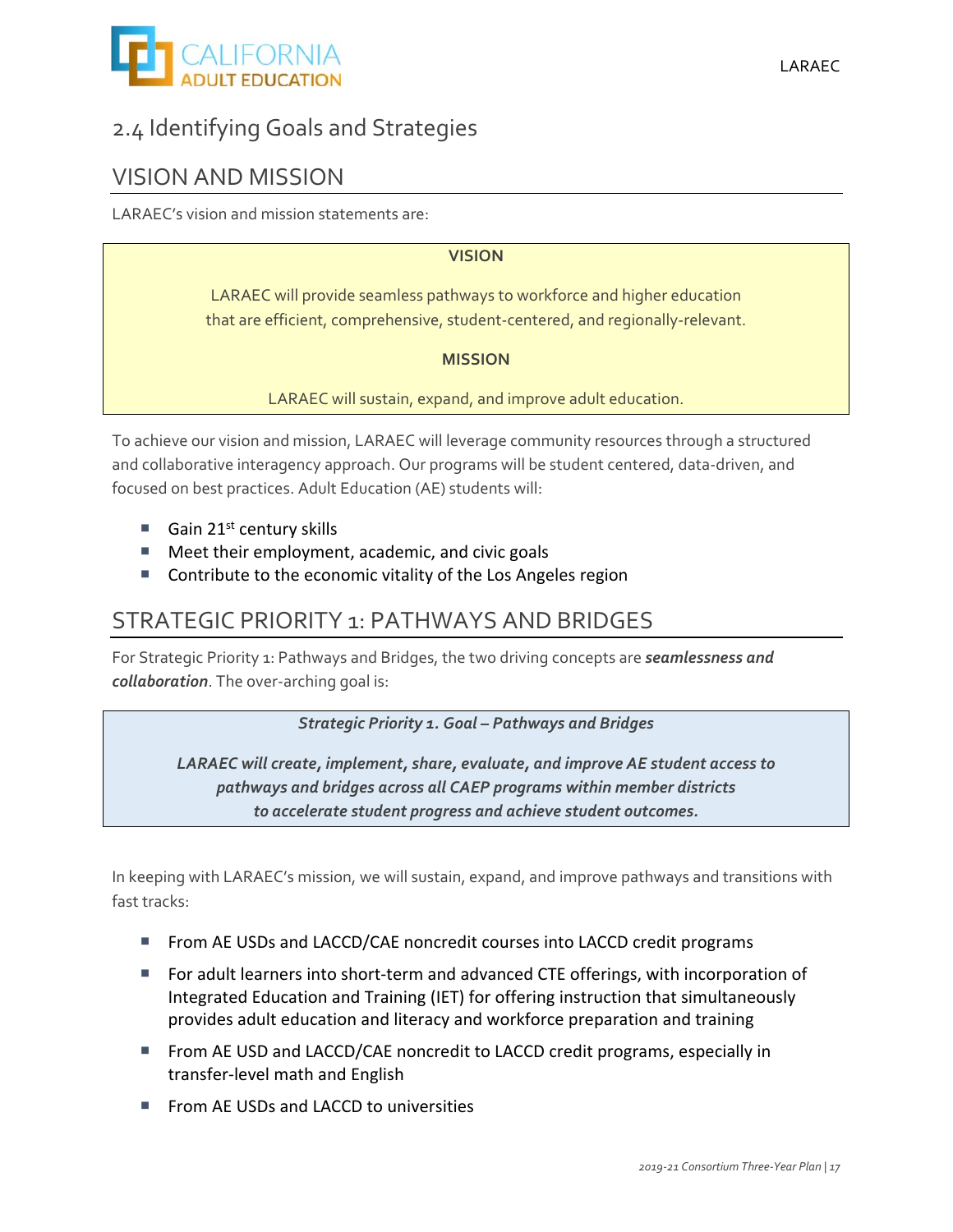## 2.4 Identifying Goals and Strategies

## VISION AND MISSION

LARAEC's vision and mission statements are:

**VISION**

LARAEC will provide seamless pathways to workforce and higher education that are efficient, comprehensive, student-centered, and regionally-relevant.

**MISSION**

LARAEC will sustain, expand, and improve adult education.

To achieve our vision and mission, LARAEC will leverage community resources through a structured and collaborative interagency approach. Our programs will be student centered, data-driven, and focused on best practices. Adult Education (AE) students will:

- Gain 21st century skills
- Meet their employment, academic, and civic goals
- Contribute to the economic vitality of the Los Angeles region

## STRATEGIC PRIORITY 1: PATHWAYS AND BRIDGES

For Strategic Priority 1: Pathways and Bridges, the two driving concepts are ***seamlessness and collaboration***. The over-arching goal is:

***Strategic Priority 1. Goal – Pathways and Bridges***

***LARAEC will create, implement, share, evaluate, and improve AE student access to pathways and bridges across all CAEP programs within member districts to accelerate student progress and achieve student outcomes.***

In keeping with LARAEC's mission, we will sustain, expand, and improve pathways and transitions with fast tracks:

- From AE USDs and LACCD/CAE noncredit courses into LACCD credit programs
- For adult learners into short-term and advanced CTE offerings, with incorporation of Integrated Education and Training (IET) for offering instruction that simultaneously provides adult education and literacy and workforce preparation and training
- From AE USD and LACCD/CAE noncredit to LACCD credit programs, especially in transfer-level math and English
- From AE USDs and LACCD to universities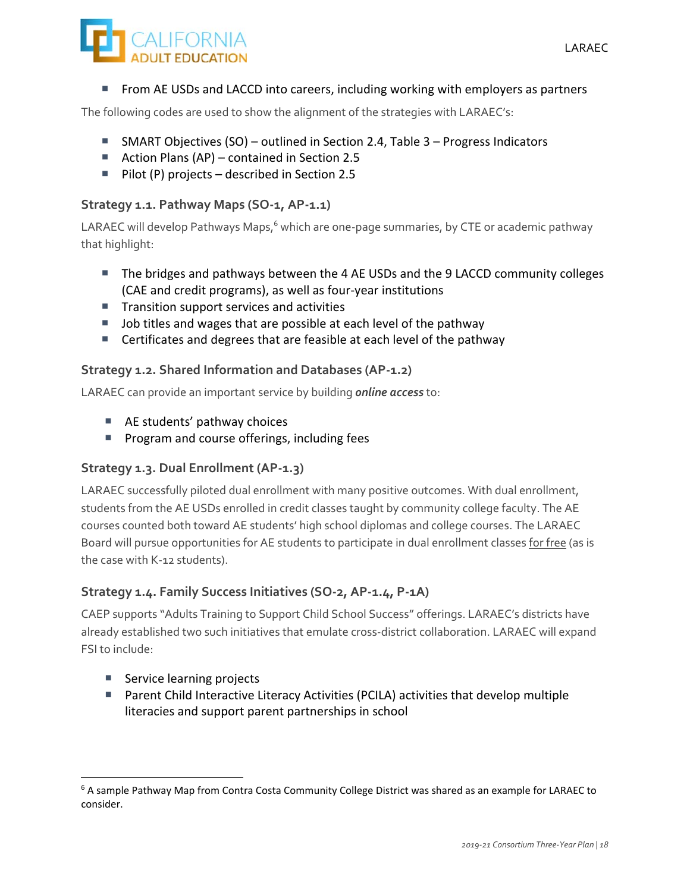- From AE USDs and LACCD into careers, including working with employers as partners

The following codes are used to show the alignment of the strategies with LARAEC's:

- SMART Objectives (SO) – outlined in Section 2.4, Table 3 – Progress Indicators
- Action Plans (AP) – contained in Section 2.5
- Pilot (P) projects – described in Section 2.5

### Strategy 1.1. Pathway Maps (SO-1, AP-1.1)

LARAEC will develop Pathways Maps,[6] which are one-page summaries, by CTE or academic pathway that highlight:

- The bridges and pathways between the 4 AE USDs and the 9 LACCD community colleges (CAE and credit programs), as well as four-year institutions
- Transition support services and activities
- Job titles and wages that are possible at each level of the pathway
- Certificates and degrees that are feasible at each level of the pathway

### Strategy 1.2. Shared Information and Databases (AP-1.2)

LARAEC can provide an important service by building ***online access*** to:

- AE students' pathway choices
- Program and course offerings, including fees

### Strategy 1.3. Dual Enrollment (AP-1.3)

LARAEC successfully piloted dual enrollment with many positive outcomes. With dual enrollment, students from the AE USDs enrolled in credit classes taught by community college faculty. The AE courses counted both toward AE students' high school diplomas and college courses. The LARAEC Board will pursue opportunities for AE students to participate in dual enrollment classes for free (as is the case with K-12 students).

### Strategy 1.4. Family Success Initiatives (SO-2, AP-1.4, P-1A)

CAEP supports "Adults Training to Support Child School Success" offerings. LARAEC's districts have already established two such initiatives that emulate cross-district collaboration. LARAEC will expand FSI to include:

- Service learning projects
- Parent Child Interactive Literacy Activities (PCILA) activities that develop multiple literacies and support parent partnerships in school

---

[6] A sample Pathway Map from Contra Costa Community College District was shared as an example for LARAEC to consider.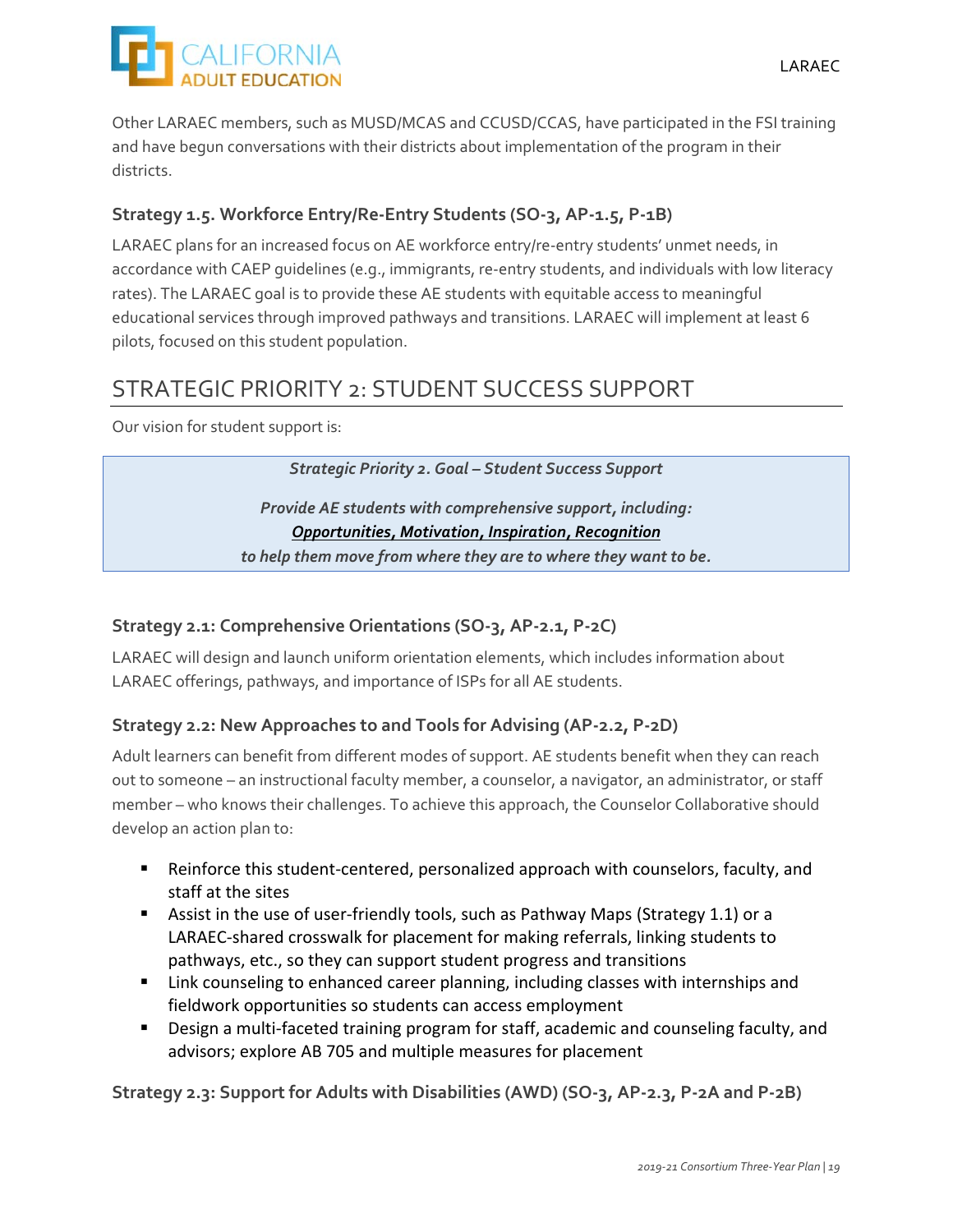Other LARAEC members, such as MUSD/MCAS and CCUSD/CCAS, have participated in the FSI training and have begun conversations with their districts about implementation of the program in their districts.

### Strategy 1.5. Workforce Entry/Re-Entry Students (SO-3, AP-1.5, P-1B)

LARAEC plans for an increased focus on AE workforce entry/re-entry students' unmet needs, in accordance with CAEP guidelines (e.g., immigrants, re-entry students, and individuals with low literacy rates). The LARAEC goal is to provide these AE students with equitable access to meaningful educational services through improved pathways and transitions. LARAEC will implement at least 6 pilots, focused on this student population.

## STRATEGIC PRIORITY 2: STUDENT SUCCESS SUPPORT

Our vision for student support is:

> ***Strategic Priority 2. Goal – Student Success Support***
>
> ***Provide AE students with comprehensive support, including:***
> ***Opportunities, Motivation, Inspiration, Recognition***
> ***to help them move from where they are to where they want to be.***

### Strategy 2.1: Comprehensive Orientations (SO-3, AP-2.1, P-2C)

LARAEC will design and launch uniform orientation elements, which includes information about LARAEC offerings, pathways, and importance of ISPs for all AE students.

### Strategy 2.2: New Approaches to and Tools for Advising (AP-2.2, P-2D)

Adult learners can benefit from different modes of support. AE students benefit when they can reach out to someone – an instructional faculty member, a counselor, a navigator, an administrator, or staff member – who knows their challenges. To achieve this approach, the Counselor Collaborative should develop an action plan to:

- Reinforce this student-centered, personalized approach with counselors, faculty, and staff at the sites
- Assist in the use of user-friendly tools, such as Pathway Maps (Strategy 1.1) or a LARAEC-shared crosswalk for placement for making referrals, linking students to pathways, etc., so they can support student progress and transitions
- Link counseling to enhanced career planning, including classes with internships and fieldwork opportunities so students can access employment
- Design a multi-faceted training program for staff, academic and counseling faculty, and advisors; explore AB 705 and multiple measures for placement

### Strategy 2.3: Support for Adults with Disabilities (AWD) (SO-3, AP-2.3, P-2A and P-2B)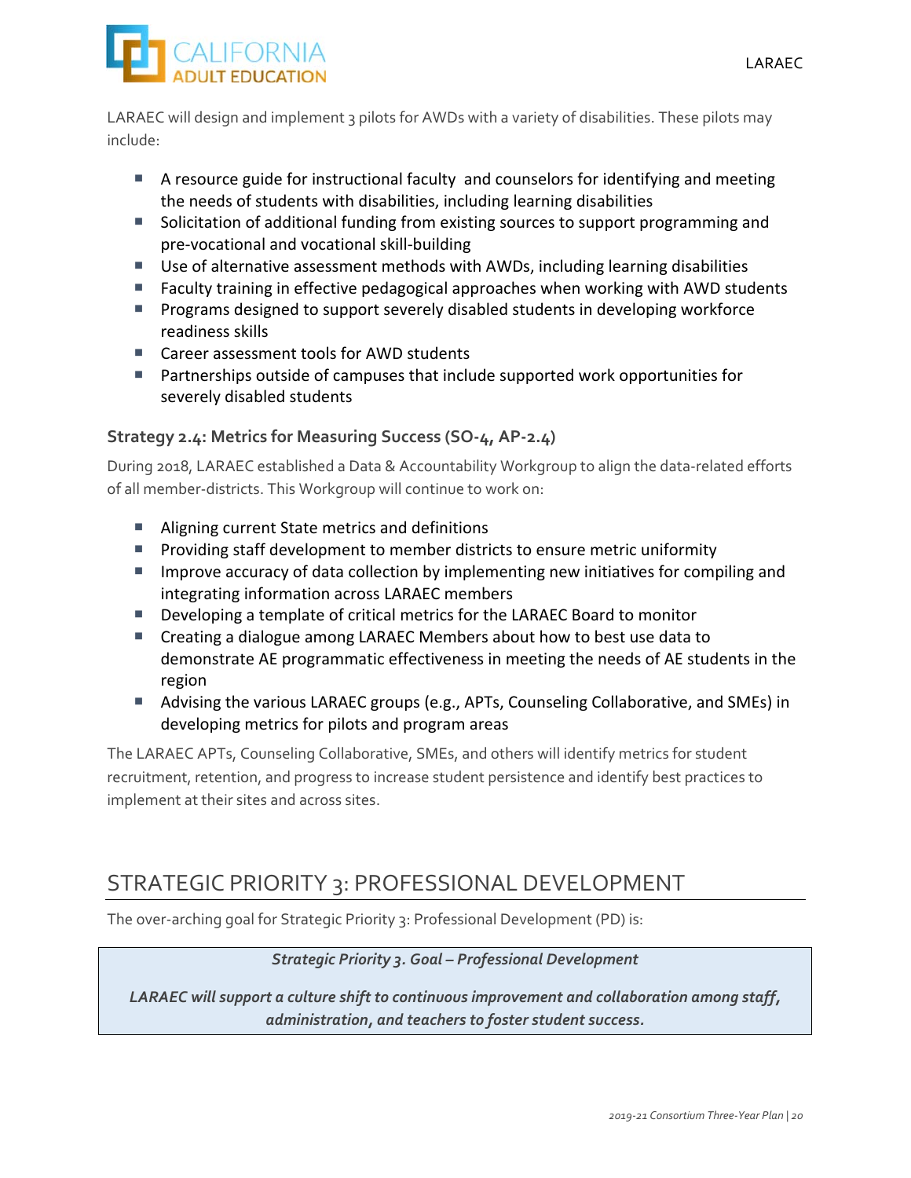LARAEC will design and implement 3 pilots for AWDs with a variety of disabilities. These pilots may include:

- A resource guide for instructional faculty and counselors for identifying and meeting the needs of students with disabilities, including learning disabilities
- Solicitation of additional funding from existing sources to support programming and pre-vocational and vocational skill-building
- Use of alternative assessment methods with AWDs, including learning disabilities
- Faculty training in effective pedagogical approaches when working with AWD students
- Programs designed to support severely disabled students in developing workforce readiness skills
- Career assessment tools for AWD students
- Partnerships outside of campuses that include supported work opportunities for severely disabled students

### Strategy 2.4: Metrics for Measuring Success (SO-4, AP-2.4)

During 2018, LARAEC established a Data & Accountability Workgroup to align the data-related efforts of all member-districts. This Workgroup will continue to work on:

- Aligning current State metrics and definitions
- Providing staff development to member districts to ensure metric uniformity
- Improve accuracy of data collection by implementing new initiatives for compiling and integrating information across LARAEC members
- Developing a template of critical metrics for the LARAEC Board to monitor
- Creating a dialogue among LARAEC Members about how to best use data to demonstrate AE programmatic effectiveness in meeting the needs of AE students in the region
- Advising the various LARAEC groups (e.g., APTs, Counseling Collaborative, and SMEs) in developing metrics for pilots and program areas

The LARAEC APTs, Counseling Collaborative, SMEs, and others will identify metrics for student recruitment, retention, and progress to increase student persistence and identify best practices to implement at their sites and across sites.

## STRATEGIC PRIORITY 3: PROFESSIONAL DEVELOPMENT

The over-arching goal for Strategic Priority 3: Professional Development (PD) is:

> ***Strategic Priority 3. Goal – Professional Development***
>
> ***LARAEC will support a culture shift to continuous improvement and collaboration among staff, administration, and teachers to foster student success.***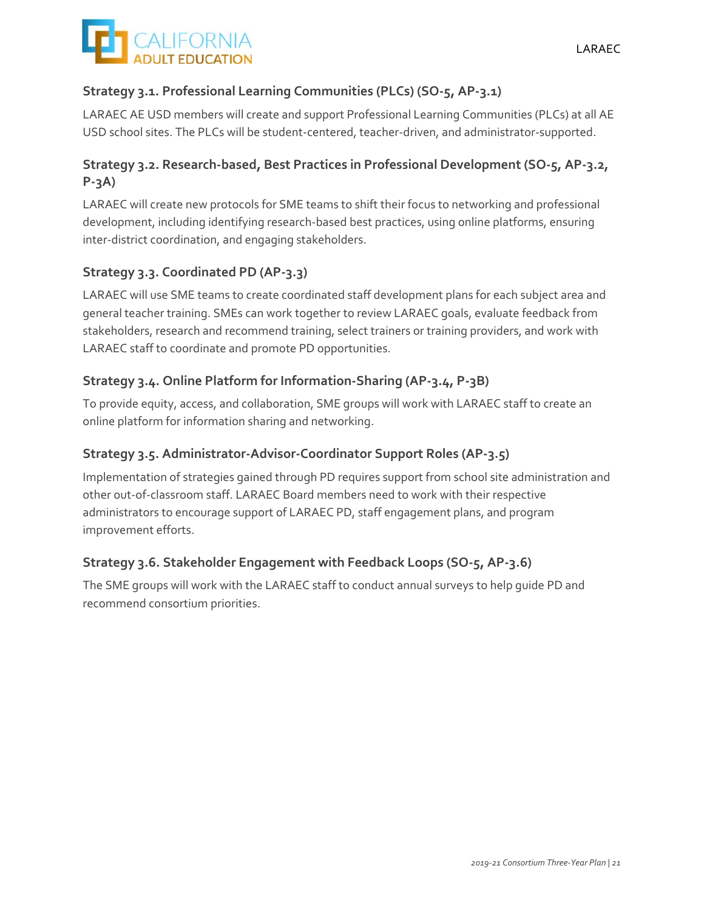### Strategy 3.1. Professional Learning Communities (PLCs) (SO-5, AP-3.1)

LARAEC AE USD members will create and support Professional Learning Communities (PLCs) at all AE USD school sites. The PLCs will be student-centered, teacher-driven, and administrator-supported.

### Strategy 3.2. Research-based, Best Practices in Professional Development (SO-5, AP-3.2, P-3A)

LARAEC will create new protocols for SME teams to shift their focus to networking and professional development, including identifying research-based best practices, using online platforms, ensuring inter-district coordination, and engaging stakeholders.

### Strategy 3.3. Coordinated PD (AP-3.3)

LARAEC will use SME teams to create coordinated staff development plans for each subject area and general teacher training. SMEs can work together to review LARAEC goals, evaluate feedback from stakeholders, research and recommend training, select trainers or training providers, and work with LARAEC staff to coordinate and promote PD opportunities.

### Strategy 3.4. Online Platform for Information-Sharing (AP-3.4, P-3B)

To provide equity, access, and collaboration, SME groups will work with LARAEC staff to create an online platform for information sharing and networking.

### Strategy 3.5. Administrator-Advisor-Coordinator Support Roles (AP-3.5)

Implementation of strategies gained through PD requires support from school site administration and other out-of-classroom staff. LARAEC Board members need to work with their respective administrators to encourage support of LARAEC PD, staff engagement plans, and program improvement efforts.

### Strategy 3.6. Stakeholder Engagement with Feedback Loops (SO-5, AP-3.6)

The SME groups will work with the LARAEC staff to conduct annual surveys to help guide PD and recommend consortium priorities.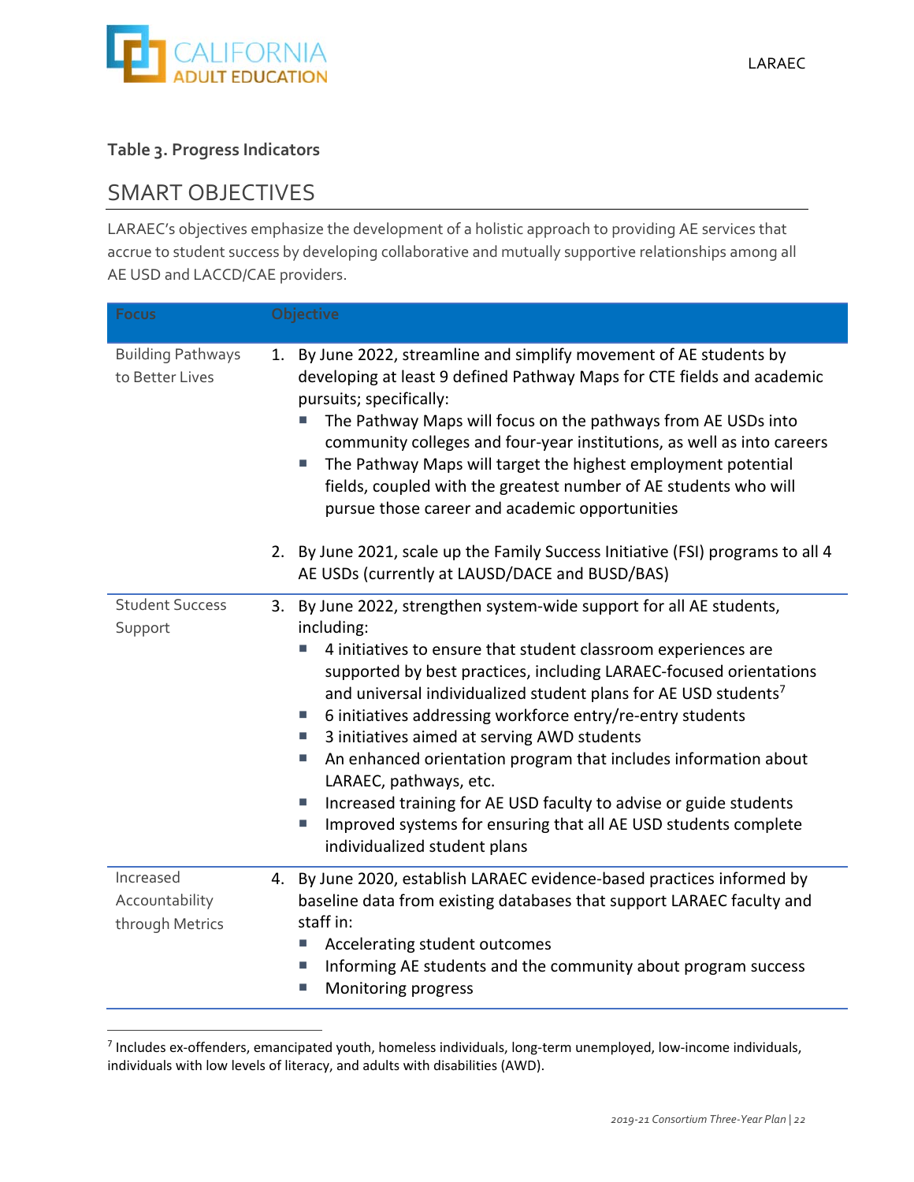**Table 3. Progress Indicators**

## SMART OBJECTIVES

LARAEC's objectives emphasize the development of a holistic approach to providing AE services that accrue to student success by developing collaborative and mutually supportive relationships among all AE USD and LACCD/CAE providers.

| Focus | Objective |
|---|---|
| Building Pathways to Better Lives | 1. By June 2022, streamline and simplify movement of AE students by developing at least 9 defined Pathway Maps for CTE fields and academic pursuits; specifically:<br>▪ The Pathway Maps will focus on the pathways from AE USDs into community colleges and four-year institutions, as well as into careers<br>▪ The Pathway Maps will target the highest employment potential fields, coupled with the greatest number of AE students who will pursue those career and academic opportunities<br><br>2. By June 2021, scale up the Family Success Initiative (FSI) programs to all 4 AE USDs (currently at LAUSD/DACE and BUSD/BAS) |
| Student Success Support | 3. By June 2022, strengthen system-wide support for all AE students, including:<br>▪ 4 initiatives to ensure that student classroom experiences are supported by best practices, including LARAEC-focused orientations and universal individualized student plans for AE USD students[7]<br>▪ 6 initiatives addressing workforce entry/re-entry students<br>▪ 3 initiatives aimed at serving AWD students<br>▪ An enhanced orientation program that includes information about LARAEC, pathways, etc.<br>▪ Increased training for AE USD faculty to advise or guide students<br>▪ Improved systems for ensuring that all AE USD students complete individualized student plans |
| Increased Accountability through Metrics | 4. By June 2020, establish LARAEC evidence-based practices informed by baseline data from existing databases that support LARAEC faculty and staff in:<br>▪ Accelerating student outcomes<br>▪ Informing AE students and the community about program success<br>▪ Monitoring progress |

[7] Includes ex-offenders, emancipated youth, homeless individuals, long-term unemployed, low-income individuals, individuals with low levels of literacy, and adults with disabilities (AWD).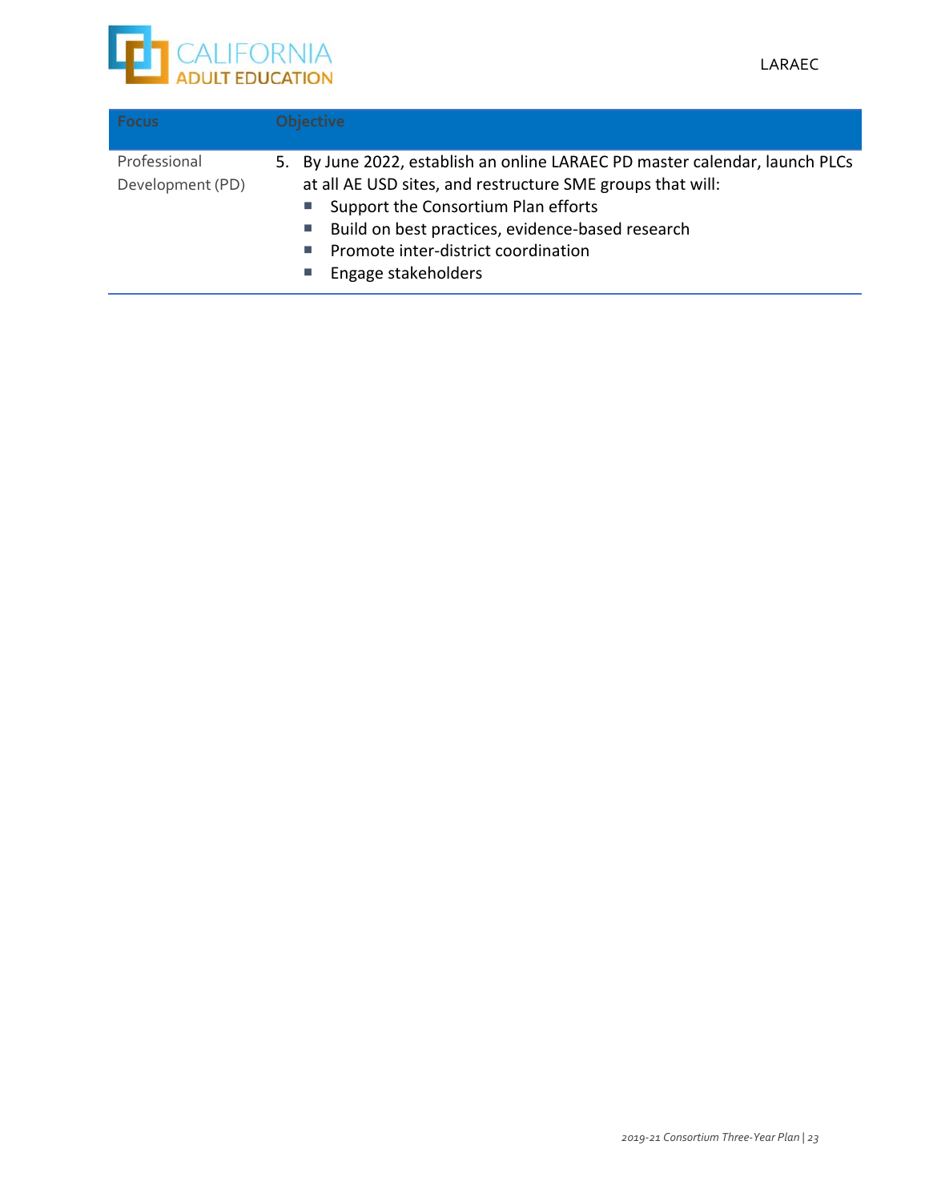| Focus | Objective |
|---|---|
| Professional Development (PD) | 5. By June 2022, establish an online LARAEC PD master calendar, launch PLCs at all AE USD sites, and restructure SME groups that will:<br>- Support the Consortium Plan efforts<br>- Build on best practices, evidence-based research<br>- Promote inter-district coordination<br>- Engage stakeholders |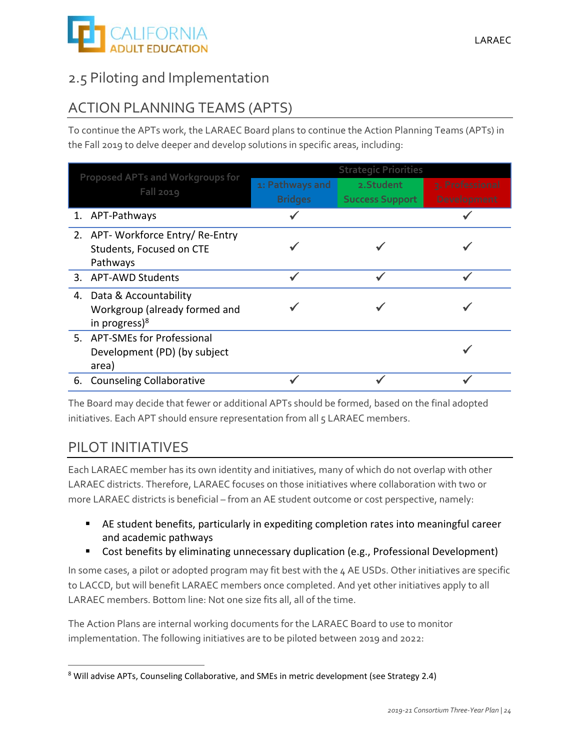## 2.5 Piloting and Implementation

## ACTION PLANNING TEAMS (APTS)

To continue the APTs work, the LARAEC Board plans to continue the Action Planning Teams (APTs) in the Fall 2019 to delve deeper and develop solutions in specific areas, including:

| Proposed APTs and Workgroups for Fall 2019 | Strategic Priorities | | |
|---|---|---|---|
| | 1: Pathways and Bridges | 2.Student Success Support | 3. Professional Development |
| 1. APT-Pathways | ✓ | | ✓ |
| 2. APT- Workforce Entry/ Re-Entry Students, Focused on CTE Pathways | ✓ | ✓ | ✓ |
| 3. APT-AWD Students | ✓ | ✓ | ✓ |
| 4. Data & Accountability Workgroup (already formed and in progress)[8] | ✓ | ✓ | ✓ |
| 5. APT-SMEs for Professional Development (PD) (by subject area) | | | ✓ |
| 6. Counseling Collaborative | ✓ | ✓ | ✓ |

The Board may decide that fewer or additional APTs should be formed, based on the final adopted initiatives. Each APT should ensure representation from all 5 LARAEC members.

## PILOT INITIATIVES

Each LARAEC member has its own identity and initiatives, many of which do not overlap with other LARAEC districts. Therefore, LARAEC focuses on those initiatives where collaboration with two or more LARAEC districts is beneficial – from an AE student outcome or cost perspective, namely:

- AE student benefits, particularly in expediting completion rates into meaningful career and academic pathways
- Cost benefits by eliminating unnecessary duplication (e.g., Professional Development)

In some cases, a pilot or adopted program may fit best with the 4 AE USDs. Other initiatives are specific to LACCD, but will benefit LARAEC members once completed. And yet other initiatives apply to all LARAEC members. Bottom line: Not one size fits all, all of the time.

The Action Plans are internal working documents for the LARAEC Board to use to monitor implementation. The following initiatives are to be piloted between 2019 and 2022:

[8] Will advise APTs, Counseling Collaborative, and SMEs in metric development (see Strategy 2.4)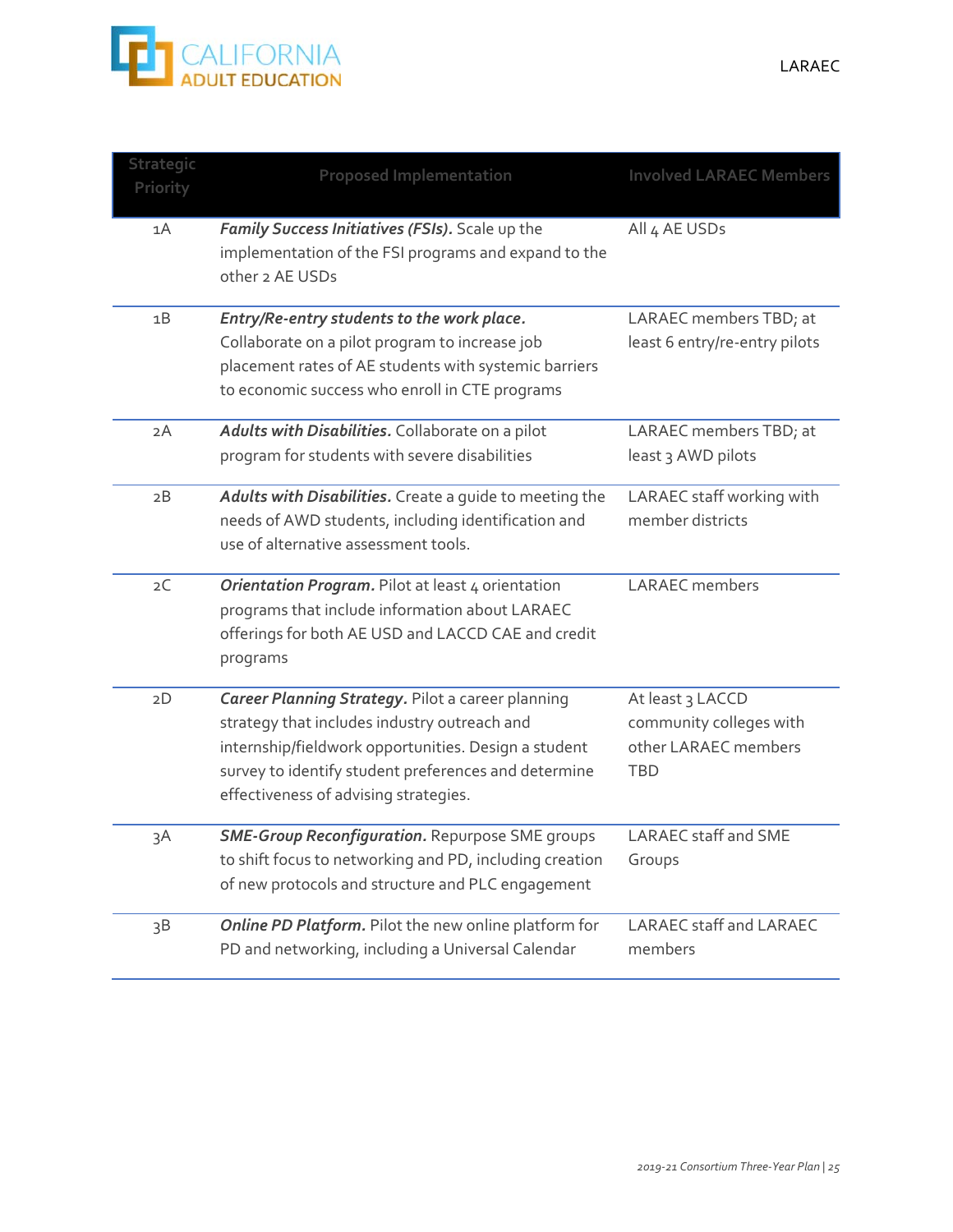| Strategic Priority | Proposed Implementation | Involved LARAEC Members |
|---|---|---|
| 1A | ***Family Success Initiatives (FSIs).*** Scale up the implementation of the FSI programs and expand to the other 2 AE USDs | All 4 AE USDs |
| 1B | ***Entry/Re-entry students to the work place.*** Collaborate on a pilot program to increase job placement rates of AE students with systemic barriers to economic success who enroll in CTE programs | LARAEC members TBD; at least 6 entry/re-entry pilots |
| 2A | ***Adults with Disabilities.*** Collaborate on a pilot program for students with severe disabilities | LARAEC members TBD; at least 3 AWD pilots |
| 2B | ***Adults with Disabilities.*** Create a guide to meeting the needs of AWD students, including identification and use of alternative assessment tools. | LARAEC staff working with member districts |
| 2C | ***Orientation Program.*** Pilot at least 4 orientation programs that include information about LARAEC offerings for both AE USD and LACCD CAE and credit programs | LARAEC members |
| 2D | ***Career Planning Strategy.*** Pilot a career planning strategy that includes industry outreach and internship/fieldwork opportunities. Design a student survey to identify student preferences and determine effectiveness of advising strategies. | At least 3 LACCD community colleges with other LARAEC members TBD |
| 3A | ***SME-Group Reconfiguration.*** Repurpose SME groups to shift focus to networking and PD, including creation of new protocols and structure and PLC engagement | LARAEC staff and SME Groups |
| 3B | ***Online PD Platform.*** Pilot the new online platform for PD and networking, including a Universal Calendar | LARAEC staff and LARAEC members |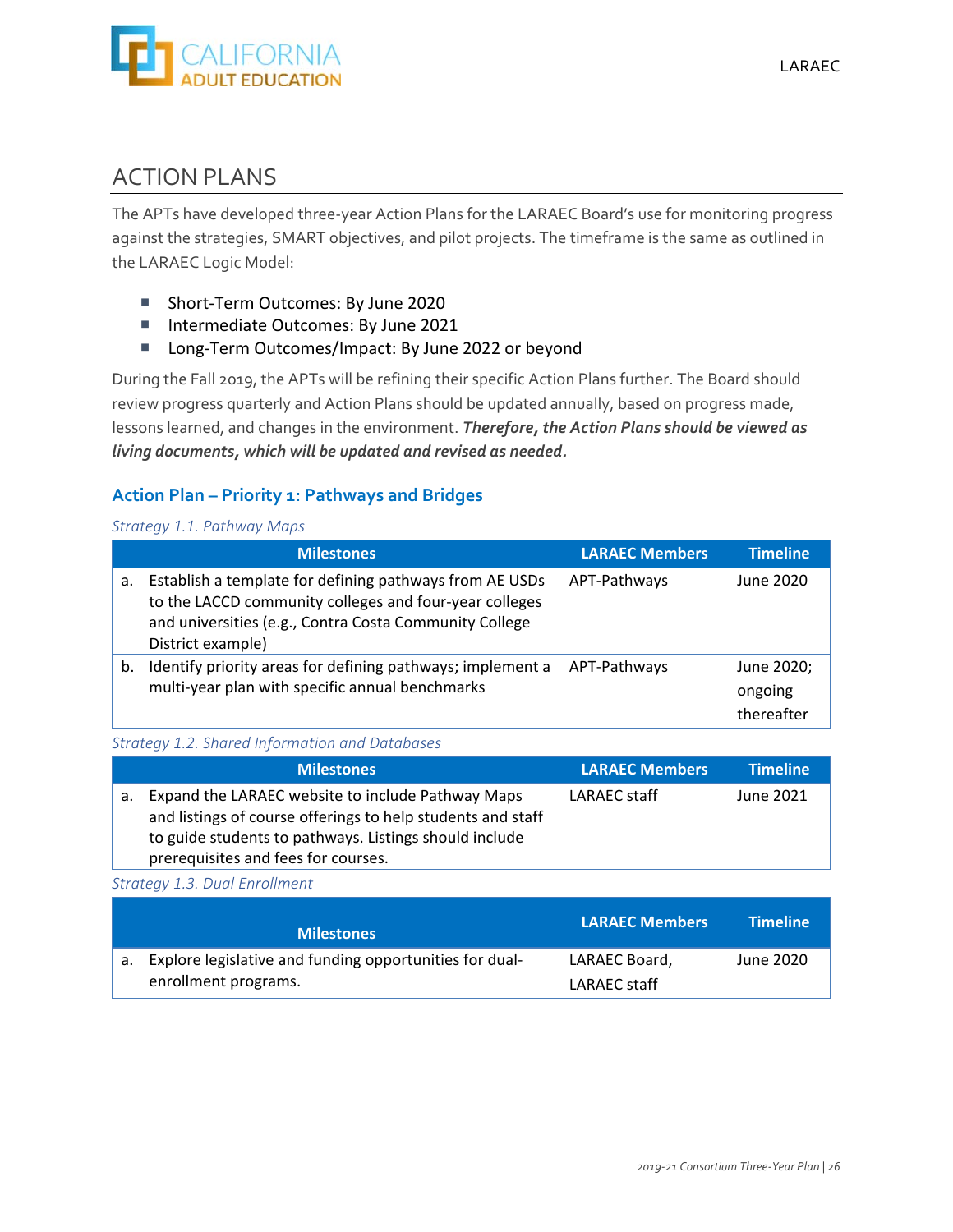## ACTION PLANS

The APTs have developed three-year Action Plans for the LARAEC Board's use for monitoring progress against the strategies, SMART objectives, and pilot projects. The timeframe is the same as outlined in the LARAEC Logic Model:

- Short-Term Outcomes: By June 2020
- Intermediate Outcomes: By June 2021
- Long-Term Outcomes/Impact: By June 2022 or beyond

During the Fall 2019, the APTs will be refining their specific Action Plans further. The Board should review progress quarterly and Action Plans should be updated annually, based on progress made, lessons learned, and changes in the environment. ***Therefore, the Action Plans should be viewed as living documents, which will be updated and revised as needed.***

### Action Plan – Priority 1: Pathways and Bridges

*Strategy 1.1. Pathway Maps*

| Milestones | LARAEC Members | Timeline |
|---|---|---|
| a. Establish a template for defining pathways from AE USDs to the LACCD community colleges and four-year colleges and universities (e.g., Contra Costa Community College District example) | APT-Pathways | June 2020 |
| b. Identify priority areas for defining pathways; implement a multi-year plan with specific annual benchmarks | APT-Pathways | June 2020; ongoing thereafter |

*Strategy 1.2. Shared Information and Databases*

| Milestones | LARAEC Members | Timeline |
|---|---|---|
| a. Expand the LARAEC website to include Pathway Maps and listings of course offerings to help students and staff to guide students to pathways. Listings should include prerequisites and fees for courses. | LARAEC staff | June 2021 |

*Strategy 1.3. Dual Enrollment*

| Milestones | LARAEC Members | Timeline |
|---|---|---|
| a. Explore legislative and funding opportunities for dual-enrollment programs. | LARAEC Board, LARAEC staff | June 2020 |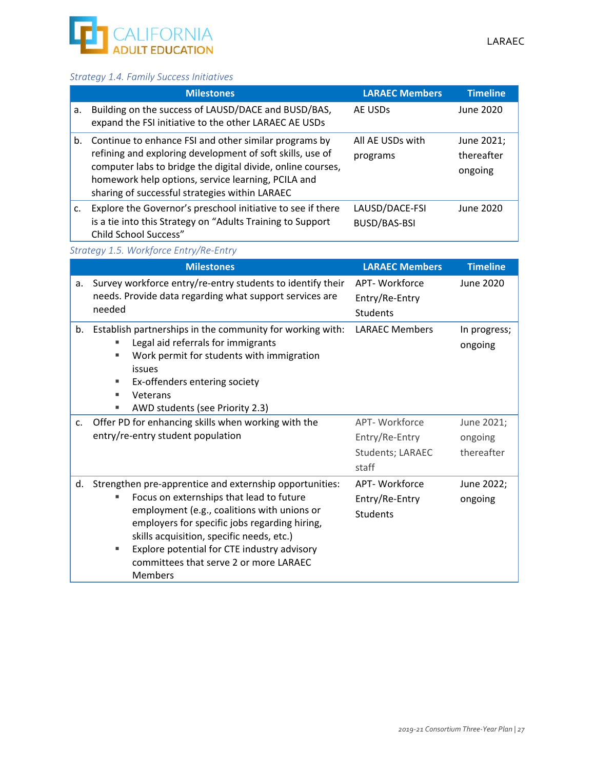*Strategy 1.4. Family Success Initiatives*

| | Milestones | LARAEC Members | Timeline |
|---|---|---|---|
| a. | Building on the success of LAUSD/DACE and BUSD/BAS, expand the FSI initiative to the other LARAEC AE USDs | AE USDs | June 2020 |
| b. | Continue to enhance FSI and other similar programs by refining and exploring development of soft skills, use of computer labs to bridge the digital divide, online courses, homework help options, service learning, PCILA and sharing of successful strategies within LARAEC | All AE USDs with programs | June 2021; thereafter ongoing |
| c. | Explore the Governor's preschool initiative to see if there is a tie into this Strategy on "Adults Training to Support Child School Success" | LAUSD/DACE-FSI BUSD/BAS-BSI | June 2020 |

*Strategy 1.5. Workforce Entry/Re-Entry*

| | Milestones | LARAEC Members | Timeline |
|---|---|---|---|
| a. | Survey workforce entry/re-entry students to identify their needs. Provide data regarding what support services are needed | APT- Workforce Entry/Re-Entry Students | June 2020 |
| b. | Establish partnerships in the community for working with:<br>▪ Legal aid referrals for immigrants<br>▪ Work permit for students with immigration issues<br>▪ Ex-offenders entering society<br>▪ Veterans<br>▪ AWD students (see Priority 2.3) | LARAEC Members | In progress; ongoing |
| c. | Offer PD for enhancing skills when working with the entry/re-entry student population | APT- Workforce Entry/Re-Entry Students; LARAEC staff | June 2021; ongoing thereafter |
| d. | Strengthen pre-apprentice and externship opportunities:<br>▪ Focus on externships that lead to future employment (e.g., coalitions with unions or employers for specific jobs regarding hiring, skills acquisition, specific needs, etc.)<br>▪ Explore potential for CTE industry advisory committees that serve 2 or more LARAEC Members | APT- Workforce Entry/Re-Entry Students | June 2022; ongoing |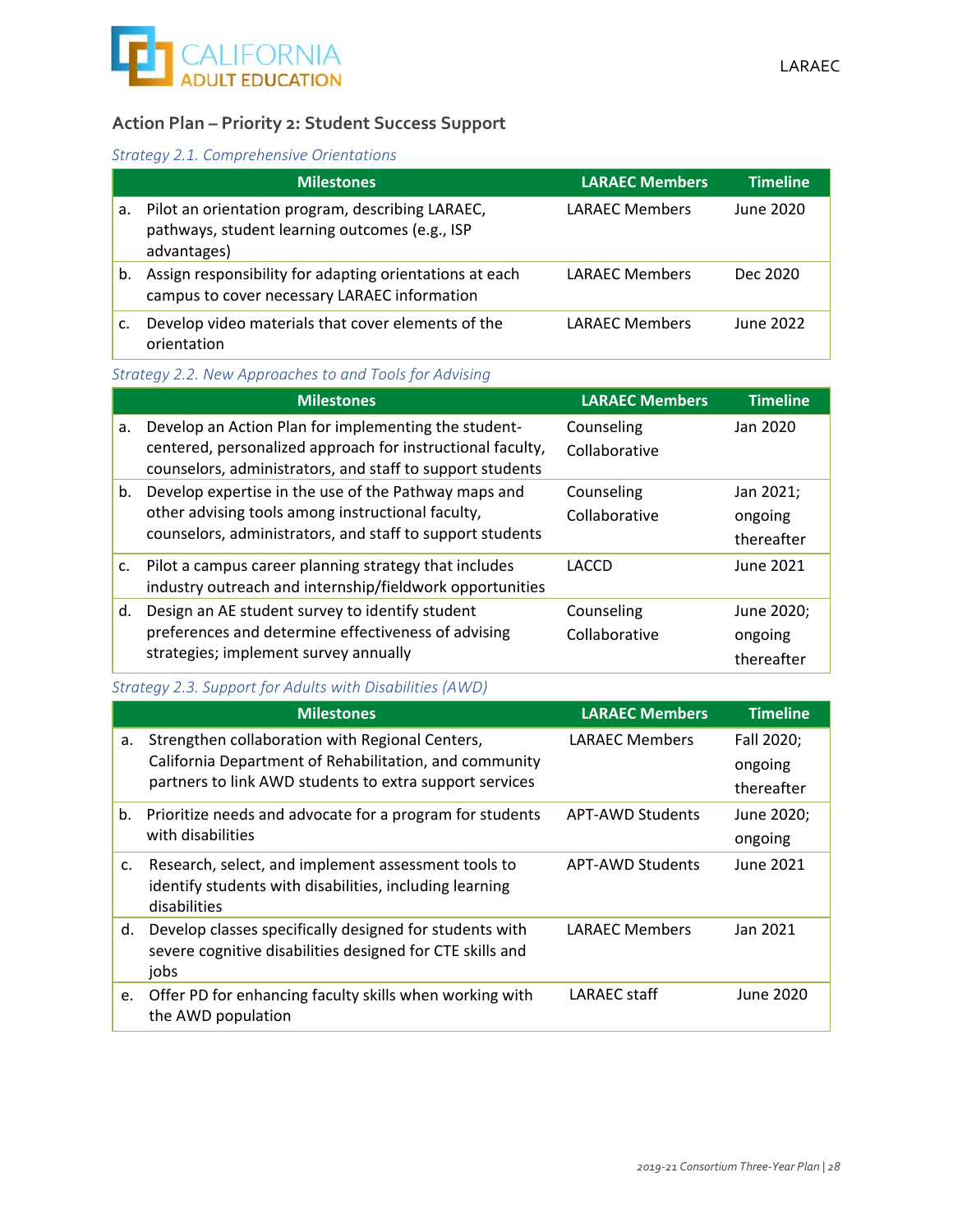## Action Plan – Priority 2: Student Success Support

*Strategy 2.1. Comprehensive Orientations*

| | Milestones | LARAEC Members | Timeline |
|---|---|---|---|
| a. | Pilot an orientation program, describing LARAEC, pathways, student learning outcomes (e.g., ISP advantages) | LARAEC Members | June 2020 |
| b. | Assign responsibility for adapting orientations at each campus to cover necessary LARAEC information | LARAEC Members | Dec 2020 |
| c. | Develop video materials that cover elements of the orientation | LARAEC Members | June 2022 |

*Strategy 2.2. New Approaches to and Tools for Advising*

| | Milestones | LARAEC Members | Timeline |
|---|---|---|---|
| a. | Develop an Action Plan for implementing the student-centered, personalized approach for instructional faculty, counselors, administrators, and staff to support students | Counseling Collaborative | Jan 2020 |
| b. | Develop expertise in the use of the Pathway maps and other advising tools among instructional faculty, counselors, administrators, and staff to support students | Counseling Collaborative | Jan 2021; ongoing thereafter |
| c. | Pilot a campus career planning strategy that includes industry outreach and internship/fieldwork opportunities | LACCD | June 2021 |
| d. | Design an AE student survey to identify student preferences and determine effectiveness of advising strategies; implement survey annually | Counseling Collaborative | June 2020; ongoing thereafter |

*Strategy 2.3. Support for Adults with Disabilities (AWD)*

| | Milestones | LARAEC Members | Timeline |
|---|---|---|---|
| a. | Strengthen collaboration with Regional Centers, California Department of Rehabilitation, and community partners to link AWD students to extra support services | LARAEC Members | Fall 2020; ongoing thereafter |
| b. | Prioritize needs and advocate for a program for students with disabilities | APT-AWD Students | June 2020; ongoing |
| c. | Research, select, and implement assessment tools to identify students with disabilities, including learning disabilities | APT-AWD Students | June 2021 |
| d. | Develop classes specifically designed for students with severe cognitive disabilities designed for CTE skills and jobs | LARAEC Members | Jan 2021 |
| e. | Offer PD for enhancing faculty skills when working with the AWD population | LARAEC staff | June 2020 |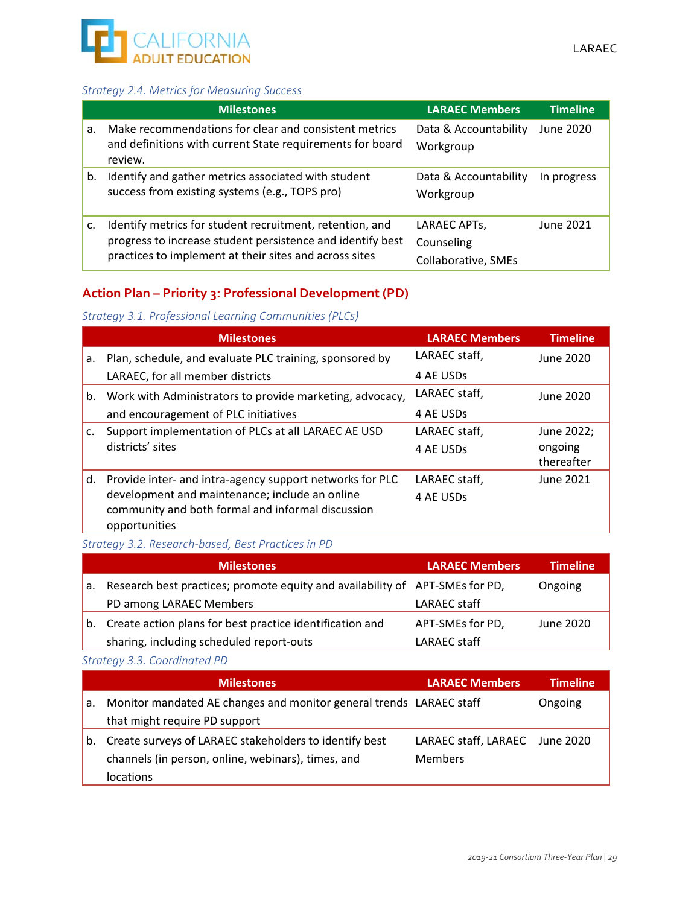*Strategy 2.4. Metrics for Measuring Success*

| | Milestones | LARAEC Members | Timeline |
|---|---|---|---|
| a. | Make recommendations for clear and consistent metrics and definitions with current State requirements for board review. | Data & Accountability Workgroup | June 2020 |
| b. | Identify and gather metrics associated with student success from existing systems (e.g., TOPS pro) | Data & Accountability Workgroup | In progress |
| c. | Identify metrics for student recruitment, retention, and progress to increase student persistence and identify best practices to implement at their sites and across sites | LARAEC APTs, Counseling Collaborative, SMEs | June 2021 |

## Action Plan – Priority 3: Professional Development (PD)

*Strategy 3.1. Professional Learning Communities (PLCs)*

| | Milestones | LARAEC Members | Timeline |
|---|---|---|---|
| a. | Plan, schedule, and evaluate PLC training, sponsored by LARAEC, for all member districts | LARAEC staff, 4 AE USDs | June 2020 |
| b. | Work with Administrators to provide marketing, advocacy, and encouragement of PLC initiatives | LARAEC staff, 4 AE USDs | June 2020 |
| c. | Support implementation of PLCs at all LARAEC AE USD districts' sites | LARAEC staff, 4 AE USDs | June 2022; ongoing thereafter |
| d. | Provide inter- and intra-agency support networks for PLC development and maintenance; include an online community and both formal and informal discussion opportunities | LARAEC staff, 4 AE USDs | June 2021 |

*Strategy 3.2. Research-based, Best Practices in PD*

| | Milestones | LARAEC Members | Timeline |
|---|---|---|---|
| a. | Research best practices; promote equity and availability of PD among LARAEC Members | APT-SMEs for PD, LARAEC staff | Ongoing |
| b. | Create action plans for best practice identification and sharing, including scheduled report-outs | APT-SMEs for PD, LARAEC staff | June 2020 |

*Strategy 3.3. Coordinated PD*

| | Milestones | LARAEC Members | Timeline |
|---|---|---|---|
| a. | Monitor mandated AE changes and monitor general trends that might require PD support | LARAEC staff | Ongoing |
| b. | Create surveys of LARAEC stakeholders to identify best channels (in person, online, webinars), times, and locations | LARAEC staff, LARAEC Members | June 2020 |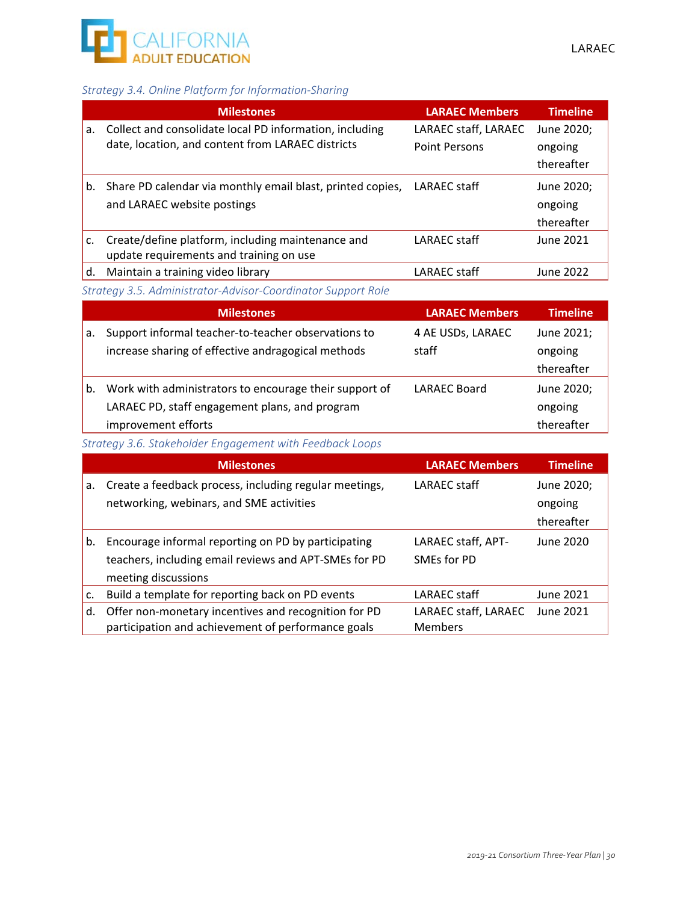*Strategy 3.4. Online Platform for Information-Sharing*

| | Milestones | LARAEC Members | Timeline |
|---|---|---|---|
| a. | Collect and consolidate local PD information, including date, location, and content from LARAEC districts | LARAEC staff, LARAEC Point Persons | June 2020; ongoing thereafter |
| b. | Share PD calendar via monthly email blast, printed copies, and LARAEC website postings | LARAEC staff | June 2020; ongoing thereafter |
| c. | Create/define platform, including maintenance and update requirements and training on use | LARAEC staff | June 2021 |
| d. | Maintain a training video library | LARAEC staff | June 2022 |

*Strategy 3.5. Administrator-Advisor-Coordinator Support Role*

| | Milestones | LARAEC Members | Timeline |
|---|---|---|---|
| a. | Support informal teacher-to-teacher observations to increase sharing of effective andragogical methods | 4 AE USDs, LARAEC staff | June 2021; ongoing thereafter |
| b. | Work with administrators to encourage their support of LARAEC PD, staff engagement plans, and program improvement efforts | LARAEC Board | June 2020; ongoing thereafter |

*Strategy 3.6. Stakeholder Engagement with Feedback Loops*

| | Milestones | LARAEC Members | Timeline |
|---|---|---|---|
| a. | Create a feedback process, including regular meetings, networking, webinars, and SME activities | LARAEC staff | June 2020; ongoing thereafter |
| b. | Encourage informal reporting on PD by participating teachers, including email reviews and APT-SMEs for PD meeting discussions | LARAEC staff, APT-SMEs for PD | June 2020 |
| c. | Build a template for reporting back on PD events | LARAEC staff | June 2021 |
| d. | Offer non-monetary incentives and recognition for PD participation and achievement of performance goals | LARAEC staff, LARAEC Members | June 2021 |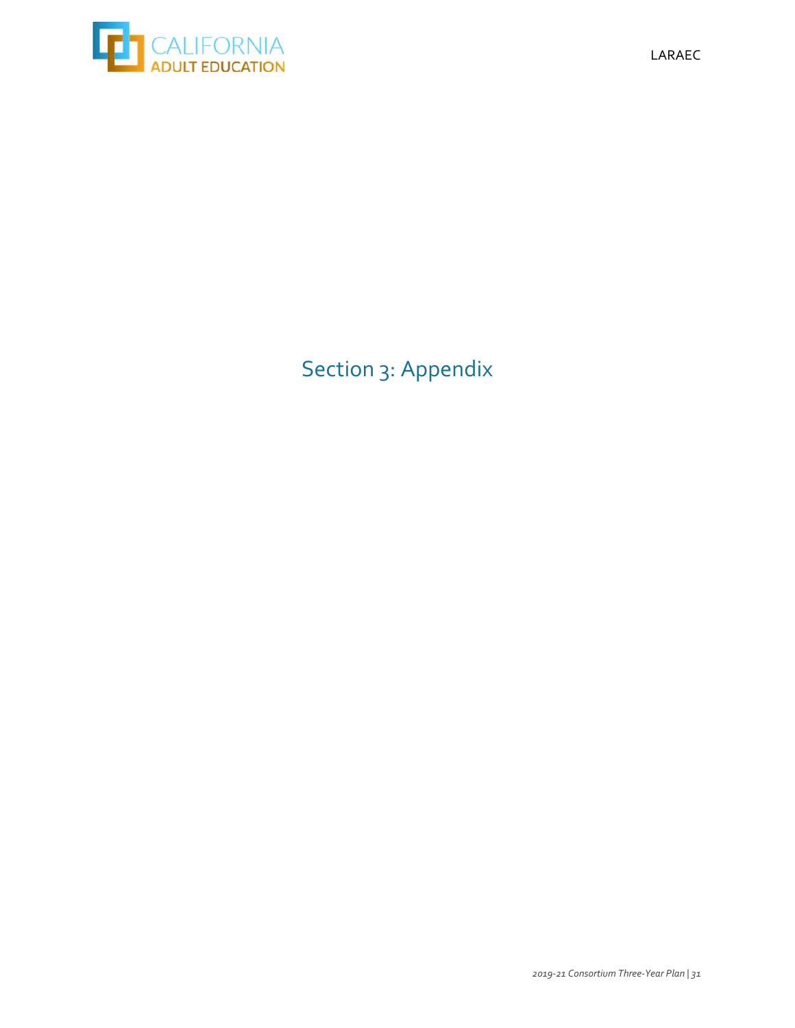# Section 3: Appendix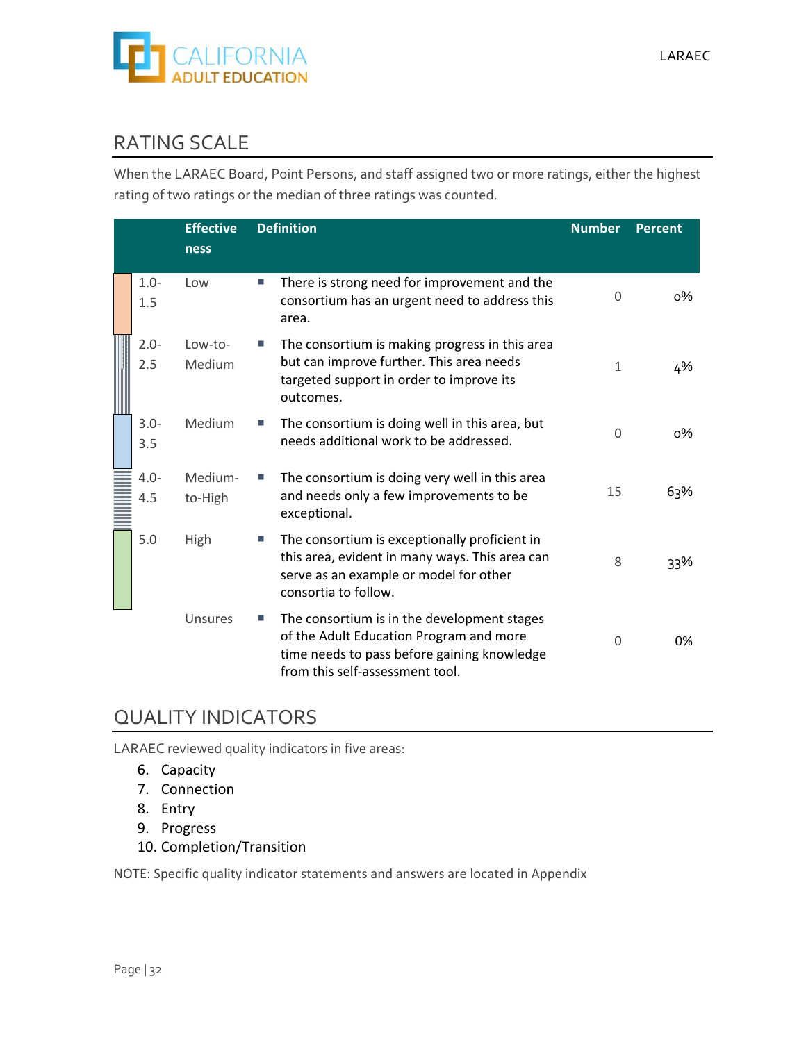## RATING SCALE

When the LARAEC Board, Point Persons, and staff assigned two or more ratings, either the highest rating of two ratings or the median of three ratings was counted.

| | Effectiveness | Definition | Number | Percent |
|---|---|---|---|---|
| 1.0-1.5 | Low | ▪ There is strong need for improvement and the consortium has an urgent need to address this area. | 0 | 0% |
| 2.0-2.5 | Low-to-Medium | ▪ The consortium is making progress in this area but can improve further. This area needs targeted support in order to improve its outcomes. | 1 | 4% |
| 3.0-3.5 | Medium | ▪ The consortium is doing well in this area, but needs additional work to be addressed. | 0 | 0% |
| 4.0-4.5 | Medium-to-High | ▪ The consortium is doing very well in this area and needs only a few improvements to be exceptional. | 15 | 63% |
| 5.0 | High | ▪ The consortium is exceptionally proficient in this area, evident in many ways. This area can serve as an example or model for other consortia to follow. | 8 | 33% |
| | Unsures | ▪ The consortium is in the development stages of the Adult Education Program and more time needs to pass before gaining knowledge from this self-assessment tool. | 0 | 0% |

## QUALITY INDICATORS

LARAEC reviewed quality indicators in five areas:

6. Capacity
7. Connection
8. Entry
9. Progress
10. Completion/Transition

NOTE: Specific quality indicator statements and answers are located in Appendix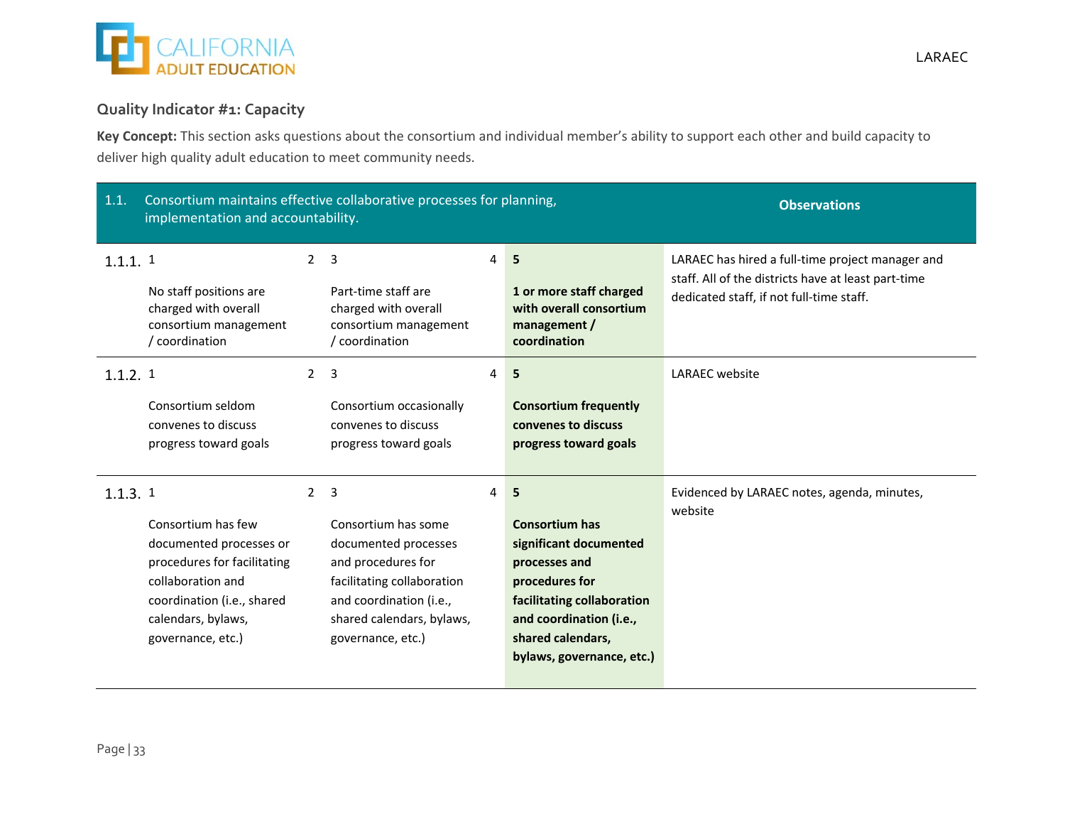### Quality Indicator #1: Capacity

**Key Concept:** This section asks questions about the consortium and individual member's ability to support each other and build capacity to deliver high quality adult education to meet community needs.

| 1.1. | Consortium maintains effective collaborative processes for planning, implementation and accountability. | | | | | Observations |
|---|---|---|---|---|---|---|
| | **1** | **2** | **3** | **4** | **5** | |
| 1.1.1. | No staff positions are charged with overall consortium management / coordination | | Part-time staff are charged with overall consortium management / coordination | | **1 or more staff charged with overall consortium management / coordination** | LARAEC has hired a full-time project manager and staff. All of the districts have at least part-time dedicated staff, if not full-time staff. |
| 1.1.2. | Consortium seldom convenes to discuss progress toward goals | | Consortium occasionally convenes to discuss progress toward goals | | **Consortium frequently convenes to discuss progress toward goals** | LARAEC website |
| 1.1.3. | Consortium has few documented processes or procedures for facilitating collaboration and coordination (i.e., shared calendars, bylaws, governance, etc.) | | Consortium has some documented processes and procedures for facilitating collaboration and coordination (i.e., shared calendars, bylaws, governance, etc.) | | **Consortium has significant documented processes and procedures for facilitating collaboration and coordination (i.e., shared calendars, bylaws, governance, etc.)** | Evidenced by LARAEC notes, agenda, minutes, website |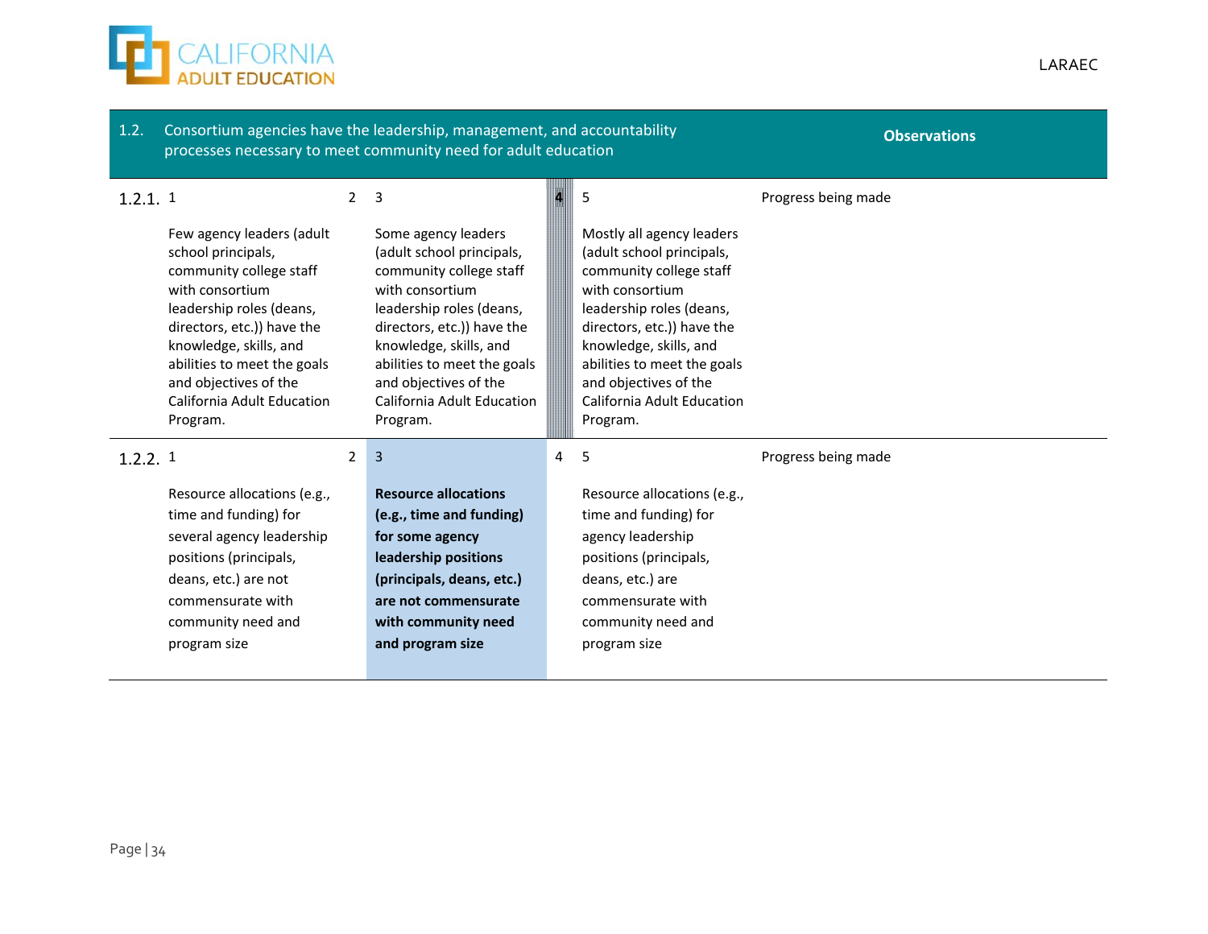| 1.2. | Consortium agencies have the leadership, management, and accountability processes necessary to meet community need for adult education | | | | | Observations |
|---|---|---|---|---|---|---|
| 1.2.1. | 1<br><br>Few agency leaders (adult school principals, community college staff with consortium leadership roles (deans, directors, etc.)) have the knowledge, skills, and abilities to meet the goals and objectives of the California Adult Education Program. | 2 | 3<br><br>Some agency leaders (adult school principals, community college staff with consortium leadership roles (deans, directors, etc.)) have the knowledge, skills, and abilities to meet the goals and objectives of the California Adult Education Program. | **4** | 5<br><br>Mostly all agency leaders (adult school principals, community college staff with consortium leadership roles (deans, directors, etc.)) have the knowledge, skills, and abilities to meet the goals and objectives of the California Adult Education Program. | Progress being made |
| 1.2.2. | 1<br><br>Resource allocations (e.g., time and funding) for several agency leadership positions (principals, deans, etc.) are not commensurate with community need and program size | 2 | 3<br><br>**Resource allocations (e.g., time and funding) for some agency leadership positions (principals, deans, etc.) are not commensurate with community need and program size** | 4 | 5<br><br>Resource allocations (e.g., time and funding) for agency leadership positions (principals, deans, etc.) are commensurate with community need and program size | Progress being made |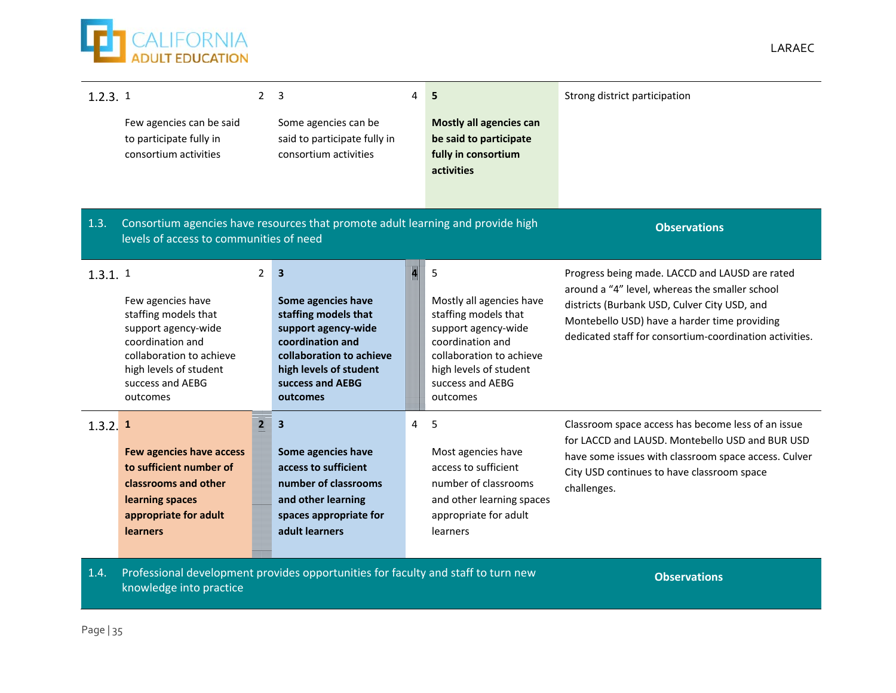| | 1 | 2 | 3 | 4 | 5 | |
|---|---|---|---|---|---|---|
| 1.2.3. | Few agencies can be said to participate fully in consortium activities | | Some agencies can be said to participate fully in consortium activities | | **Mostly all agencies can be said to participate fully in consortium activities** | Strong district participation |

| 1.3. | Consortium agencies have resources that promote adult learning and provide high levels of access to communities of need | | | | | **Observations** |
|---|---|---|---|---|---|---|
| 1.3.1. | 1<br><br>Few agencies have staffing models that support agency-wide coordination and collaboration to achieve high levels of student success and AEBG outcomes | 2 | **3**<br><br>**Some agencies have staffing models that support agency-wide coordination and collaboration to achieve high levels of student success and AEBG outcomes** | **4** | 5<br><br>Mostly all agencies have staffing models that support agency-wide coordination and collaboration to achieve high levels of student success and AEBG outcomes | Progress being made. LACCD and LAUSD are rated around a "4" level, whereas the smaller school districts (Burbank USD, Culver City USD, and Montebello USD) have a harder time providing dedicated staff for consortium-coordination activities. |
| 1.3.2. | **1**<br><br>**Few agencies have access to sufficient number of classrooms and other learning spaces appropriate for adult learners** | **2** | **3**<br><br>**Some agencies have access to sufficient number of classrooms and other learning spaces appropriate for adult learners** | 4 | 5<br><br>Most agencies have access to sufficient number of classrooms and other learning spaces appropriate for adult learners | Classroom space access has become less of an issue for LACCD and LAUSD. Montebello USD and BUR USD have some issues with classroom space access. Culver City USD continues to have classroom space challenges. |

| 1.4. | Professional development provides opportunities for faculty and staff to turn new knowledge into practice | **Observations** |
|---|---|---|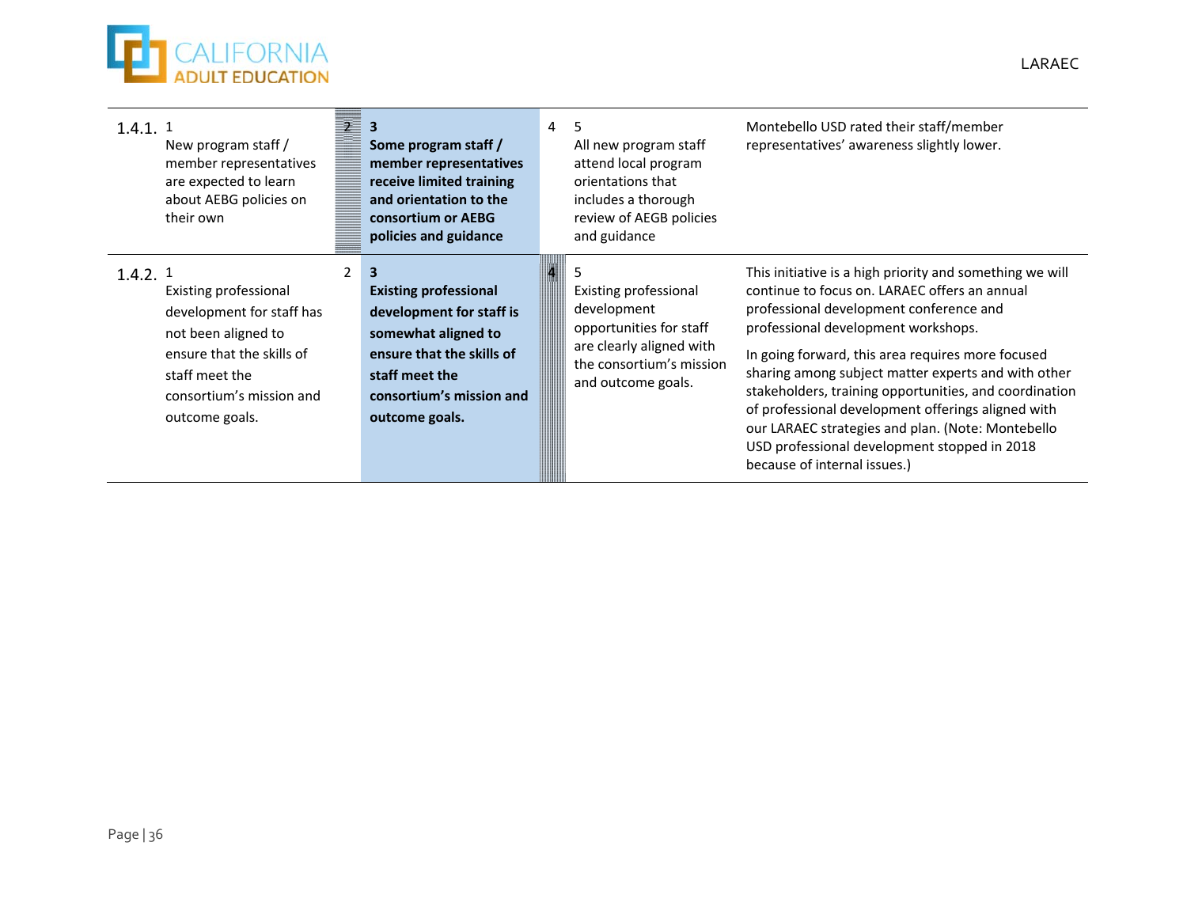| | 1 | 2 | 3 | 4 | 5 | |
|---|---|---|---|---|---|---|
| 1.4.1. | New program staff / member representatives are expected to learn about AEBG policies on their own | | **Some program staff / member representatives receive limited training and orientation to the consortium or AEBG policies and guidance** | | All new program staff attend local program orientations that includes a thorough review of AEGB policies and guidance | Montebello USD rated their staff/member representatives' awareness slightly lower. |
| 1.4.2. | Existing professional development for staff has not been aligned to ensure that the skills of staff meet the consortium's mission and outcome goals. | | **Existing professional development for staff is somewhat aligned to ensure that the skills of staff meet the consortium's mission and outcome goals.** | | Existing professional development opportunities for staff are clearly aligned with the consortium's mission and outcome goals. | This initiative is a high priority and something we will continue to focus on. LARAEC offers an annual professional development conference and professional development workshops.<br><br>In going forward, this area requires more focused sharing among subject matter experts and with other stakeholders, training opportunities, and coordination of professional development offerings aligned with our LARAEC strategies and plan. (Note: Montebello USD professional development stopped in 2018 because of internal issues.) |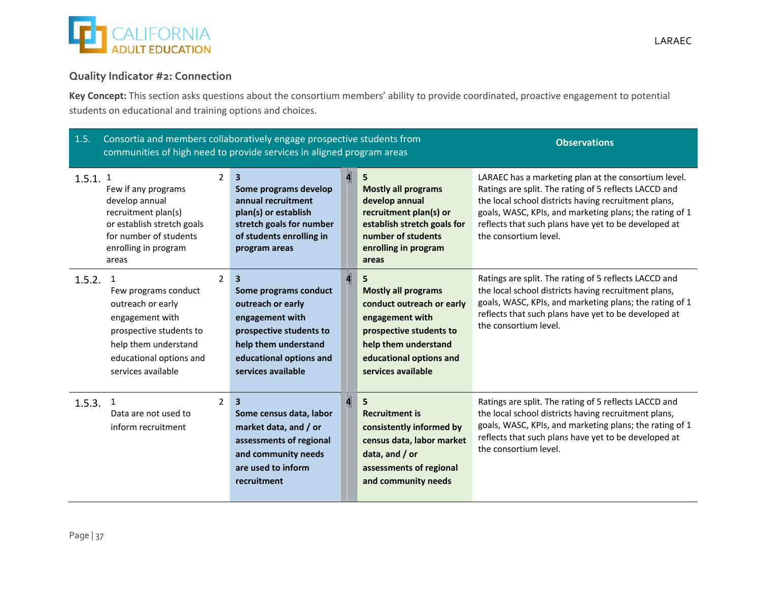### Quality Indicator #2: Connection

**Key Concept:** This section asks questions about the consortium members' ability to provide coordinated, proactive engagement to potential students on educational and training options and choices.

| 1.5. | Consortia and members collaboratively engage prospective students from communities of high need to provide services in aligned program areas | | | | | Observations |
|---|---|---|---|---|---|---|
| 1.5.1. | 1 Few if any programs develop annual recruitment plan(s) or establish stretch goals for number of students enrolling in program areas | 2 | **3 Some programs develop annual recruitment plan(s) or establish stretch goals for number of students enrolling in program areas** | 4 | **5 Mostly all programs develop annual recruitment plan(s) or establish stretch goals for number of students enrolling in program areas** | LARAEC has a marketing plan at the consortium level. Ratings are split. The rating of 5 reflects LACCD and the local school districts having recruitment plans, goals, WASC, KPIs, and marketing plans; the rating of 1 reflects that such plans have yet to be developed at the consortium level. |
| 1.5.2. | 1 Few programs conduct outreach or early engagement with prospective students to help them understand educational options and services available | 2 | **3 Some programs conduct outreach or early engagement with prospective students to help them understand educational options and services available** | 4 | **5 Mostly all programs conduct outreach or early engagement with prospective students to help them understand educational options and services available** | Ratings are split. The rating of 5 reflects LACCD and the local school districts having recruitment plans, goals, WASC, KPIs, and marketing plans; the rating of 1 reflects that such plans have yet to be developed at the consortium level. |
| 1.5.3. | 1 Data are not used to inform recruitment | 2 | **3 Some census data, labor market data, and / or assessments of regional and community needs are used to inform recruitment** | 4 | **5 Recruitment is consistently informed by census data, labor market data, and / or assessments of regional and community needs** | Ratings are split. The rating of 5 reflects LACCD and the local school districts having recruitment plans, goals, WASC, KPIs, and marketing plans; the rating of 1 reflects that such plans have yet to be developed at the consortium level. |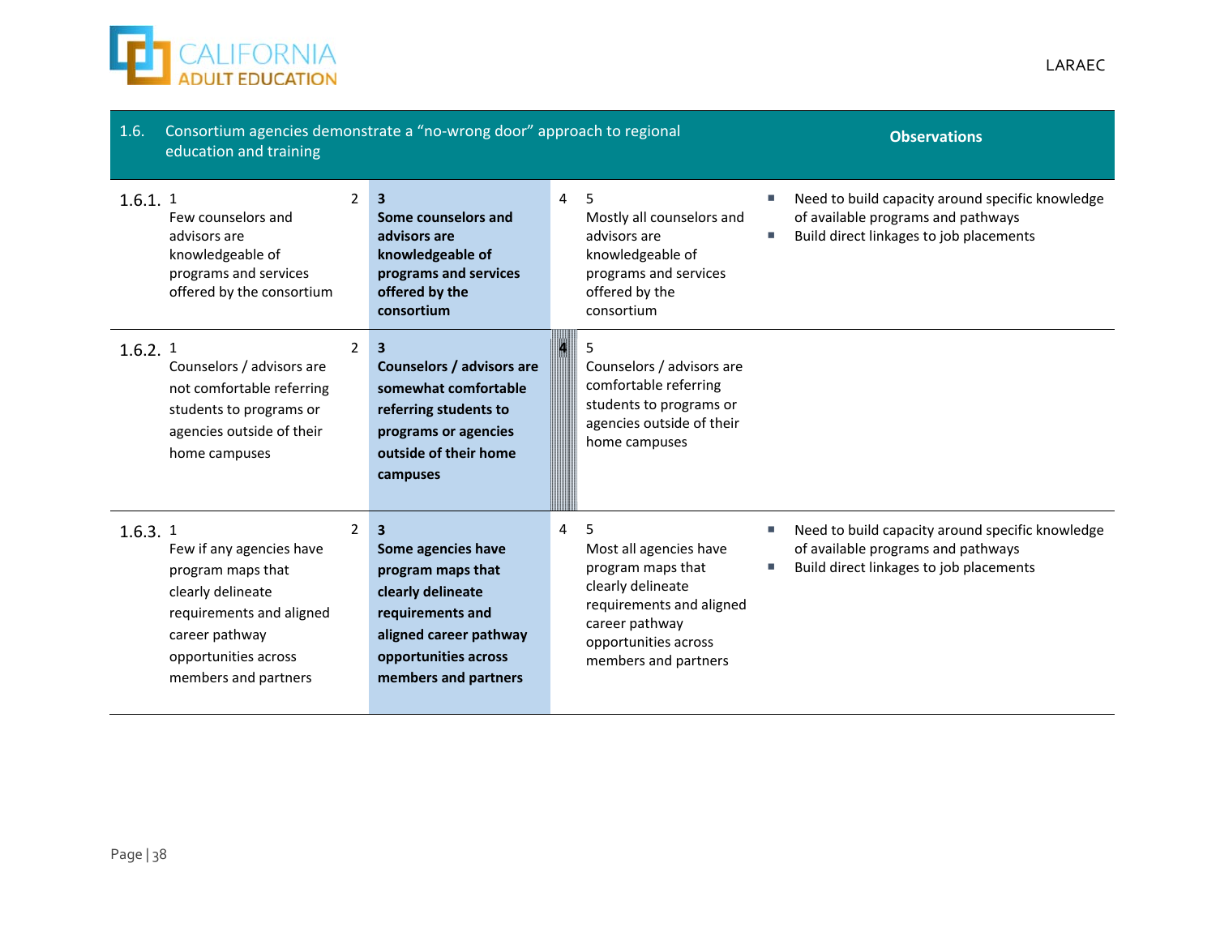| 1.6. | Consortium agencies demonstrate a "no-wrong door" approach to regional education and training | | | | | Observations |
|---|---|---|---|---|---|---|
| 1.6.1. | 1<br>Few counselors and advisors are knowledgeable of programs and services offered by the consortium | 2 | **3**<br>**Some counselors and advisors are knowledgeable of programs and services offered by the consortium** | 4 | 5<br>Mostly all counselors and advisors are knowledgeable of programs and services offered by the consortium | ▪ Need to build capacity around specific knowledge of available programs and pathways<br>▪ Build direct linkages to job placements |
| 1.6.2. | 1<br>Counselors / advisors are not comfortable referring students to programs or agencies outside of their home campuses | 2 | **3**<br>**Counselors / advisors are somewhat comfortable referring students to programs or agencies outside of their home campuses** | **4** | 5<br>Counselors / advisors are comfortable referring students to programs or agencies outside of their home campuses | |
| 1.6.3. | 1<br>Few if any agencies have program maps that clearly delineate requirements and aligned career pathway opportunities across members and partners | 2 | **3**<br>**Some agencies have program maps that clearly delineate requirements and aligned career pathway opportunities across members and partners** | 4 | 5<br>Most all agencies have program maps that clearly delineate requirements and aligned career pathway opportunities across members and partners | ▪ Need to build capacity around specific knowledge of available programs and pathways<br>▪ Build direct linkages to job placements |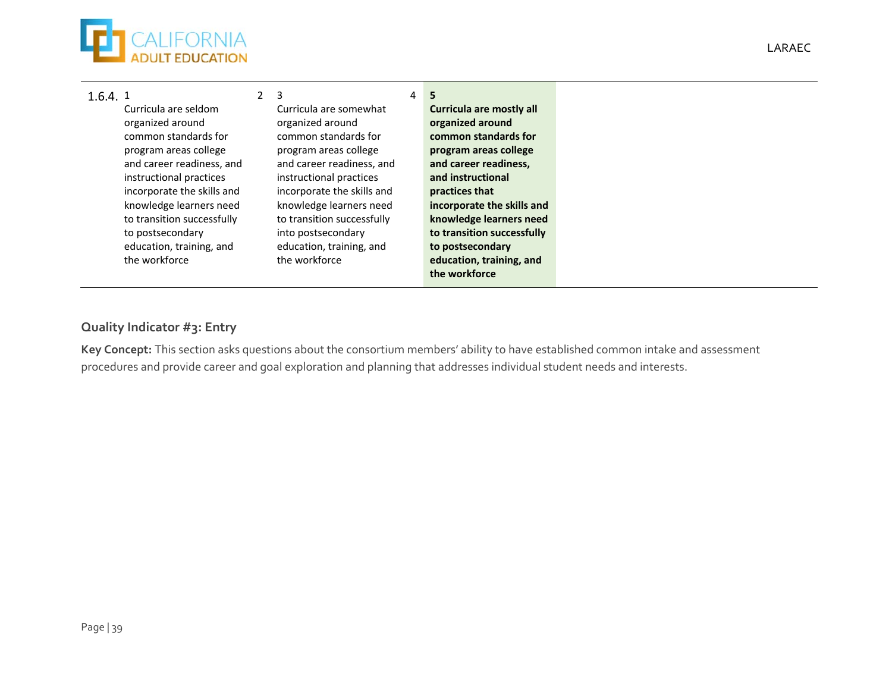| | 1 | 2 | 3 | 4 | 5 | |
|---|---|---|---|---|---|---|
| 1.6.4. | Curricula are seldom organized around common standards for program areas college and career readiness, and instructional practices incorporate the skills and knowledge learners need to transition successfully to postsecondary education, training, and the workforce | | Curricula are somewhat organized around common standards for program areas college and career readiness, and instructional practices incorporate the skills and knowledge learners need to transition successfully into postsecondary education, training, and the workforce | | **Curricula are mostly all organized around common standards for program areas college and career readiness, and instructional practices that incorporate the skills and knowledge learners need to transition successfully to postsecondary education, training, and the workforce** | |

### Quality Indicator #3: Entry

**Key Concept:** This section asks questions about the consortium members' ability to have established common intake and assessment procedures and provide career and goal exploration and planning that addresses individual student needs and interests.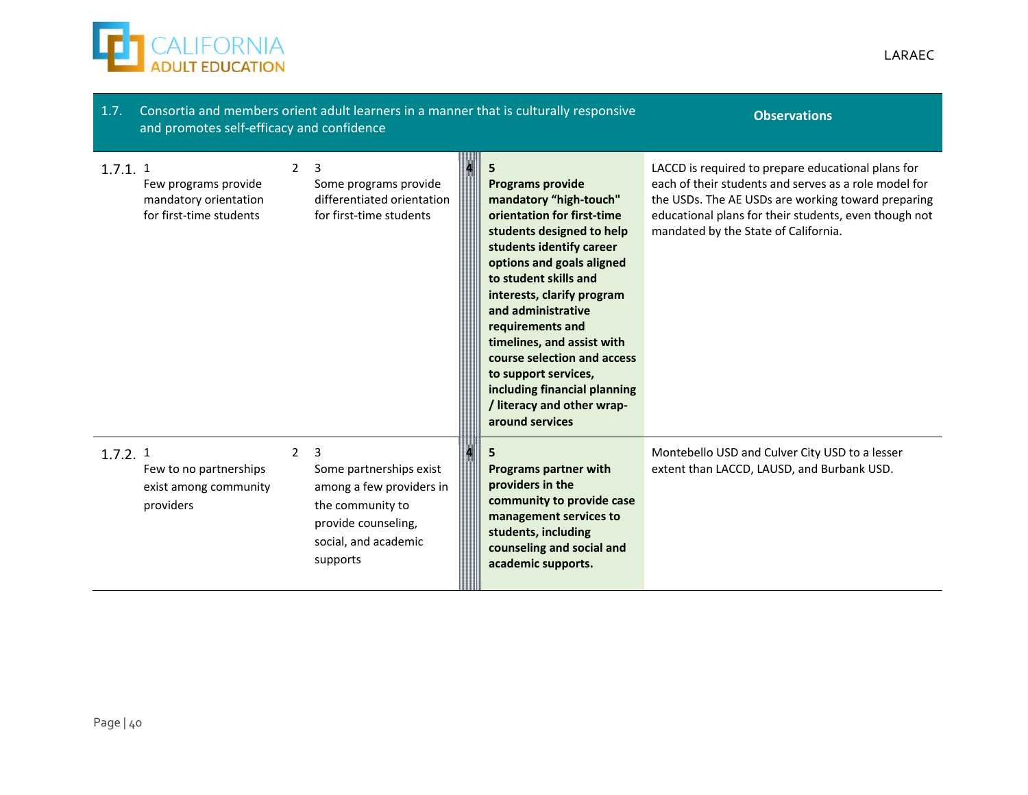| 1.7. | Consortia and members orient adult learners in a manner that is culturally responsive and promotes self-efficacy and confidence | | | | | Observations |
|---|---|---|---|---|---|---|
| 1.7.1. | 1<br>Few programs provide mandatory orientation for first-time students | 2 | 3<br>Some programs provide differentiated orientation for first-time students | 4 | **5**<br>**Programs provide mandatory "high-touch" orientation for first-time students designed to help students identify career options and goals aligned to student skills and interests, clarify program and administrative requirements and timelines, and assist with course selection and access to support services, including financial planning / literacy and other wrap-around services** | LACCD is required to prepare educational plans for each of their students and serves as a role model for the USDs. The AE USDs are working toward preparing educational plans for their students, even though not mandated by the State of California. |
| 1.7.2. | 1<br>Few to no partnerships exist among community providers | 2 | 3<br>Some partnerships exist among a few providers in the community to provide counseling, social, and academic supports | 4 | **5**<br>**Programs partner with providers in the community to provide case management services to students, including counseling and social and academic supports.** | Montebello USD and Culver City USD to a lesser extent than LACCD, LAUSD, and Burbank USD. |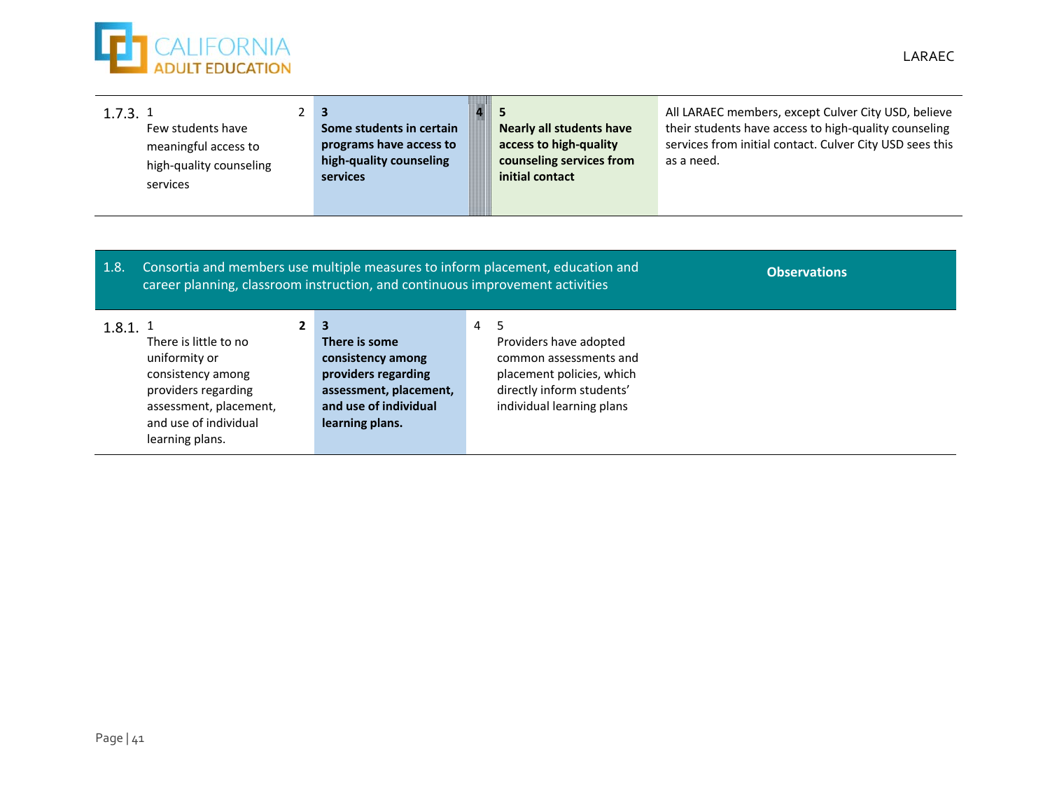| | 1 | 2 | 3 | 4 | 5 | |
|---|---|---|---|---|---|---|
| 1.7.3. | 1<br>Few students have meaningful access to high-quality counseling services | 2 | **3**<br>**Some students in certain programs have access to high-quality counseling services** | **4** | **5**<br>**Nearly all students have access to high-quality counseling services from initial contact** | All LARAEC members, except Culver City USD, believe their students have access to high-quality counseling services from initial contact. Culver City USD sees this as a need. |

| 1.8. | Consortia and members use multiple measures to inform placement, education and career planning, classroom instruction, and continuous improvement activities | | | | | **Observations** |
|---|---|---|---|---|---|---|
| 1.8.1. | 1<br>There is little to no uniformity or consistency among providers regarding assessment, placement, and use of individual learning plans. | **2** | **3**<br>**There is some consistency among providers regarding assessment, placement, and use of individual learning plans.** | 4 | 5<br>Providers have adopted common assessments and placement policies, which directly inform students' individual learning plans | |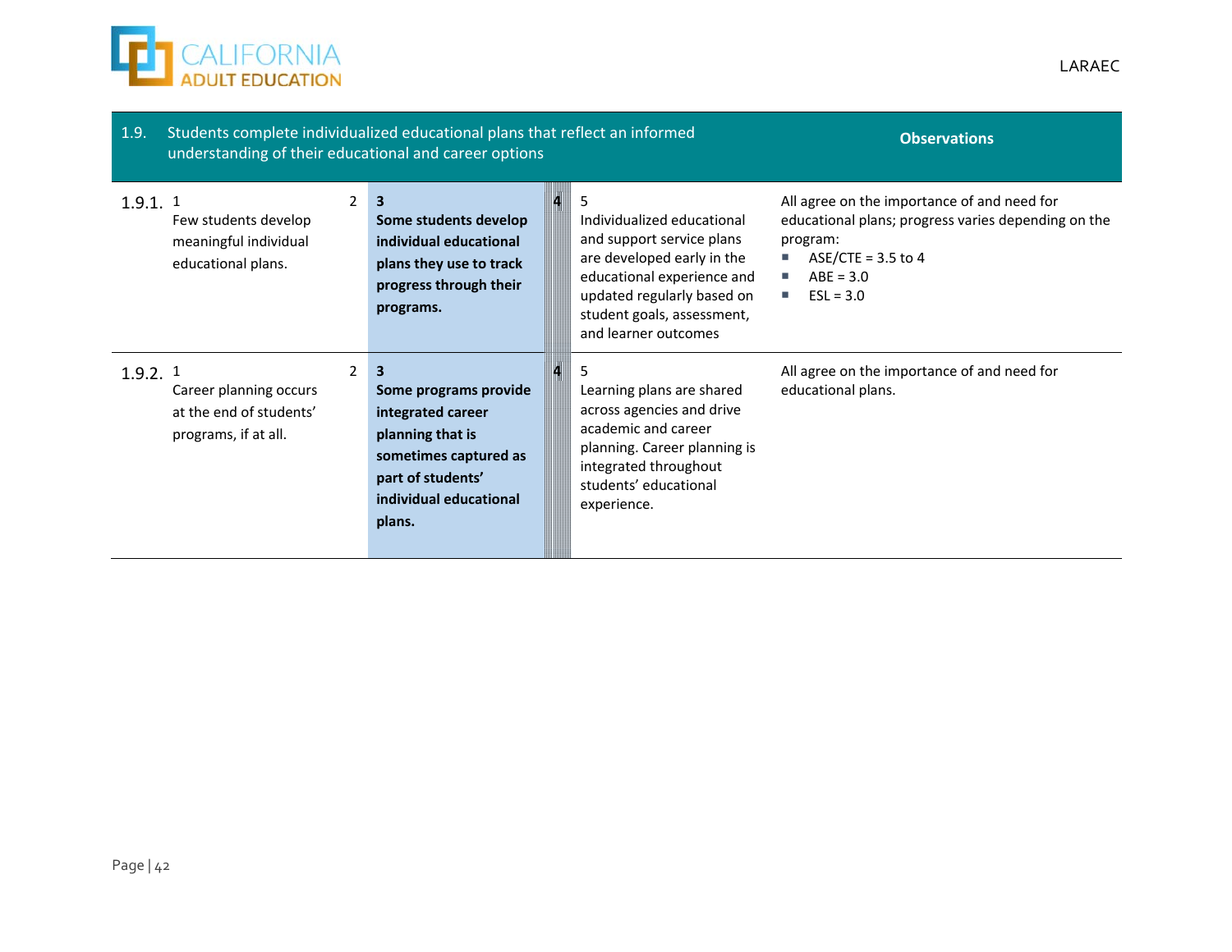| 1.9. | Students complete individualized educational plans that reflect an informed understanding of their educational and career options | | | | | Observations |
|---|---|---|---|---|---|---|
| 1.9.1. | 1<br>Few students develop meaningful individual educational plans. | 2 | **3**<br>**Some students develop individual educational plans they use to track progress through their programs.** | 4 | 5<br>Individualized educational and support service plans are developed early in the educational experience and updated regularly based on student goals, assessment, and learner outcomes | All agree on the importance of and need for educational plans; progress varies depending on the program:<br>▪ ASE/CTE = 3.5 to 4<br>▪ ABE = 3.0<br>▪ ESL = 3.0 |
| 1.9.2. | 1<br>Career planning occurs at the end of students' programs, if at all. | 2 | **3**<br>**Some programs provide integrated career planning that is sometimes captured as part of students' individual educational plans.** | 4 | 5<br>Learning plans are shared across agencies and drive academic and career planning. Career planning is integrated throughout students' educational experience. | All agree on the importance of and need for educational plans. |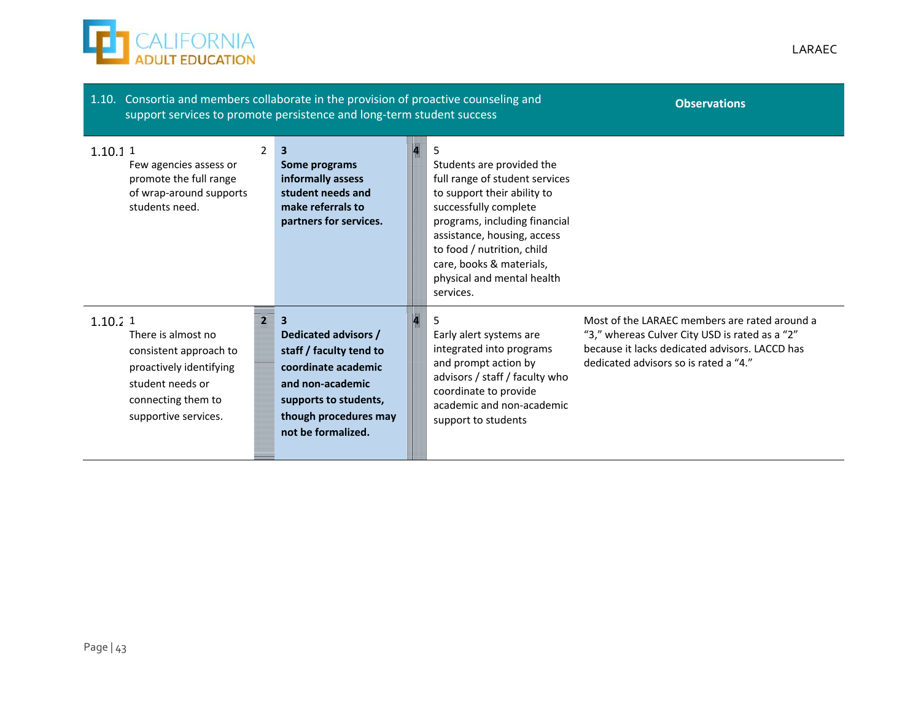| 1.10. Consortia and members collaborate in the provision of proactive counseling and support services to promote persistence and long-term student success | | | | | | Observations |
|---|---|---|---|---|---|---|
| 1.10.1 | 1<br>Few agencies assess or promote the full range of wrap-around supports students need. | 2 | **3**<br>**Some programs informally assess student needs and make referrals to partners for services.** | **4** | 5<br>Students are provided the full range of student services to support their ability to successfully complete programs, including financial assistance, housing, access to food / nutrition, child care, books & materials, physical and mental health services. | |
| 1.10.2 | 1<br>There is almost no consistent approach to proactively identifying student needs or connecting them to supportive services. | **2** | **3**<br>**Dedicated advisors / staff / faculty tend to coordinate academic and non-academic supports to students, though procedures may not be formalized.** | **4** | 5<br>Early alert systems are integrated into programs and prompt action by advisors / staff / faculty who coordinate to provide academic and non-academic support to students | Most of the LARAEC members are rated around a "3," whereas Culver City USD is rated as a "2" because it lacks dedicated advisors. LACCD has dedicated advisors so is rated a "4." |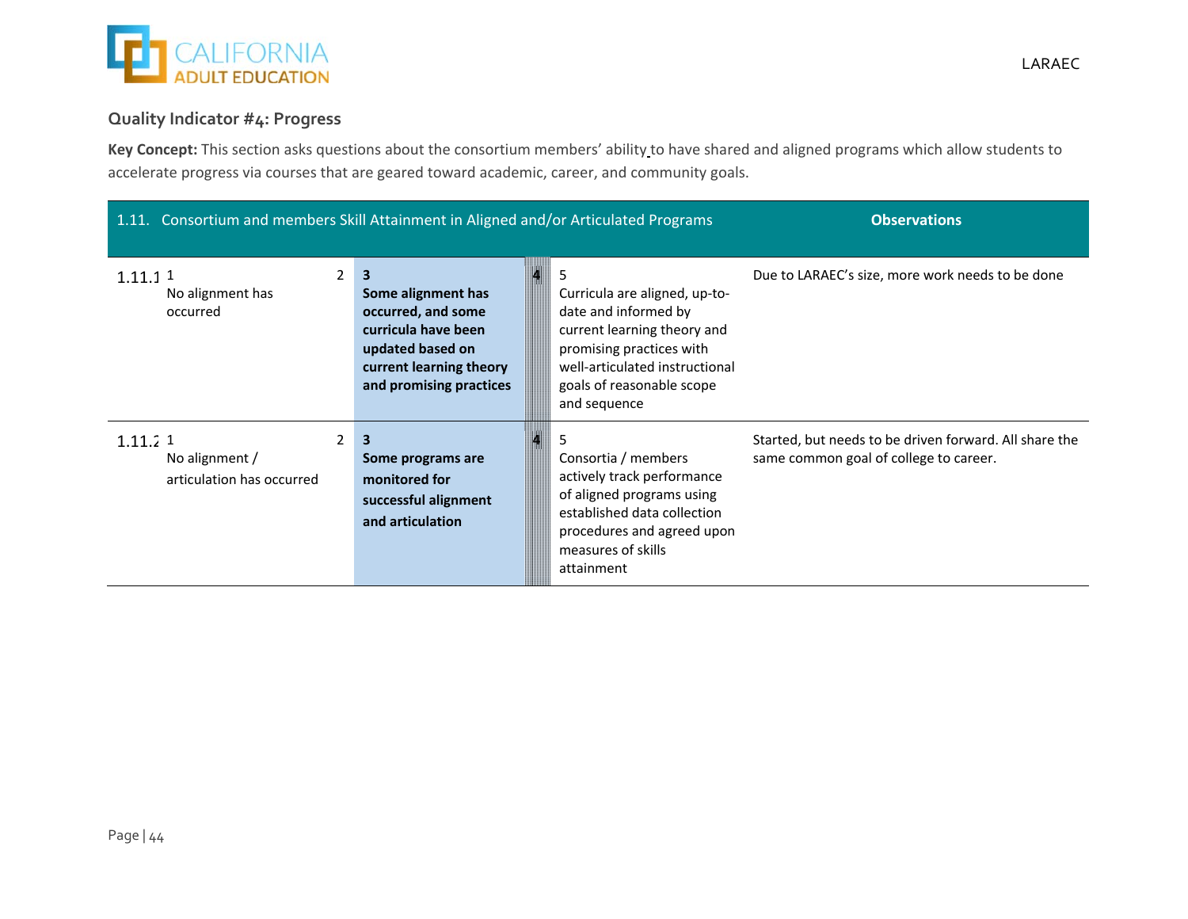### Quality Indicator #4: Progress

**Key Concept:** This section asks questions about the consortium members' ability to have shared and aligned programs which allow students to accelerate progress via courses that are geared toward academic, career, and community goals.

| 1.11. Consortium and members Skill Attainment in Aligned and/or Articulated Programs | | | | | | Observations |
|---|---|---|---|---|---|---|
| 1.11.1 | 1<br>No alignment has occurred | 2 | **3**<br>**Some alignment has occurred, and some curricula have been updated based on current learning theory and promising practices** | 4 | 5<br>Curricula are aligned, up-to-date and informed by current learning theory and promising practices with well-articulated instructional goals of reasonable scope and sequence | Due to LARAEC's size, more work needs to be done |
| 1.11.2 | 1<br>No alignment / articulation has occurred | 2 | **3**<br>**Some programs are monitored for successful alignment and articulation** | 4 | 5<br>Consortia / members actively track performance of aligned programs using established data collection procedures and agreed upon measures of skills attainment | Started, but needs to be driven forward. All share the same common goal of college to career. |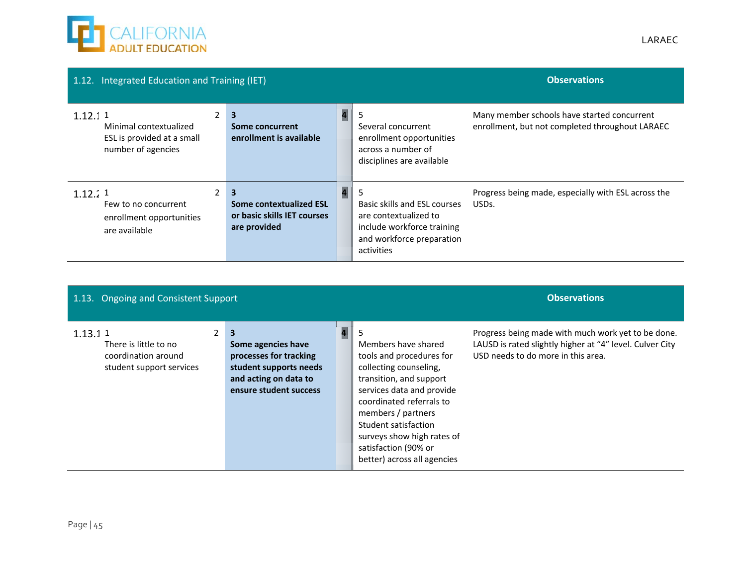| 1.12. Integrated Education and Training (IET) | | | | | | Observations |
|---|---|---|---|---|---|---|
| 1.12.1 | 1<br>Minimal contextualized ESL is provided at a small number of agencies | 2 | **3**<br>**Some concurrent enrollment is available** | 4 | 5<br>Several concurrent enrollment opportunities across a number of disciplines are available | Many member schools have started concurrent enrollment, but not completed throughout LARAEC |
| 1.12.2 | 1<br>Few to no concurrent enrollment opportunities are available | 2 | **3**<br>**Some contextualized ESL or basic skills IET courses are provided** | 4 | 5<br>Basic skills and ESL courses are contextualized to include workforce training and workforce preparation activities | Progress being made, especially with ESL across the USDs. |

| 1.13. Ongoing and Consistent Support | | | | | | Observations |
|---|---|---|---|---|---|---|
| 1.13.1 | 1<br>There is little to no coordination around student support services | 2 | **3**<br>**Some agencies have processes for tracking student supports needs and acting on data to ensure student success** | 4 | 5<br>Members have shared tools and procedures for collecting counseling, transition, and support services data and provide coordinated referrals to members / partners Student satisfaction surveys show high rates of satisfaction (90% or better) across all agencies | Progress being made with much work yet to be done. LAUSD is rated slightly higher at "4" level. Culver City USD needs to do more in this area. |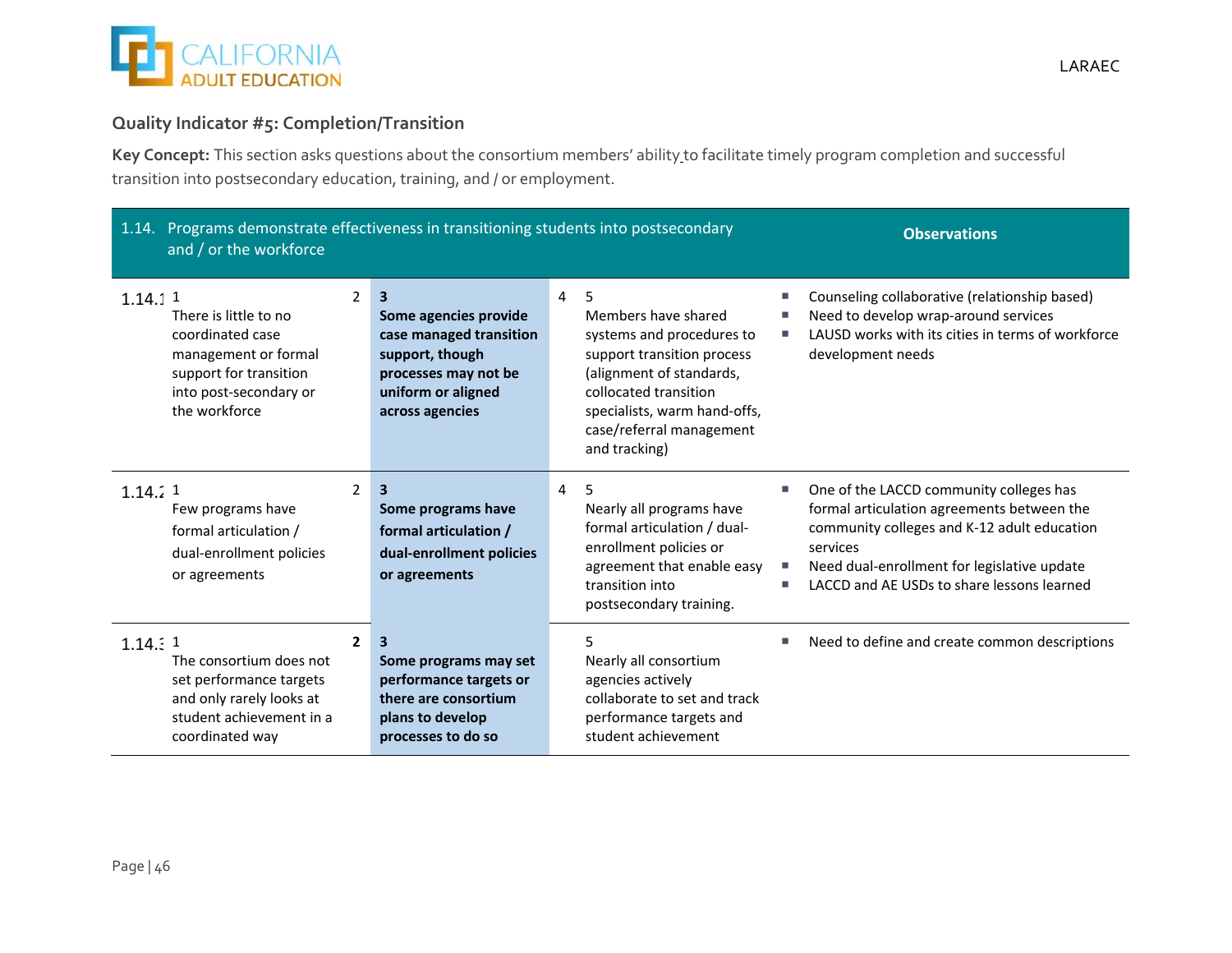### Quality Indicator #5: Completion/Transition

**Key Concept:** This section asks questions about the consortium members' ability to facilitate timely program completion and successful transition into postsecondary education, training, and / or employment.

| 1.14. Programs demonstrate effectiveness in transitioning students into postsecondary and / or the workforce | | | | | | Observations |
|---|---|---|---|---|---|---|
| 1.14.1 | 1<br>There is little to no coordinated case management or formal support for transition into post-secondary or the workforce | 2 | **3**<br>**Some agencies provide case managed transition support, though processes may not be uniform or aligned across agencies** | 4 | 5<br>Members have shared systems and procedures to support transition process (alignment of standards, collocated transition specialists, warm hand-offs, case/referral management and tracking) | ▪ Counseling collaborative (relationship based)<br>▪ Need to develop wrap-around services<br>▪ LAUSD works with its cities in terms of workforce development needs |
| 1.14.2 | 1<br>Few programs have formal articulation / dual-enrollment policies or agreements | 2 | **3**<br>**Some programs have formal articulation / dual-enrollment policies or agreements** | 4 | 5<br>Nearly all programs have formal articulation / dual-enrollment policies or agreement that enable easy transition into postsecondary training. | ▪ One of the LACCD community colleges has formal articulation agreements between the community colleges and K-12 adult education services<br>▪ Need dual-enrollment for legislative update<br>▪ LACCD and AE USDs to share lessons learned |
| 1.14.3 | 1<br>The consortium does not set performance targets and only rarely looks at student achievement in a coordinated way | **2** | **3**<br>**Some programs may set performance targets or there are consortium plans to develop processes to do so** | | 5<br>Nearly all consortium agencies actively collaborate to set and track performance targets and student achievement | ▪ Need to define and create common descriptions |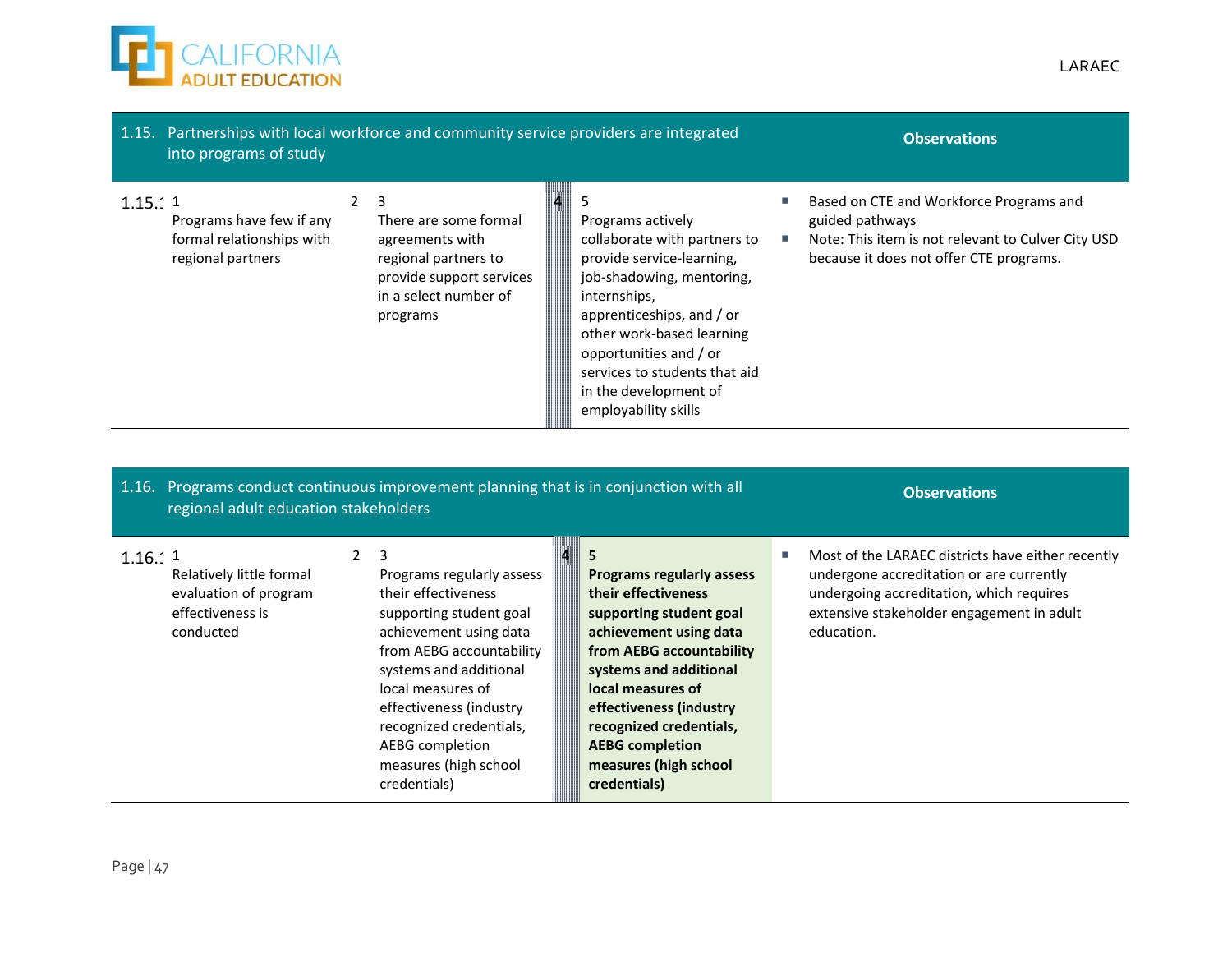| 1.15. Partnerships with local workforce and community service providers are integrated into programs of study | | | | | | Observations |
|---|---|---|---|---|---|---|
| 1.15.1 | 1<br>Programs have few if any formal relationships with regional partners | 2 | 3<br>There are some formal agreements with regional partners to provide support services in a select number of programs | 4 | 5<br>Programs actively collaborate with partners to provide service-learning, job-shadowing, mentoring, internships, apprenticeships, and / or other work-based learning opportunities and / or services to students that aid in the development of employability skills | ▪ Based on CTE and Workforce Programs and guided pathways<br>▪ Note: This item is not relevant to Culver City USD because it does not offer CTE programs. |

| 1.16. Programs conduct continuous improvement planning that is in conjunction with all regional adult education stakeholders | | | | | | Observations |
|---|---|---|---|---|---|---|
| 1.16.1 | 1<br>Relatively little formal evaluation of program effectiveness is conducted | 2 | 3<br>Programs regularly assess their effectiveness supporting student goal achievement using data from AEBG accountability systems and additional local measures of effectiveness (industry recognized credentials, AEBG completion measures (high school credentials) | 4 | **5**<br>**Programs regularly assess their effectiveness supporting student goal achievement using data from AEBG accountability systems and additional local measures of effectiveness (industry recognized credentials, AEBG completion measures (high school credentials)** | ▪ Most of the LARAEC districts have either recently undergone accreditation or are currently undergoing accreditation, which requires extensive stakeholder engagement in adult education. |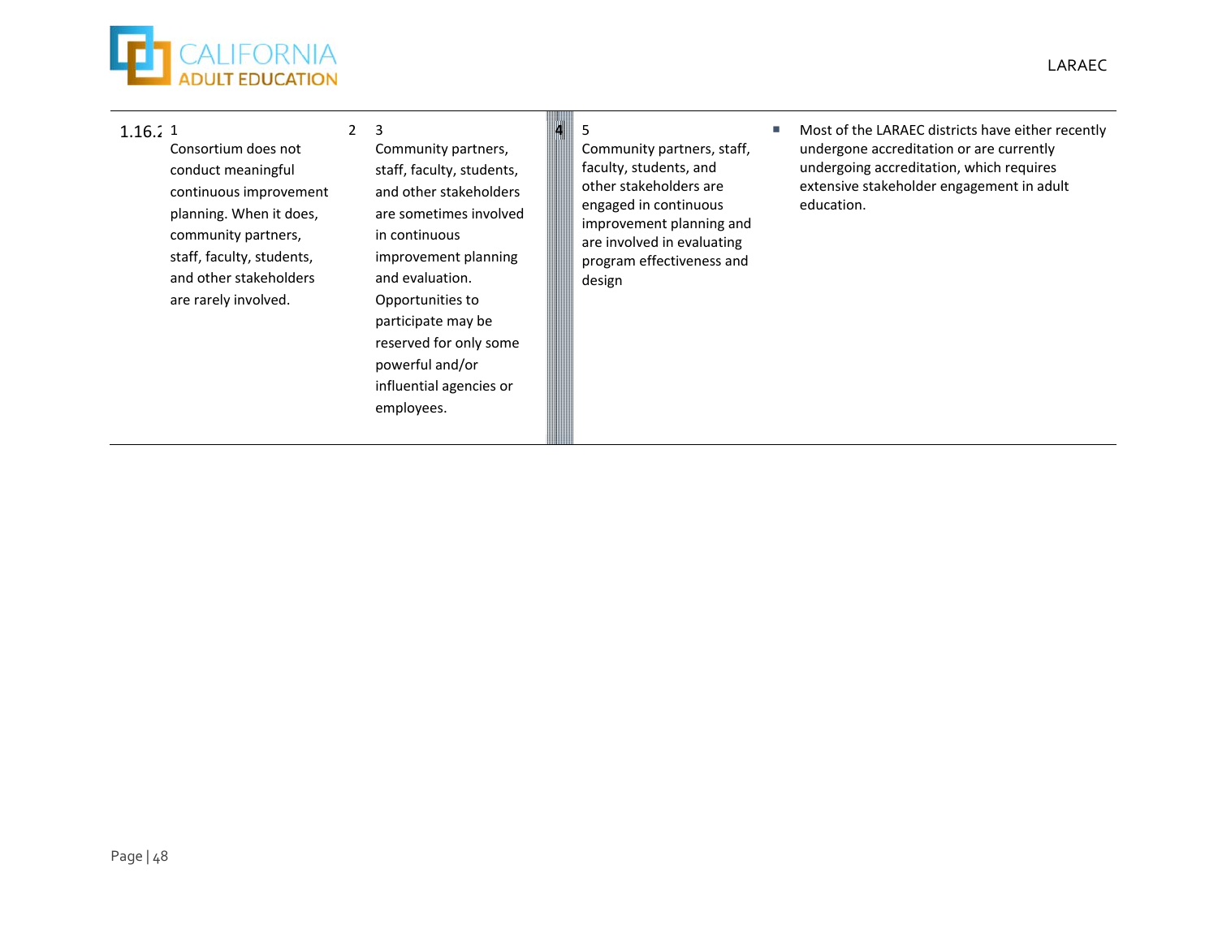| | | | | | | |
|---|---|---|---|---|---|---|
| 1.16.2 | 1<br>Consortium does not conduct meaningful continuous improvement planning. When it does, community partners, staff, faculty, students, and other stakeholders are rarely involved. | 2 | 3<br>Community partners, staff, faculty, students, and other stakeholders are sometimes involved in continuous improvement planning and evaluation. Opportunities to participate may be reserved for only some powerful and/or influential agencies or employees. | 4 | 5<br>Community partners, staff, faculty, students, and other stakeholders are engaged in continuous improvement planning and are involved in evaluating program effectiveness and design | ▪ Most of the LARAEC districts have either recently undergone accreditation or are currently undergoing accreditation, which requires extensive stakeholder engagement in adult education. |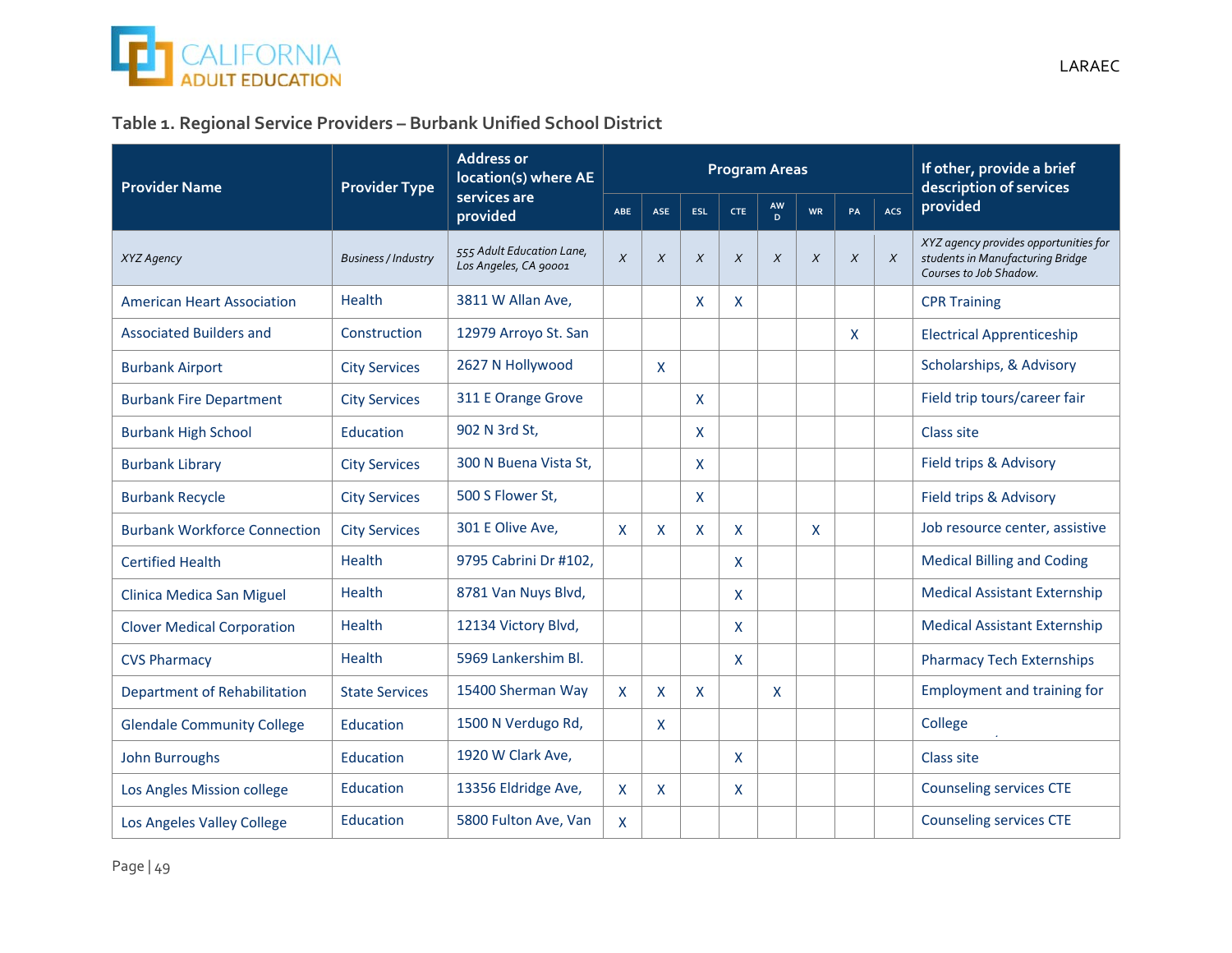### Table 1. Regional Service Providers – Burbank Unified School District

| Provider Name | Provider Type | Address or location(s) where AE services are provided | Program Areas | | | | | | | | If other, provide a brief description of services provided |
|---|---|---|---|---|---|---|---|---|---|---|---|
| | | | ABE | ASE | ESL | CTE | AWD | WR | PA | ACS | |
| *XYZ Agency* | *Business / Industry* | *555 Adult Education Lane, Los Angeles, CA 90001* | *X* | *X* | *X* | *X* | *X* | *X* | *X* | *X* | *XYZ agency provides opportunities for students in Manufacturing Bridge Courses to Job Shadow.* |
| American Heart Association | Health | 3811 W Allan Ave, | | | X | X | | | | | CPR Training |
| Associated Builders and | Construction | 12979 Arroyo St. San | | | | | | | X | | Electrical Apprenticeship |
| Burbank Airport | City Services | 2627 N Hollywood | | X | | | | | | | Scholarships, & Advisory |
| Burbank Fire Department | City Services | 311 E Orange Grove | | | X | | | | | | Field trip tours/career fair |
| Burbank High School | Education | 902 N 3rd St, | | | X | | | | | | Class site |
| Burbank Library | City Services | 300 N Buena Vista St, | | | X | | | | | | Field trips & Advisory |
| Burbank Recycle | City Services | 500 S Flower St, | | | X | | | | | | Field trips & Advisory |
| Burbank Workforce Connection | City Services | 301 E Olive Ave, | X | X | X | X | | X | | | Job resource center, assistive |
| Certified Health | Health | 9795 Cabrini Dr #102, | | | | X | | | | | Medical Billing and Coding |
| Clinica Medica San Miguel | Health | 8781 Van Nuys Blvd, | | | | X | | | | | Medical Assistant Externship |
| Clover Medical Corporation | Health | 12134 Victory Blvd, | | | | X | | | | | Medical Assistant Externship |
| CVS Pharmacy | Health | 5969 Lankershim Bl. | | | | X | | | | | Pharmacy Tech Externships |
| Department of Rehabilitation | State Services | 15400 Sherman Way | X | X | X | | X | | | | Employment and training for |
| Glendale Community College | Education | 1500 N Verdugo Rd, | | X | | | | | | | College |
| John Burroughs | Education | 1920 W Clark Ave, | | | | X | | | | | Class site |
| Los Angles Mission college | Education | 13356 Eldridge Ave, | X | X | | X | | | | | Counseling services CTE |
| Los Angeles Valley College | Education | 5800 Fulton Ave, Van | X | | | | | | | | Counseling services CTE |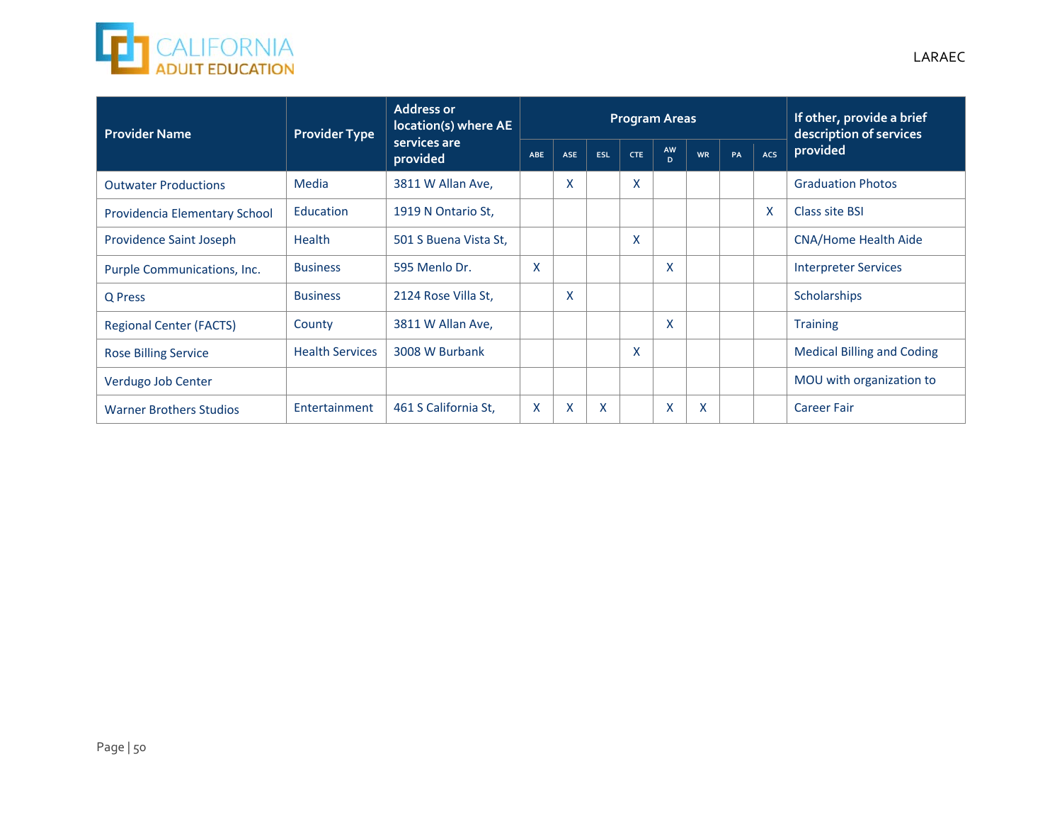| Provider Name | Provider Type | Address or location(s) where AE services are provided | Program Areas | | | | | | | | If other, provide a brief description of services provided |
|---|---|---|---|---|---|---|---|---|---|---|---|
| | | | ABE | ASE | ESL | CTE | AWD | WR | PA | ACS | |
| Outwater Productions | Media | 3811 W Allan Ave, | | X | | X | | | | | Graduation Photos |
| Providencia Elementary School | Education | 1919 N Ontario St, | | | | | | | | X | Class site BSI |
| Providence Saint Joseph | Health | 501 S Buena Vista St, | | | | X | | | | | CNA/Home Health Aide |
| Purple Communications, Inc. | Business | 595 Menlo Dr. | X | | | | X | | | | Interpreter Services |
| Q Press | Business | 2124 Rose Villa St, | | X | | | | | | | Scholarships |
| Regional Center (FACTS) | County | 3811 W Allan Ave, | | | | | X | | | | Training |
| Rose Billing Service | Health Services | 3008 W Burbank | | | | X | | | | | Medical Billing and Coding |
| Verdugo Job Center | | | | | | | | | | | MOU with organization to |
| Warner Brothers Studios | Entertainment | 461 S California St, | X | X | X | | X | X | | | Career Fair |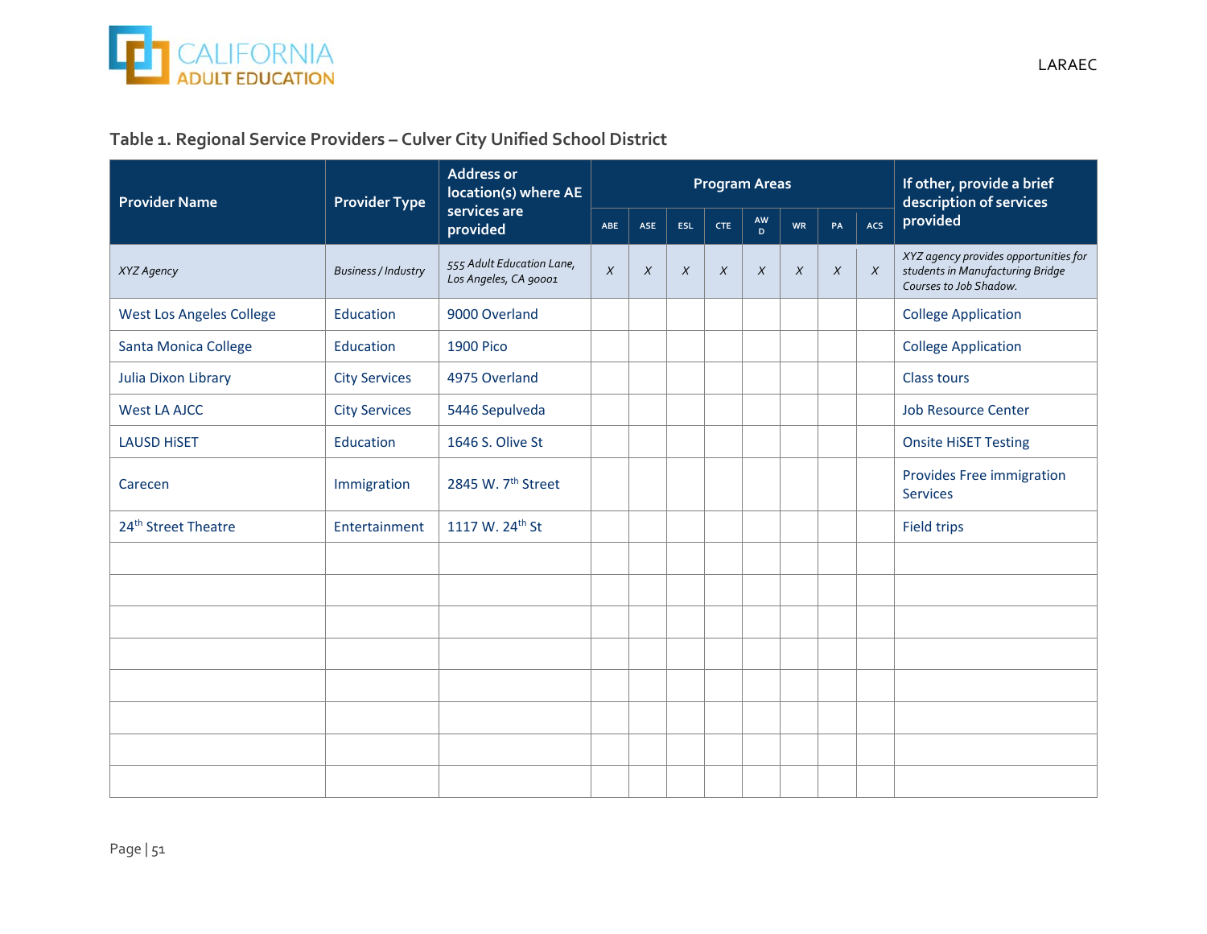### Table 1. Regional Service Providers – Culver City Unified School District

| Provider Name | Provider Type | Address or location(s) where AE services are provided | Program Areas | | | | | | | | If other, provide a brief description of services provided |
|---|---|---|---|---|---|---|---|---|---|---|---|
| | | | ABE | ASE | ESL | CTE | AWD | WR | PA | ACS | |
| *XYZ Agency* | *Business / Industry* | *555 Adult Education Lane, Los Angeles, CA 90001* | *X* | *X* | *X* | *X* | *X* | *X* | *X* | *X* | *XYZ agency provides opportunities for students in Manufacturing Bridge Courses to Job Shadow.* |
| West Los Angeles College | Education | 9000 Overland | | | | | | | | | College Application |
| Santa Monica College | Education | 1900 Pico | | | | | | | | | College Application |
| Julia Dixon Library | City Services | 4975 Overland | | | | | | | | | Class tours |
| West LA AJCC | City Services | 5446 Sepulveda | | | | | | | | | Job Resource Center |
| LAUSD HiSET | Education | 1646 S. Olive St | | | | | | | | | Onsite HiSET Testing |
| Carecen | Immigration | 2845 W. 7th Street | | | | | | | | | Provides Free immigration Services |
| 24th Street Theatre | Entertainment | 1117 W. 24th St | | | | | | | | | Field trips |
| | | | | | | | | | | | |
| | | | | | | | | | | | |
| | | | | | | | | | | | |
| | | | | | | | | | | | |
| | | | | | | | | | | | |
| | | | | | | | | | | | |
| | | | | | | | | | | | |
| | | | | | | | | | | | |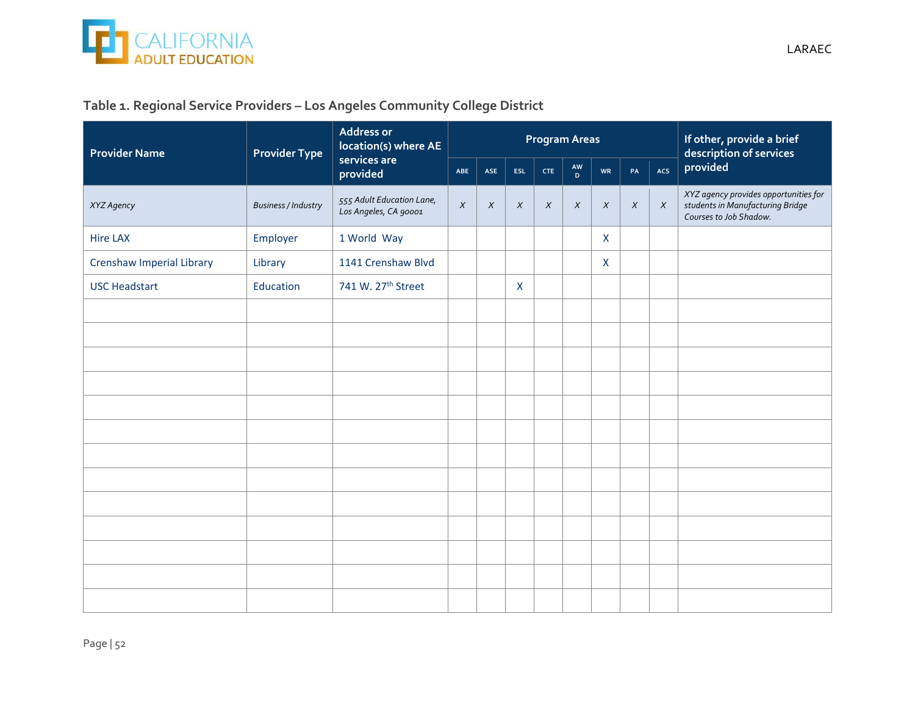### Table 1. Regional Service Providers – Los Angeles Community College District

| Provider Name | Provider Type | Address or location(s) where AE services are provided | Program Areas | | | | | | | | If other, provide a brief description of services provided |
|---|---|---|---|---|---|---|---|---|---|---|---|
| | | | ABE | ASE | ESL | CTE | AWD | WR | PA | ACS | |
| *XYZ Agency* | *Business / Industry* | *555 Adult Education Lane, Los Angeles, CA 90001* | *X* | *X* | *X* | *X* | *X* | *X* | *X* | *X* | *XYZ agency provides opportunities for students in Manufacturing Bridge Courses to Job Shadow.* |
| Hire LAX | Employer | 1 World Way | | | | | | X | | | |
| Crenshaw Imperial Library | Library | 1141 Crenshaw Blvd | | | | | | X | | | |
| USC Headstart | Education | 741 W. 27th Street | | | X | | | | | | |
| | | | | | | | | | | | |
| | | | | | | | | | | | |
| | | | | | | | | | | | |
| | | | | | | | | | | | |
| | | | | | | | | | | | |
| | | | | | | | | | | | |
| | | | | | | | | | | | |
| | | | | | | | | | | | |
| | | | | | | | | | | | |
| | | | | | | | | | | | |
| | | | | | | | | | | | |
| | | | | | | | | | | | |
| | | | | | | | | | | | |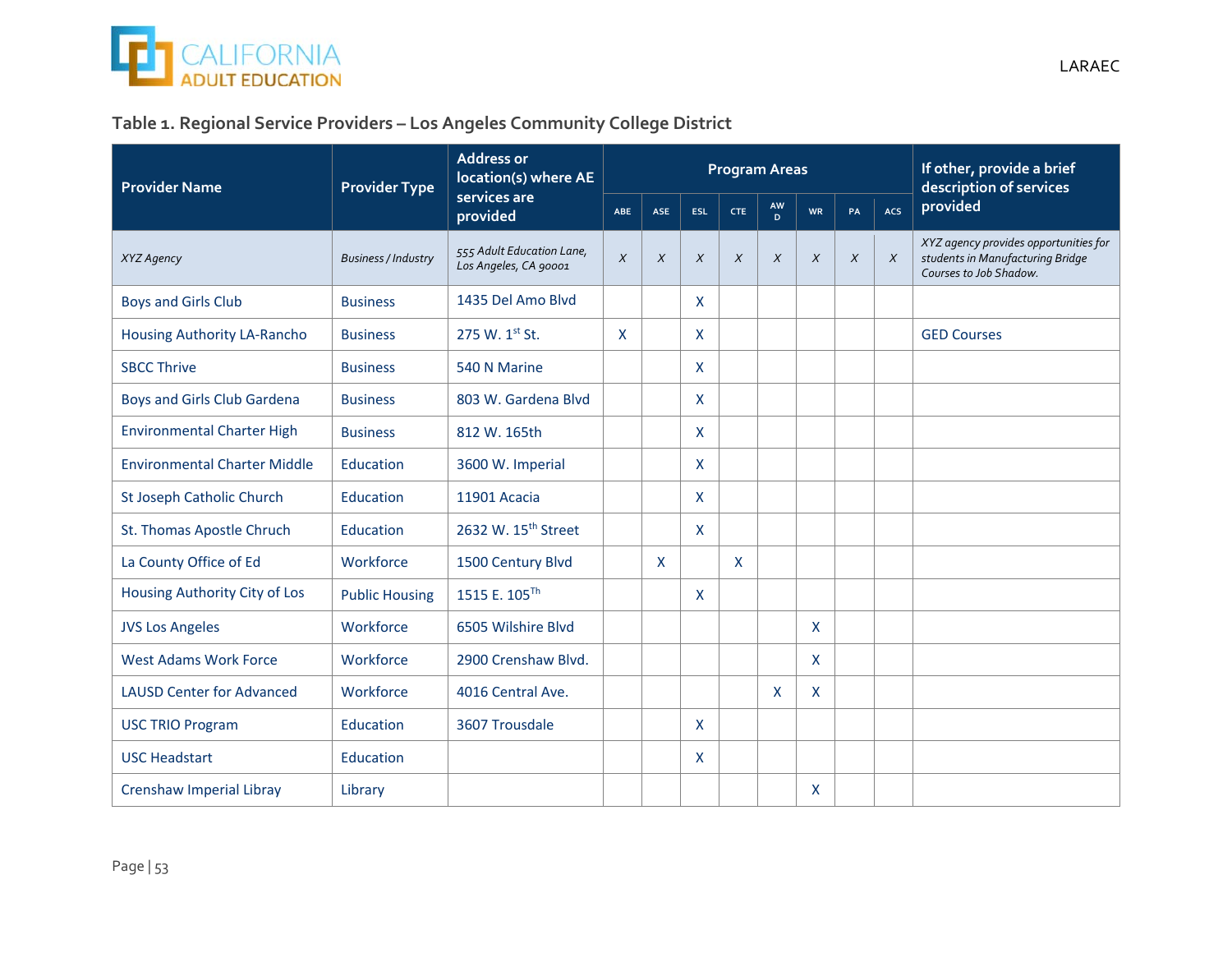### Table 1. Regional Service Providers – Los Angeles Community College District

| Provider Name | Provider Type | Address or location(s) where AE services are provided | Program Areas | | | | | | | | If other, provide a brief description of services provided |
|---|---|---|---|---|---|---|---|---|---|---|---|
| | | | ABE | ASE | ESL | CTE | AWD | WR | PA | ACS | |
| *XYZ Agency* | *Business / Industry* | *555 Adult Education Lane, Los Angeles, CA 90001* | *X* | *X* | *X* | *X* | *X* | *X* | *X* | *X* | *XYZ agency provides opportunities for students in Manufacturing Bridge Courses to Job Shadow.* |
| Boys and Girls Club | Business | 1435 Del Amo Blvd | | | X | | | | | | |
| Housing Authority LA-Rancho | Business | 275 W. 1st St. | X | | X | | | | | | GED Courses |
| SBCC Thrive | Business | 540 N Marine | | | X | | | | | | |
| Boys and Girls Club Gardena | Business | 803 W. Gardena Blvd | | | X | | | | | | |
| Environmental Charter High | Business | 812 W. 165th | | | X | | | | | | |
| Environmental Charter Middle | Education | 3600 W. Imperial | | | X | | | | | | |
| St Joseph Catholic Church | Education | 11901 Acacia | | | X | | | | | | |
| St. Thomas Apostle Chruch | Education | 2632 W. 15th Street | | | X | | | | | | |
| La County Office of Ed | Workforce | 1500 Century Blvd | | X | | X | | | | | |
| Housing Authority City of Los | Public Housing | 1515 E. 105Th | | | X | | | | | | |
| JVS Los Angeles | Workforce | 6505 Wilshire Blvd | | | | | | X | | | |
| West Adams Work Force | Workforce | 2900 Crenshaw Blvd. | | | | | | X | | | |
| LAUSD Center for Advanced | Workforce | 4016 Central Ave. | | | | | X | X | | | |
| USC TRIO Program | Education | 3607 Trousdale | | | X | | | | | | |
| USC Headstart | Education | | | | X | | | | | | |
| Crenshaw Imperial Libray | Library | | | | | | | X | | | |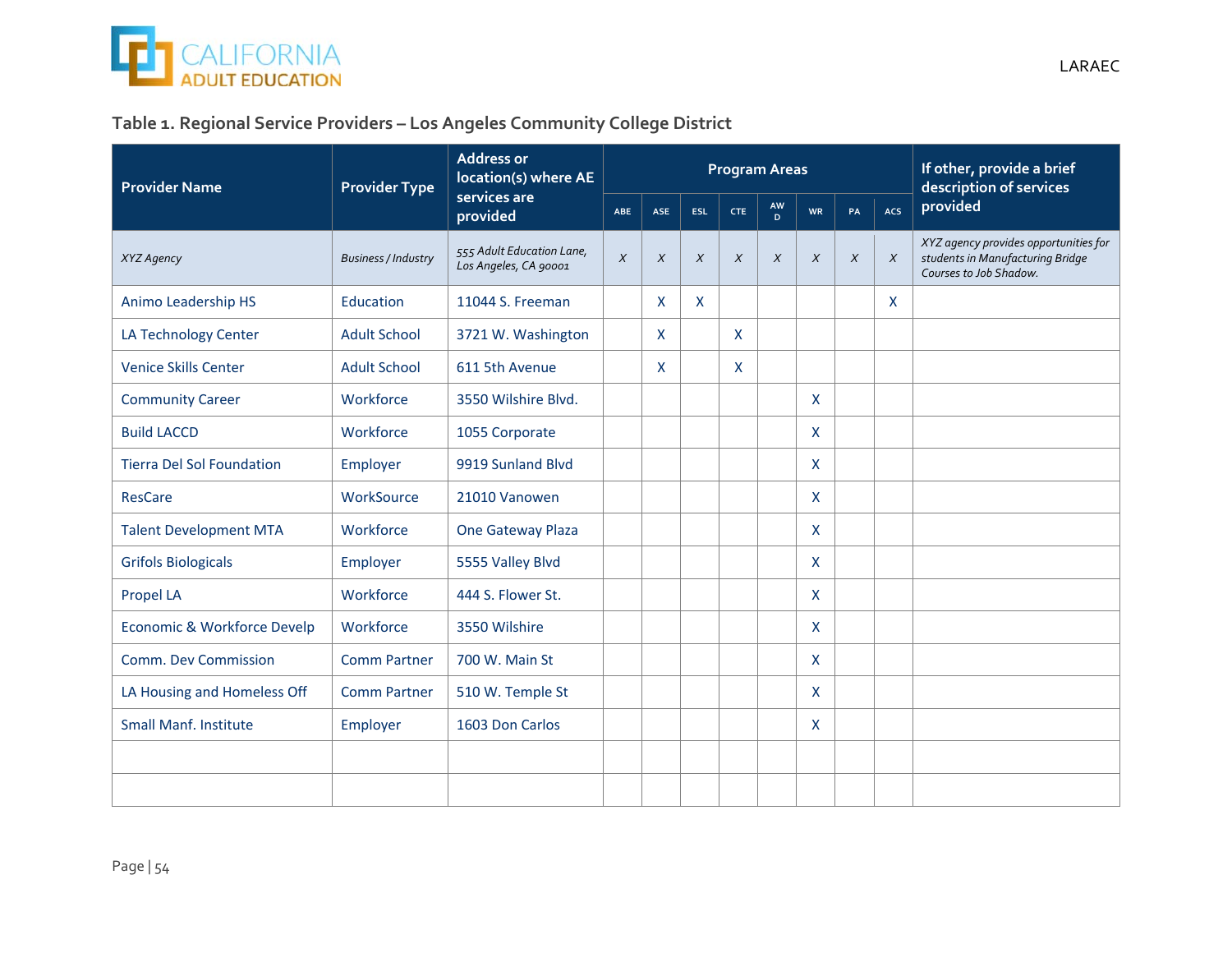### Table 1. Regional Service Providers – Los Angeles Community College District

| Provider Name | Provider Type | Address or location(s) where AE services are provided | Program Areas | | | | | | | | If other, provide a brief description of services provided |
|---|---|---|---|---|---|---|---|---|---|---|---|
| | | | ABE | ASE | ESL | CTE | AWD | WR | PA | ACS | |
| *XYZ Agency* | *Business / Industry* | *555 Adult Education Lane, Los Angeles, CA 90001* | *X* | *X* | *X* | *X* | *X* | *X* | *X* | *X* | *XYZ agency provides opportunities for students in Manufacturing Bridge Courses to Job Shadow.* |
| Animo Leadership HS | Education | 11044 S. Freeman | | X | X | | | | | X | |
| LA Technology Center | Adult School | 3721 W. Washington | | X | | X | | | | | |
| Venice Skills Center | Adult School | 611 5th Avenue | | X | | X | | | | | |
| Community Career | Workforce | 3550 Wilshire Blvd. | | | | | | X | | | |
| Build LACCD | Workforce | 1055 Corporate | | | | | | X | | | |
| Tierra Del Sol Foundation | Employer | 9919 Sunland Blvd | | | | | | X | | | |
| ResCare | WorkSource | 21010 Vanowen | | | | | | X | | | |
| Talent Development MTA | Workforce | One Gateway Plaza | | | | | | X | | | |
| Grifols Biologicals | Employer | 5555 Valley Blvd | | | | | | X | | | |
| Propel LA | Workforce | 444 S. Flower St. | | | | | | X | | | |
| Economic & Workforce Develp | Workforce | 3550 Wilshire | | | | | | X | | | |
| Comm. Dev Commission | Comm Partner | 700 W. Main St | | | | | | X | | | |
| LA Housing and Homeless Off | Comm Partner | 510 W. Temple St | | | | | | X | | | |
| Small Manf. Institute | Employer | 1603 Don Carlos | | | | | | X | | | |
| | | | | | | | | | | | |
| | | | | | | | | | | | |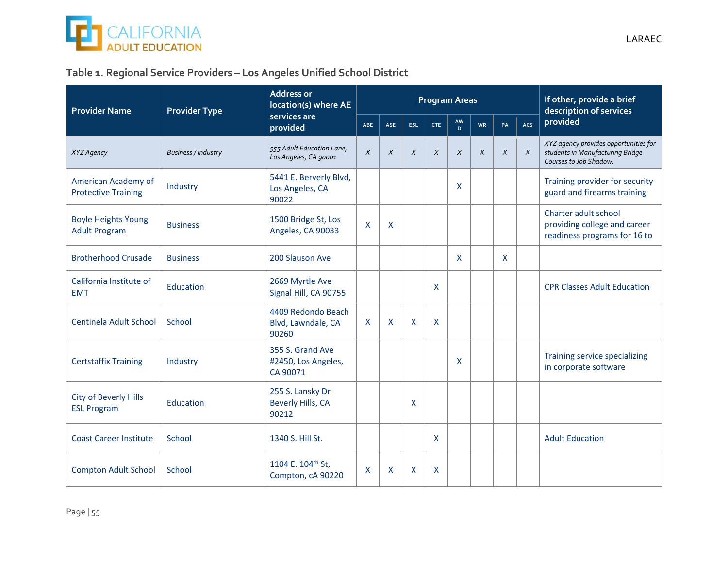### Table 1. Regional Service Providers – Los Angeles Unified School District

| Provider Name | Provider Type | Address or location(s) where AE services are provided | Program Areas | | | | | | | | If other, provide a brief description of services provided |
|---|---|---|---|---|---|---|---|---|---|---|---|
| | | | ABE | ASE | ESL | CTE | AWD | WR | PA | ACS | |
| *XYZ Agency* | *Business / Industry* | *555 Adult Education Lane, Los Angeles, CA 90001* | *X* | *X* | *X* | *X* | *X* | *X* | *X* | *X* | *XYZ agency provides opportunities for students in Manufacturing Bridge Courses to Job Shadow.* |
| American Academy of Protective Training | Industry | 5441 E. Berverly Blvd, Los Angeles, CA 90022 | | | | | X | | | | Training provider for security guard and firearms training |
| Boyle Heights Young Adult Program | Business | 1500 Bridge St, Los Angeles, CA 90033 | X | X | | | | | | | Charter adult school providing college and career readiness programs for 16 to |
| Brotherhood Crusade | Business | 200 Slauson Ave | | | | | X | | X | | |
| California Institute of EMT | Education | 2669 Myrtle Ave Signal Hill, CA 90755 | | | | X | | | | | CPR Classes Adult Education |
| Centinela Adult School | School | 4409 Redondo Beach Blvd, Lawndale, CA 90260 | X | X | X | X | | | | | |
| Certstaffix Training | Industry | 355 S. Grand Ave #2450, Los Angeles, CA 90071 | | | | | X | | | | Training service specializing in corporate software |
| City of Beverly Hills ESL Program | Education | 255 S. Lansky Dr Beverly Hills, CA 90212 | | | X | | | | | | |
| Coast Career Institute | School | 1340 S. Hill St. | | | | X | | | | | Adult Education |
| Compton Adult School | School | 1104 E. 104th St, Compton, cA 90220 | X | X | X | X | | | | | |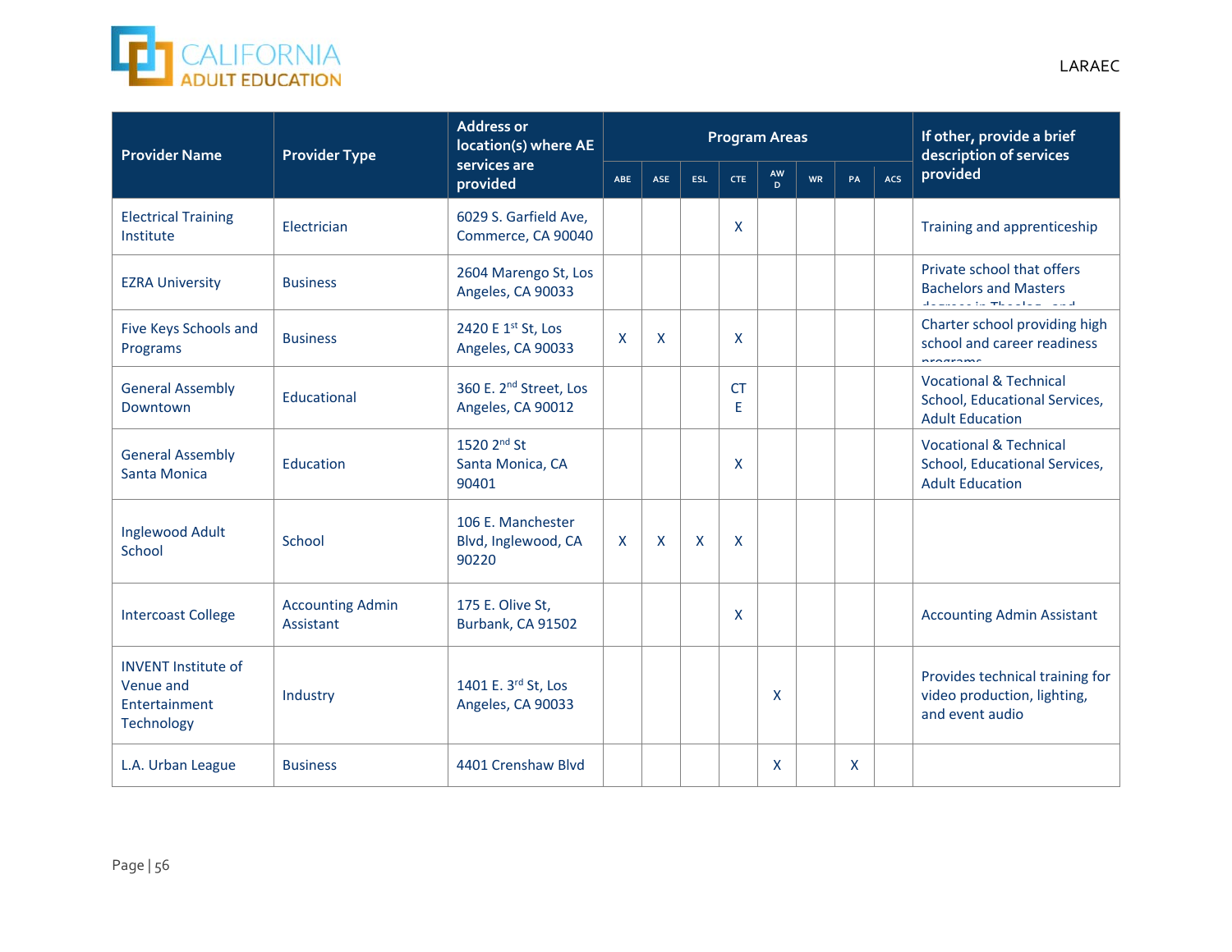| Provider Name | Provider Type | Address or location(s) where AE services are provided | Program Areas | | | | | | | | If other, provide a brief description of services provided |
|---|---|---|---|---|---|---|---|---|---|---|---|
| | | | ABE | ASE | ESL | CTE | AWD | WR | PA | ACS | |
| Electrical Training Institute | Electrician | 6029 S. Garfield Ave, Commerce, CA 90040 | | | | X | | | | | Training and apprenticeship |
| EZRA University | Business | 2604 Marengo St, Los Angeles, CA 90033 | | | | | | | | | Private school that offers Bachelors and Masters degrees in Theology and |
| Five Keys Schools and Programs | Business | 2420 E 1st St, Los Angeles, CA 90033 | X | X | | X | | | | | Charter school providing high school and career readiness programs |
| General Assembly Downtown | Educational | 360 E. 2nd Street, Los Angeles, CA 90012 | | | | CTE | | | | | Vocational & Technical School, Educational Services, Adult Education |
| General Assembly Santa Monica | Education | 1520 2nd St Santa Monica, CA 90401 | | | | X | | | | | Vocational & Technical School, Educational Services, Adult Education |
| Inglewood Adult School | School | 106 E. Manchester Blvd, Inglewood, CA 90220 | X | X | X | X | | | | | |
| Intercoast College | Accounting Admin Assistant | 175 E. Olive St, Burbank, CA 91502 | | | | X | | | | | Accounting Admin Assistant |
| INVENT Institute of Venue and Entertainment Technology | Industry | 1401 E. 3rd St, Los Angeles, CA 90033 | | | | | X | | | | Provides technical training for video production, lighting, and event audio |
| L.A. Urban League | Business | 4401 Crenshaw Blvd | | | | | X | | X | | |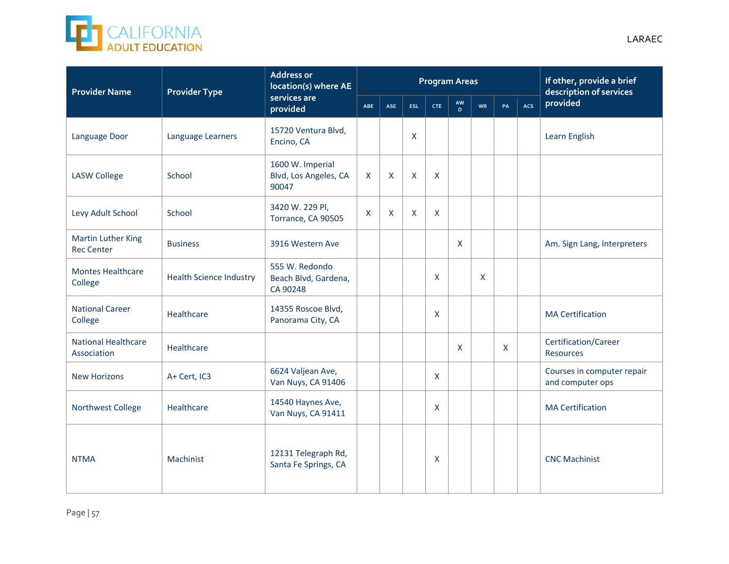| Provider Name | Provider Type | Address or location(s) where AE services are provided | Program Areas | | | | | | | | If other, provide a brief description of services provided |
|---|---|---|---|---|---|---|---|---|---|---|---|
| | | | ABE | ASE | ESL | CTE | AWD | WR | PA | ACS | |
| Language Door | Language Learners | 15720 Ventura Blvd, Encino, CA | | | X | | | | | | Learn English |
| LASW College | School | 1600 W. Imperial Blvd, Los Angeles, CA 90047 | X | X | X | X | | | | | |
| Levy Adult School | School | 3420 W. 229 Pl, Torrance, CA 90505 | X | X | X | X | | | | | |
| Martin Luther King Rec Center | Business | 3916 Western Ave | | | | | X | | | | Am. Sign Lang, Interpreters |
| Montes Healthcare College | Health Science Industry | 555 W. Redondo Beach Blvd, Gardena, CA 90248 | | | | X | | X | | | |
| National Career College | Healthcare | 14355 Roscoe Blvd, Panorama City, CA | | | | X | | | | | MA Certification |
| National Healthcare Association | Healthcare | | | | | | X | | X | | Certification/Career Resources |
| New Horizons | A+ Cert, IC3 | 6624 Valjean Ave, Van Nuys, CA 91406 | | | | X | | | | | Courses in computer repair and computer ops |
| Northwest College | Healthcare | 14540 Haynes Ave, Van Nuys, CA 91411 | | | | X | | | | | MA Certification |
| NTMA | Machinist | 12131 Telegraph Rd, Santa Fe Springs, CA | | | | X | | | | | CNC Machinist |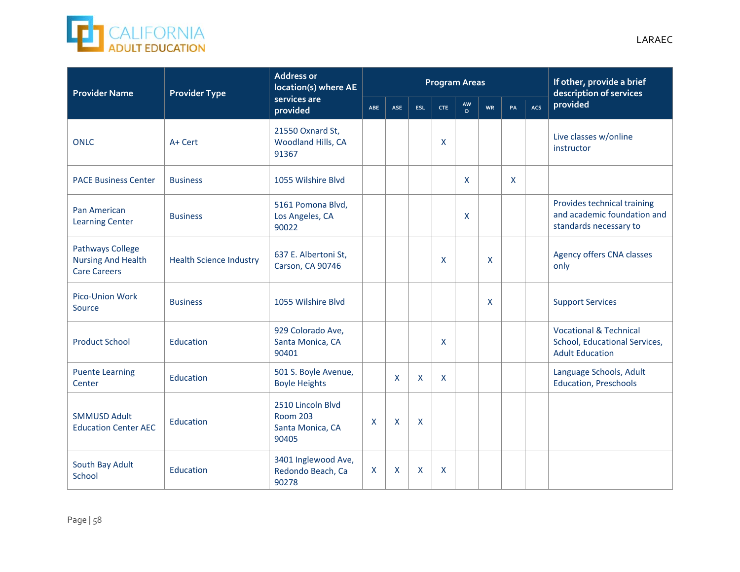| Provider Name | Provider Type | Address or location(s) where AE services are provided | Program Areas | | | | | | | | If other, provide a brief description of services provided |
|---|---|---|---|---|---|---|---|---|---|---|---|
| | | | ABE | ASE | ESL | CTE | AWD | WR | PA | ACS | |
| ONLC | A+ Cert | 21550 Oxnard St, Woodland Hills, CA 91367 | | | | X | | | | | Live classes w/online instructor |
| PACE Business Center | Business | 1055 Wilshire Blvd | | | | | X | | X | | |
| Pan American Learning Center | Business | 5161 Pomona Blvd, Los Angeles, CA 90022 | | | | | X | | | | Provides technical training and academic foundation and standards necessary to |
| Pathways College Nursing And Health Care Careers | Health Science Industry | 637 E. Albertoni St, Carson, CA 90746 | | | | X | | X | | | Agency offers CNA classes only |
| Pico-Union Work Source | Business | 1055 Wilshire Blvd | | | | | | X | | | Support Services |
| Product School | Education | 929 Colorado Ave, Santa Monica, CA 90401 | | | | X | | | | | Vocational & Technical School, Educational Services, Adult Education |
| Puente Learning Center | Education | 501 S. Boyle Avenue, Boyle Heights | | X | X | X | | | | | Language Schools, Adult Education, Preschools |
| SMMUSD Adult Education Center AEC | Education | 2510 Lincoln Blvd Room 203 Santa Monica, CA 90405 | X | X | X | | | | | | |
| South Bay Adult School | Education | 3401 Inglewood Ave, Redondo Beach, Ca 90278 | X | X | X | X | | | | | |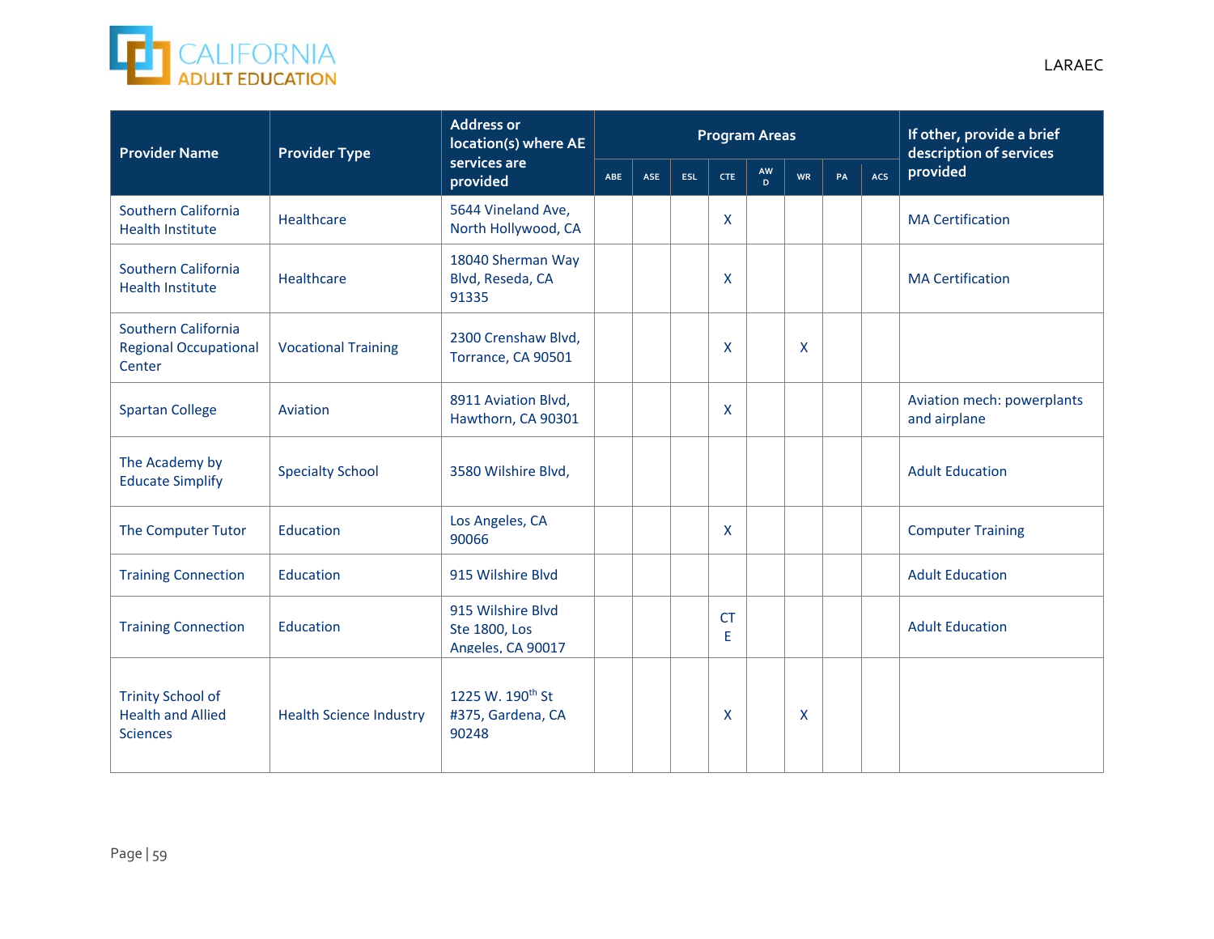| Provider Name | Provider Type | Address or location(s) where AE services are provided | Program Areas | | | | | | | | If other, provide a brief description of services provided |
|---|---|---|---|---|---|---|---|---|---|---|---|
| | | | ABE | ASE | ESL | CTE | AWD | WR | PA | ACS | |
| Southern California Health Institute | Healthcare | 5644 Vineland Ave, North Hollywood, CA | | | | X | | | | | MA Certification |
| Southern California Health Institute | Healthcare | 18040 Sherman Way Blvd, Reseda, CA 91335 | | | | X | | | | | MA Certification |
| Southern California Regional Occupational Center | Vocational Training | 2300 Crenshaw Blvd, Torrance, CA 90501 | | | | X | | X | | | |
| Spartan College | Aviation | 8911 Aviation Blvd, Hawthorn, CA 90301 | | | | X | | | | | Aviation mech: powerplants and airplane |
| The Academy by Educate Simplify | Specialty School | 3580 Wilshire Blvd, | | | | | | | | | Adult Education |
| The Computer Tutor | Education | Los Angeles, CA 90066 | | | | X | | | | | Computer Training |
| Training Connection | Education | 915 Wilshire Blvd | | | | | | | | | Adult Education |
| Training Connection | Education | 915 Wilshire Blvd Ste 1800, Los Angeles, CA 90017 | | | | CTE | | | | | Adult Education |
| Trinity School of Health and Allied Sciences | Health Science Industry | 1225 W. 190th St #375, Gardena, CA 90248 | | | | X | | X | | | |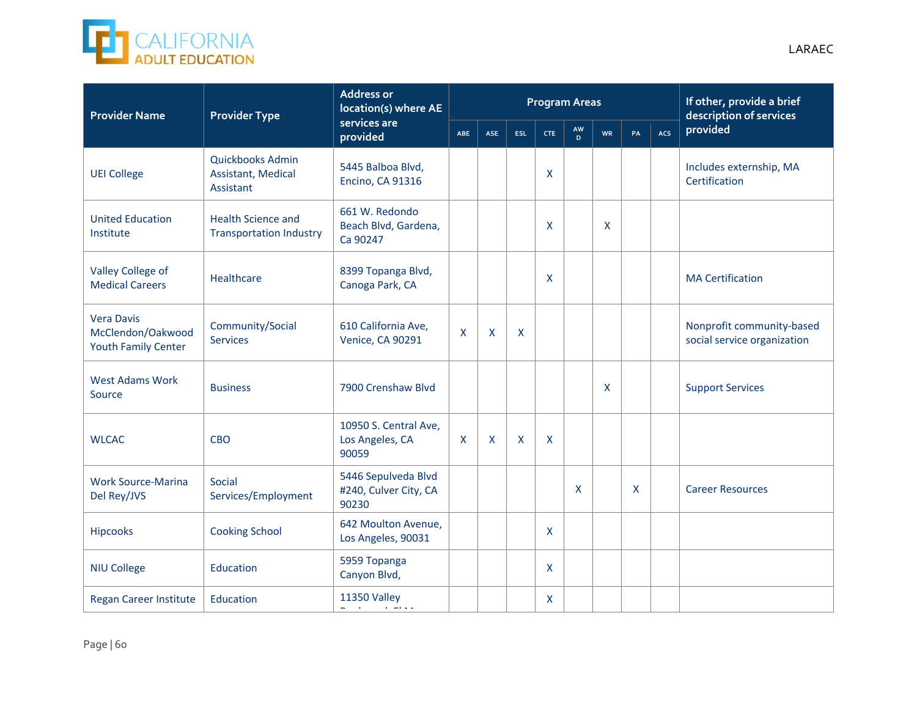| Provider Name | Provider Type | Address or location(s) where AE services are provided | Program Areas | | | | | | | | If other, provide a brief description of services provided |
|---|---|---|---|---|---|---|---|---|---|---|---|
| | | | ABE | ASE | ESL | CTE | AWD | WR | PA | ACS | |
| UEI College | Quickbooks Admin Assistant, Medical Assistant | 5445 Balboa Blvd, Encino, CA 91316 | | | | X | | | | | Includes externship, MA Certification |
| United Education Institute | Health Science and Transportation Industry | 661 W. Redondo Beach Blvd, Gardena, Ca 90247 | | | | X | | X | | | |
| Valley College of Medical Careers | Healthcare | 8399 Topanga Blvd, Canoga Park, CA | | | | X | | | | | MA Certification |
| Vera Davis McClendon/Oakwood Youth Family Center | Community/Social Services | 610 California Ave, Venice, CA 90291 | X | X | X | | | | | | Nonprofit community-based social service organization |
| West Adams Work Source | Business | 7900 Crenshaw Blvd | | | | | | X | | | Support Services |
| WLCAC | CBO | 10950 S. Central Ave, Los Angeles, CA 90059 | X | X | X | X | | | | | |
| Work Source-Marina Del Rey/JVS | Social Services/Employment | 5446 Sepulveda Blvd #240, Culver City, CA 90230 | | | | | X | | X | | Career Resources |
| Hipcooks | Cooking School | 642 Moulton Avenue, Los Angeles, 90031 | | | | X | | | | | |
| NIU College | Education | 5959 Topanga Canyon Blvd, | | | | X | | | | | |
| Regan Career Institute | Education | 11350 Valley | | | | X | | | | | |